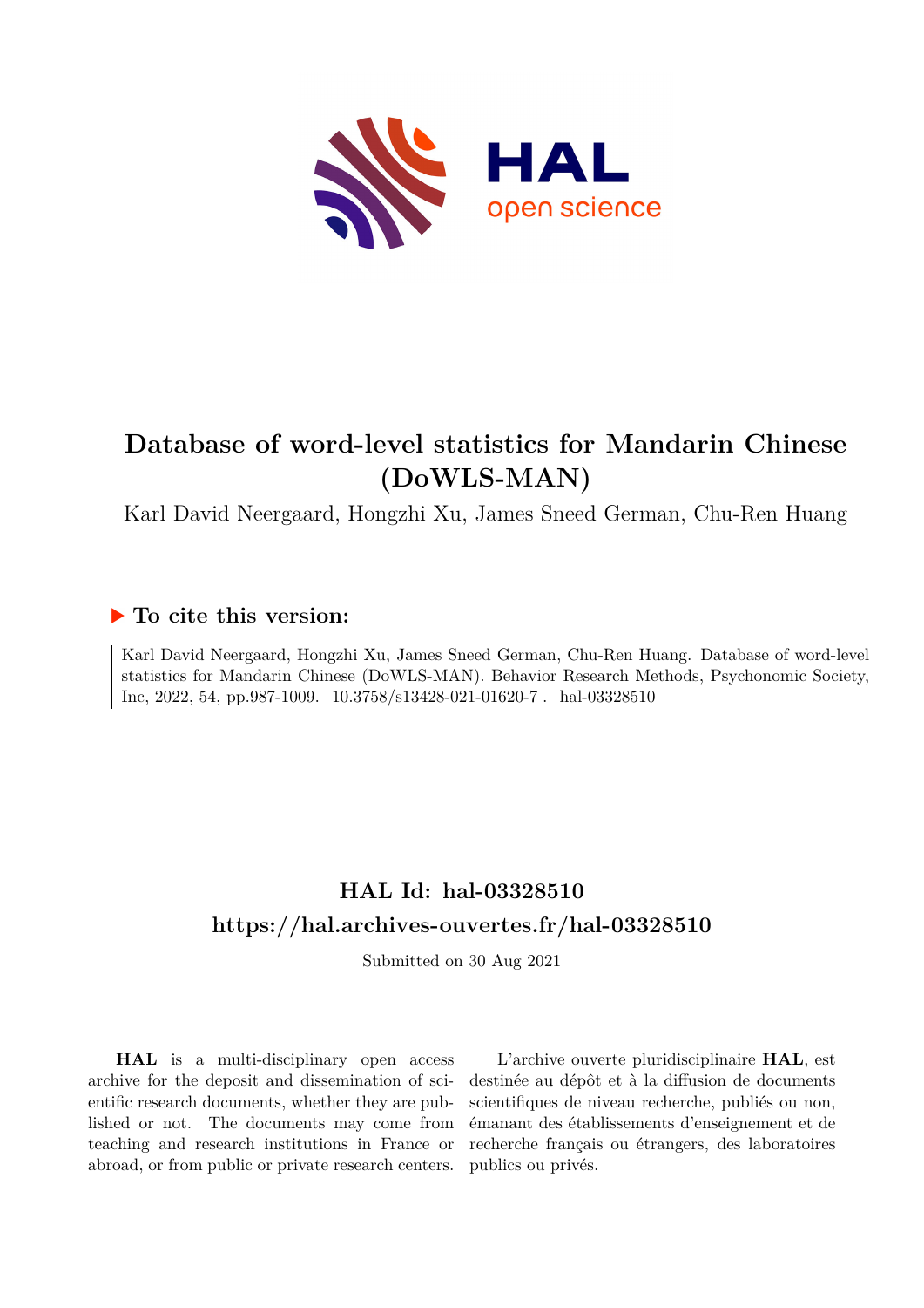# Database of word-level statistics for Mandarin Chinese (DoWLS-MAN)

Karl David Neergaard, Hongzhi Xu, James Sneed German, Chu-Ren Huang

## ▶ To cite this version:

Karl David Neergaard, Hongzhi Xu, James Sneed German, Chu-Ren Huang. Database of word-level statistics for Mandarin Chinese (DoWLS-MAN). Behavior Research Methods, Psychonomic Society, Inc, 2022, 54, pp.987-1009. 10.3758/s13428-021-01620-7 . hal-03328510

## HAL Id: hal-03328510

## https://hal.archives-ouvertes.fr/hal-03328510

Submitted on 30 Aug 2021

**HAL** is a multi-disciplinary open access archive for the deposit and dissemination of scientific research documents, whether they are published or not. The documents may come from teaching and research institutions in France or abroad, or from public or private research centers.

L'archive ouverte pluridisciplinaire **HAL**, est destinée au dépôt et à la diffusion de documents scientifiques de niveau recherche, publiés ou non, émanant des établissements d'enseignement et de recherche français ou étrangers, des laboratoires publics ou privés.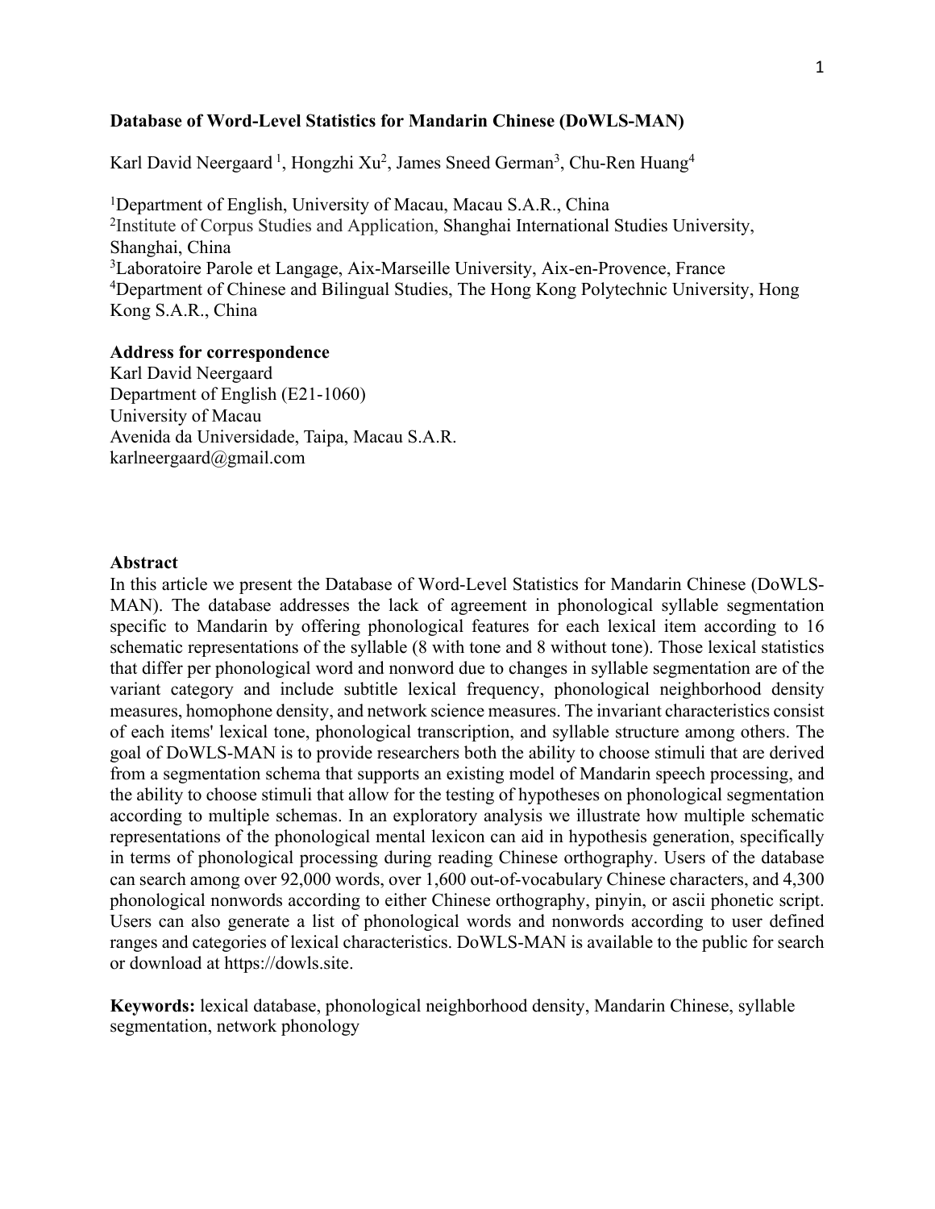**Database of Word-Level Statistics for Mandarin Chinese (DoWLS-MAN)**

Karl David Neergaard [1], Hongzhi Xu[2], James Sneed German[3], Chu-Ren Huang[4]

[1]Department of English, University of Macau, Macau S.A.R., China
[2]Institute of Corpus Studies and Application, Shanghai International Studies University, Shanghai, China
[3]Laboratoire Parole et Langage, Aix-Marseille University, Aix-en-Provence, France
[4]Department of Chinese and Bilingual Studies, The Hong Kong Polytechnic University, Hong Kong S.A.R., China

**Address for correspondence**
Karl David Neergaard
Department of English (E21-1060)
University of Macau
Avenida da Universidade, Taipa, Macau S.A.R.
karlneergaard@gmail.com

**Abstract**

In this article we present the Database of Word-Level Statistics for Mandarin Chinese (DoWLS-MAN). The database addresses the lack of agreement in phonological syllable segmentation specific to Mandarin by offering phonological features for each lexical item according to 16 schematic representations of the syllable (8 with tone and 8 without tone). Those lexical statistics that differ per phonological word and nonword due to changes in syllable segmentation are of the variant category and include subtitle lexical frequency, phonological neighborhood density measures, homophone density, and network science measures. The invariant characteristics consist of each items' lexical tone, phonological transcription, and syllable structure among others. The goal of DoWLS-MAN is to provide researchers both the ability to choose stimuli that are derived from a segmentation schema that supports an existing model of Mandarin speech processing, and the ability to choose stimuli that allow for the testing of hypotheses on phonological segmentation according to multiple schemas. In an exploratory analysis we illustrate how multiple schematic representations of the phonological mental lexicon can aid in hypothesis generation, specifically in terms of phonological processing during reading Chinese orthography. Users of the database can search among over 92,000 words, over 1,600 out-of-vocabulary Chinese characters, and 4,300 phonological nonwords according to either Chinese orthography, pinyin, or ascii phonetic script. Users can also generate a list of phonological words and nonwords according to user defined ranges and categories of lexical characteristics. DoWLS-MAN is available to the public for search or download at https://dowls.site.

**Keywords:** lexical database, phonological neighborhood density, Mandarin Chinese, syllable segmentation, network phonology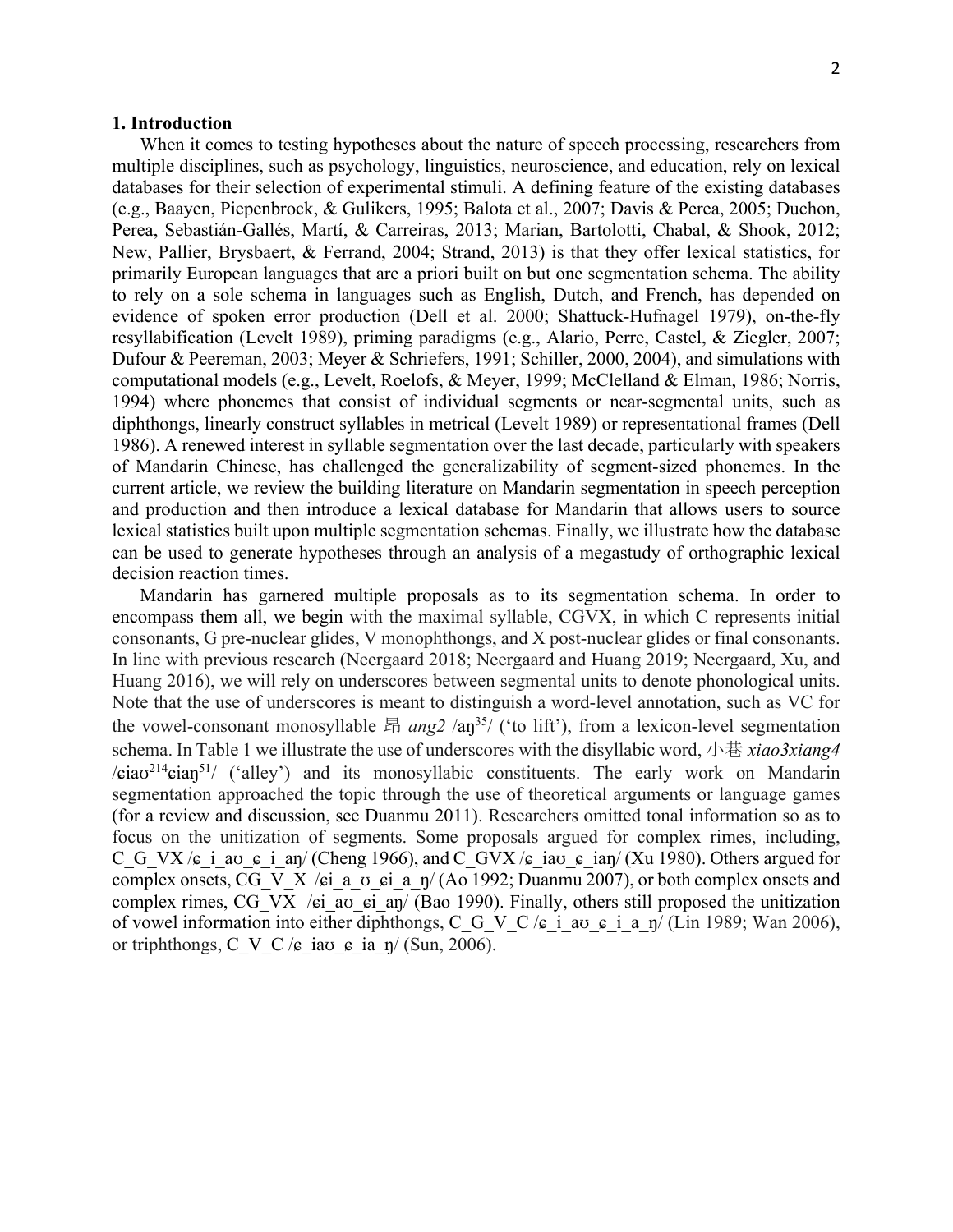## 1. Introduction

When it comes to testing hypotheses about the nature of speech processing, researchers from multiple disciplines, such as psychology, linguistics, neuroscience, and education, rely on lexical databases for their selection of experimental stimuli. A defining feature of the existing databases (e.g., Baayen, Piepenbrock, & Gulikers, 1995; Balota et al., 2007; Davis & Perea, 2005; Duchon, Perea, Sebastián-Gallés, Martí, & Carreiras, 2013; Marian, Bartolotti, Chabal, & Shook, 2012; New, Pallier, Brysbaert, & Ferrand, 2004; Strand, 2013) is that they offer lexical statistics, for primarily European languages that are a priori built on but one segmentation schema. The ability to rely on a sole schema in languages such as English, Dutch, and French, has depended on evidence of spoken error production (Dell et al. 2000; Shattuck-Hufnagel 1979), on-the-fly resyllabification (Levelt 1989), priming paradigms (e.g., Alario, Perre, Castel, & Ziegler, 2007; Dufour & Peereman, 2003; Meyer & Schriefers, 1991; Schiller, 2000, 2004), and simulations with computational models (e.g., Levelt, Roelofs, & Meyer, 1999; McClelland & Elman, 1986; Norris, 1994) where phonemes that consist of individual segments or near-segmental units, such as diphthongs, linearly construct syllables in metrical (Levelt 1989) or representational frames (Dell 1986). A renewed interest in syllable segmentation over the last decade, particularly with speakers of Mandarin Chinese, has challenged the generalizability of segment-sized phonemes. In the current article, we review the building literature on Mandarin segmentation in speech perception and production and then introduce a lexical database for Mandarin that allows users to source lexical statistics built upon multiple segmentation schemas. Finally, we illustrate how the database can be used to generate hypotheses through an analysis of a megastudy of orthographic lexical decision reaction times.

Mandarin has garnered multiple proposals as to its segmentation schema. In order to encompass them all, we begin with the maximal syllable, CGVX, in which C represents initial consonants, G pre-nuclear glides, V monophthongs, and X post-nuclear glides or final consonants. In line with previous research (Neergaard 2018; Neergaard and Huang 2019; Neergaard, Xu, and Huang 2016), we will rely on underscores between segmental units to denote phonological units. Note that the use of underscores is meant to distinguish a word-level annotation, such as VC for the vowel-consonant monosyllable 昂 *ang2* /aŋ[35]/ ('to lift'), from a lexicon-level segmentation schema. In Table 1 we illustrate the use of underscores with the disyllabic word, 小巷 *xiao3xiang4* /ɕiaʊ[214]ɕiaŋ[51]/ ('alley') and its monosyllabic constituents. The early work on Mandarin segmentation approached the topic through the use of theoretical arguments or language games (for a review and discussion, see Duanmu 2011). Researchers omitted tonal information so as to focus on the unitization of segments. Some proposals argued for complex rimes, including, C_G_VX /ɕ_i_aʊ_ɕ_i_aŋ/ (Cheng 1966), and C_GVX /ɕ_iaʊ_ɕ_iaŋ/ (Xu 1980). Others argued for complex onsets, CG_V_X /ɕi_a_ʊ_ɕi_a_ŋ/ (Ao 1992; Duanmu 2007), or both complex onsets and complex rimes, CG_VX /ɕi_aʊ_ɕi_aŋ/ (Bao 1990). Finally, others still proposed the unitization of vowel information into either diphthongs, C_G_V_C /ɕ_i_aʊ_ɕ_i_a_ŋ/ (Lin 1989; Wan 2006), or triphthongs, C_V_C /ɕ_iaʊ_ɕ_ia_ŋ/ (Sun, 2006).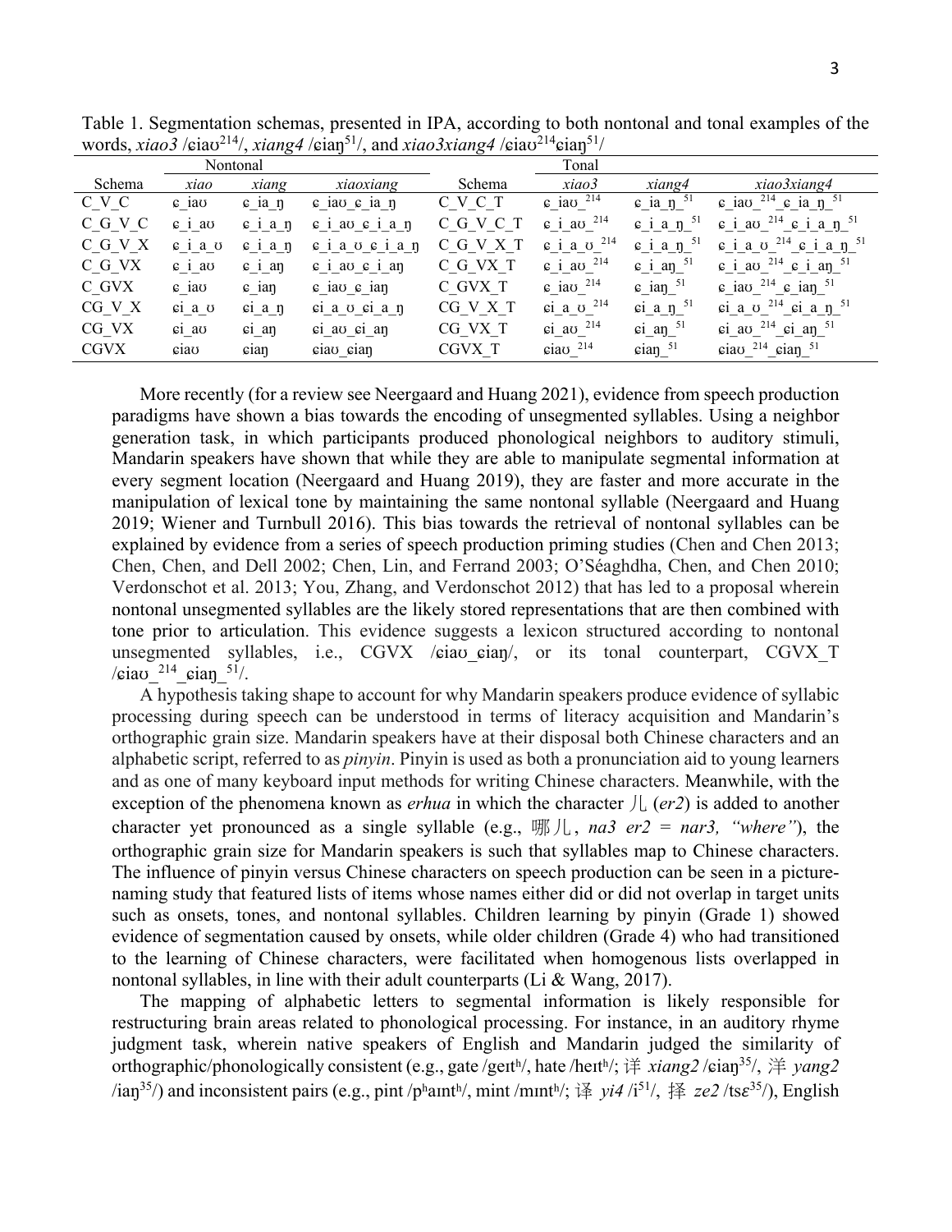Table 1. Segmentation schemas, presented in IPA, according to both nontonal and tonal examples of the words, *xiao3* /ɕiaʊ$^{214}$/, *xiang4* /ɕiaŋ$^{51}$/, and *xiao3xiang4* /ɕiaʊ$^{214}$ɕiaŋ$^{51}$/

| | Nontonal | | | | Tonal | | |
|---|---|---|---|---|---|---|---|
| Schema | *xiao* | *xiang* | *xiaoxiang* | Schema | *xiao3* | *xiang4* | *xiao3xiang4* |
| C_V_C | ɕ_iaʊ | ɕ_ia_ŋ | ɕ_iaʊ_ɕ_ia_ŋ | C_V_C_T | ɕ_iaʊ_$^{214}$ | ɕ_ia_ŋ_$^{51}$ | ɕ_iaʊ_$^{214}$_ɕ_ia_ŋ_$^{51}$ |
| C_G_V_C | ɕ_i_aʊ | ɕ_i_a_ŋ | ɕ_i_aʊ_ɕ_i_a_ŋ | C_G_V_C_T | ɕ_i_aʊ_$^{214}$ | ɕ_i_a_ŋ_$^{51}$ | ɕ_i_aʊ_$^{214}$_ɕ_i_a_ŋ_$^{51}$ |
| C_G_V_X | ɕ_i_a_ʊ | ɕ_i_a_ŋ | ɕ_i_a_ʊ_ɕ_i_a_ŋ | C_G_V_X_T | ɕ_i_a_ʊ_$^{214}$ | ɕ_i_a_ŋ_$^{51}$ | ɕ_i_a_ʊ_$^{214}$_ɕ_i_a_ŋ_$^{51}$ |
| C_G_VX | ɕ_i_aʊ | ɕ_i_aŋ | ɕ_i_aʊ_ɕ_i_aŋ | C_G_VX_T | ɕ_i_aʊ_$^{214}$ | ɕ_i_aŋ_$^{51}$ | ɕ_i_aʊ_$^{214}$_ɕ_i_aŋ_$^{51}$ |
| C_GVX | ɕ_iaʊ | ɕ_iaŋ | ɕ_iaʊ_ɕ_iaŋ | C_GVX_T | ɕ_iaʊ_$^{214}$ | ɕ_iaŋ_$^{51}$ | ɕ_iaʊ_$^{214}$_ɕ_iaŋ_$^{51}$ |
| CG_V_X | ɕi_a_ʊ | ɕi_a_ŋ | ɕi_a_ʊ_ɕi_a_ŋ | CG_V_X_T | ɕi_a_ʊ_$^{214}$ | ɕi_a_ŋ_$^{51}$ | ɕi_a_ʊ_$^{214}$_ɕi_a_ŋ_$^{51}$ |
| CG_VX | ɕi_aʊ | ɕi_aŋ | ɕi_aʊ_ɕi_aŋ | CG_VX_T | ɕi_aʊ_$^{214}$ | ɕi_aŋ_$^{51}$ | ɕi_aʊ_$^{214}$_ɕi_aŋ_$^{51}$ |
| CGVX | ɕiaʊ | ɕiaŋ | ɕiaʊ_ɕiaŋ | CGVX_T | ɕiaʊ_$^{214}$ | ɕiaŋ_$^{51}$ | ɕiaʊ_$^{214}$_ɕiaŋ_$^{51}$ |

More recently (for a review see Neergaard and Huang 2021), evidence from speech production paradigms have shown a bias towards the encoding of unsegmented syllables. Using a neighbor generation task, in which participants produced phonological neighbors to auditory stimuli, Mandarin speakers have shown that while they are able to manipulate segmental information at every segment location (Neergaard and Huang 2019), they are faster and more accurate in the manipulation of lexical tone by maintaining the same nontonal syllable (Neergaard and Huang 2019; Wiener and Turnbull 2016). This bias towards the retrieval of nontonal syllables can be explained by evidence from a series of speech production priming studies (Chen and Chen 2013; Chen, Chen, and Dell 2002; Chen, Lin, and Ferrand 2003; O'Séaghdha, Chen, and Chen 2010; Verdonschot et al. 2013; You, Zhang, and Verdonschot 2012) that has led to a proposal wherein nontonal unsegmented syllables are the likely stored representations that are then combined with tone prior to articulation. This evidence suggests a lexicon structured according to nontonal unsegmented syllables, i.e., CGVX /ɕiaʊ_ɕiaŋ/, or its tonal counterpart, CGVX_T /ɕiaʊ_$^{214}$_ɕiaŋ_$^{51}$/.

A hypothesis taking shape to account for why Mandarin speakers produce evidence of syllabic processing during speech can be understood in terms of literacy acquisition and Mandarin's orthographic grain size. Mandarin speakers have at their disposal both Chinese characters and an alphabetic script, referred to as *pinyin*. Pinyin is used as both a pronunciation aid to young learners and as one of many keyboard input methods for writing Chinese characters. Meanwhile, with the exception of the phenomena known as *erhua* in which the character 儿 (*er2*) is added to another character yet pronounced as a single syllable (e.g., 哪儿, *na3 er2 = nar3, "where"*), the orthographic grain size for Mandarin speakers is such that syllables map to Chinese characters. The influence of pinyin versus Chinese characters on speech production can be seen in a picture-naming study that featured lists of items whose names either did or did not overlap in target units such as onsets, tones, and nontonal syllables. Children learning by pinyin (Grade 1) showed evidence of segmentation caused by onsets, while older children (Grade 4) who had transitioned to the learning of Chinese characters, were facilitated when homogenous lists overlapped in nontonal syllables, in line with their adult counterparts (Li & Wang, 2017).

The mapping of alphabetic letters to segmental information is likely responsible for restructuring brain areas related to phonological processing. For instance, in an auditory rhyme judgment task, wherein native speakers of English and Mandarin judged the similarity of orthographic/phonologically consistent (e.g., gate /geɪtʰ/, hate /heɪtʰ/; 详 *xiang2* /ɕiaŋ$^{35}$/, 洋 *yang2* /iaŋ$^{35}$/) and inconsistent pairs (e.g., pint /pʰaɪntʰ/, mint /mɪntʰ/; 译 *yi4* /i$^{51}$/, 择 *ze2* /tsɛ$^{35}$/), English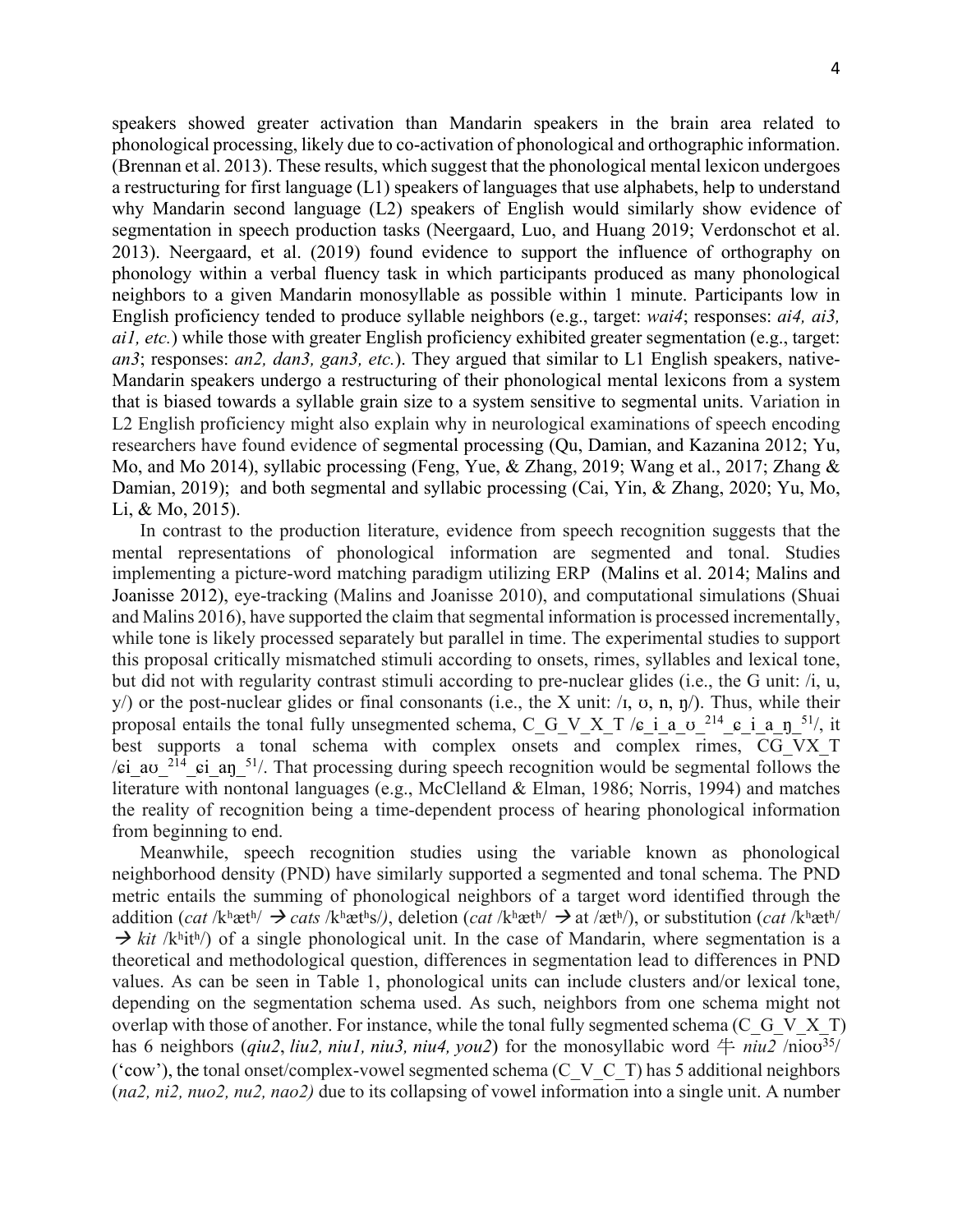speakers showed greater activation than Mandarin speakers in the brain area related to phonological processing, likely due to co-activation of phonological and orthographic information. (Brennan et al. 2013). These results, which suggest that the phonological mental lexicon undergoes a restructuring for first language (L1) speakers of languages that use alphabets, help to understand why Mandarin second language (L2) speakers of English would similarly show evidence of segmentation in speech production tasks (Neergaard, Luo, and Huang 2019; Verdonschot et al. 2013). Neergaard, et al. (2019) found evidence to support the influence of orthography on phonology within a verbal fluency task in which participants produced as many phonological neighbors to a given Mandarin monosyllable as possible within 1 minute. Participants low in English proficiency tended to produce syllable neighbors (e.g., target: *wai4*; responses: *ai4, ai3, ai1, etc.*) while those with greater English proficiency exhibited greater segmentation (e.g., target: *an3*; responses: *an2, dan3, gan3, etc.*). They argued that similar to L1 English speakers, native-Mandarin speakers undergo a restructuring of their phonological mental lexicons from a system that is biased towards a syllable grain size to a system sensitive to segmental units. Variation in L2 English proficiency might also explain why in neurological examinations of speech encoding researchers have found evidence of segmental processing (Qu, Damian, and Kazanina 2012; Yu, Mo, and Mo 2014), syllabic processing (Feng, Yue, & Zhang, 2019; Wang et al., 2017; Zhang & Damian, 2019); and both segmental and syllabic processing (Cai, Yin, & Zhang, 2020; Yu, Mo, Li, & Mo, 2015).

In contrast to the production literature, evidence from speech recognition suggests that the mental representations of phonological information are segmented and tonal. Studies implementing a picture-word matching paradigm utilizing ERP (Malins et al. 2014; Malins and Joanisse 2012), eye-tracking (Malins and Joanisse 2010), and computational simulations (Shuai and Malins 2016), have supported the claim that segmental information is processed incrementally, while tone is likely processed separately but parallel in time. The experimental studies to support this proposal critically mismatched stimuli according to onsets, rimes, syllables and lexical tone, but did not with regularity contrast stimuli according to pre-nuclear glides (i.e., the G unit: /i, u, y/) or the post-nuclear glides or final consonants (i.e., the X unit: /ɪ, ʊ, n, ŋ/). Thus, while their proposal entails the tonal fully unsegmented schema, C_G_V_X_T /ɕ_i_a_ʊ_²¹⁴_ɕ_i_a_ŋ_⁵¹/, it best supports a tonal schema with complex onsets and complex rimes, CG_VX_T /ɕi_aʊ_²¹⁴_ɕi_aŋ_⁵¹/. That processing during speech recognition would be segmental follows the literature with nontonal languages (e.g., McClelland & Elman, 1986; Norris, 1994) and matches the reality of recognition being a time-dependent process of hearing phonological information from beginning to end.

Meanwhile, speech recognition studies using the variable known as phonological neighborhood density (PND) have similarly supported a segmented and tonal schema. The PND metric entails the summing of phonological neighbors of a target word identified through the addition (*cat* /kʰætʰ/ → *cats* /kʰætʰs/), deletion (*cat* /kʰætʰ/ → at /ætʰ/), or substitution (*cat* /kʰætʰ/ → *kit* /kʰitʰ/) of a single phonological unit. In the case of Mandarin, where segmentation is a theoretical and methodological question, differences in segmentation lead to differences in PND values. As can be seen in Table 1, phonological units can include clusters and/or lexical tone, depending on the segmentation schema used. As such, neighbors from one schema might not overlap with those of another. For instance, while the tonal fully segmented schema (C_G_V_X_T) has 6 neighbors (*qiu2*, *liu2, niu1, niu3, niu4, you2*) for the monosyllabic word 牛 *niu2* /nioʊ³⁵/ ('cow'), the tonal onset/complex-vowel segmented schema (C_V_C_T) has 5 additional neighbors (*na2, ni2, nuo2, nu2, nao2)* due to its collapsing of vowel information into a single unit. A number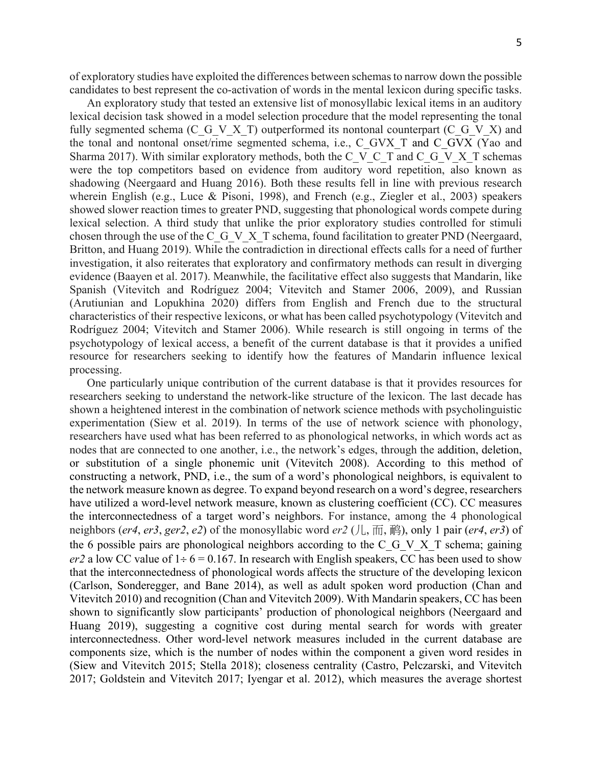of exploratory studies have exploited the differences between schemas to narrow down the possible candidates to best represent the co-activation of words in the mental lexicon during specific tasks.

An exploratory study that tested an extensive list of monosyllabic lexical items in an auditory lexical decision task showed in a model selection procedure that the model representing the tonal fully segmented schema (C_G_V_X_T) outperformed its nontonal counterpart (C_G_V_X) and the tonal and nontonal onset/rime segmented schema, i.e., C_GVX_T and C_GVX (Yao and Sharma 2017). With similar exploratory methods, both the C_V_C_T and C_G_V_X_T schemas were the top competitors based on evidence from auditory word repetition, also known as shadowing (Neergaard and Huang 2016). Both these results fell in line with previous research wherein English (e.g., Luce & Pisoni, 1998), and French (e.g., Ziegler et al., 2003) speakers showed slower reaction times to greater PND, suggesting that phonological words compete during lexical selection. A third study that unlike the prior exploratory studies controlled for stimuli chosen through the use of the C_G_V_X_T schema, found facilitation to greater PND (Neergaard, Britton, and Huang 2019). While the contradiction in directional effects calls for a need of further investigation, it also reiterates that exploratory and confirmatory methods can result in diverging evidence (Baayen et al. 2017). Meanwhile, the facilitative effect also suggests that Mandarin, like Spanish (Vitevitch and Rodríguez 2004; Vitevitch and Stamer 2006, 2009), and Russian (Arutiunian and Lopukhina 2020) differs from English and French due to the structural characteristics of their respective lexicons, or what has been called psychotypology (Vitevitch and Rodríguez 2004; Vitevitch and Stamer 2006). While research is still ongoing in terms of the psychotypology of lexical access, a benefit of the current database is that it provides a unified resource for researchers seeking to identify how the features of Mandarin influence lexical processing.

One particularly unique contribution of the current database is that it provides resources for researchers seeking to understand the network-like structure of the lexicon. The last decade has shown a heightened interest in the combination of network science methods with psycholinguistic experimentation (Siew et al. 2019). In terms of the use of network science with phonology, researchers have used what has been referred to as phonological networks, in which words act as nodes that are connected to one another, i.e., the network's edges, through the addition, deletion, or substitution of a single phonemic unit (Vitevitch 2008). According to this method of constructing a network, PND, i.e., the sum of a word's phonological neighbors, is equivalent to the network measure known as degree. To expand beyond research on a word's degree, researchers have utilized a word-level network measure, known as clustering coefficient (CC). CC measures the interconnectedness of a target word's neighbors. For instance, among the 4 phonological neighbors (*er4*, *er3*, *ger2*, *e2*) of the monosyllabic word *er2* (儿, 而, 鸸), only 1 pair (*er4*, *er3*) of the 6 possible pairs are phonological neighbors according to the C_G_V_X_T schema; gaining *er2* a low CC value of $1 \div 6 = 0.167$. In research with English speakers, CC has been used to show that the interconnectedness of phonological words affects the structure of the developing lexicon (Carlson, Sonderegger, and Bane 2014), as well as adult spoken word production (Chan and Vitevitch 2010) and recognition (Chan and Vitevitch 2009). With Mandarin speakers, CC has been shown to significantly slow participants' production of phonological neighbors (Neergaard and Huang 2019), suggesting a cognitive cost during mental search for words with greater interconnectedness. Other word-level network measures included in the current database are components size, which is the number of nodes within the component a given word resides in (Siew and Vitevitch 2015; Stella 2018); closeness centrality (Castro, Pelczarski, and Vitevitch 2017; Goldstein and Vitevitch 2017; Iyengar et al. 2012), which measures the average shortest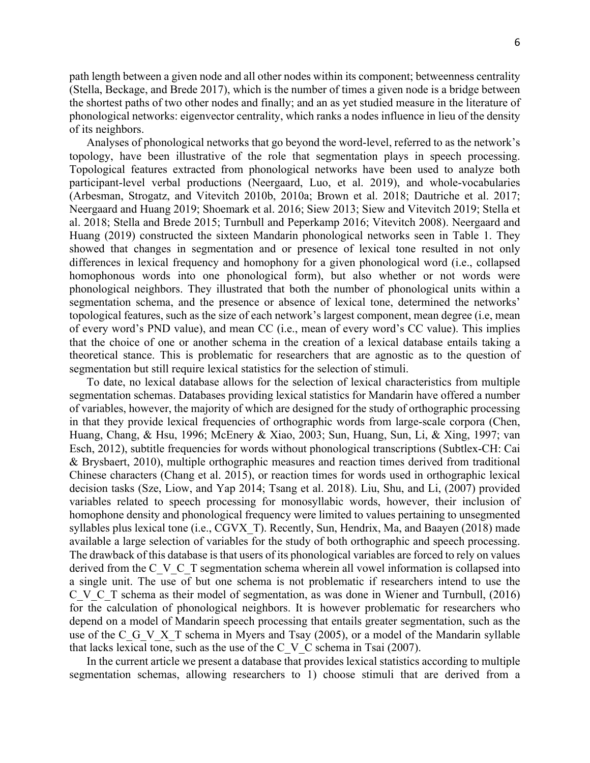path length between a given node and all other nodes within its component; betweenness centrality (Stella, Beckage, and Brede 2017), which is the number of times a given node is a bridge between the shortest paths of two other nodes and finally; and an as yet studied measure in the literature of phonological networks: eigenvector centrality, which ranks a nodes influence in lieu of the density of its neighbors.

Analyses of phonological networks that go beyond the word-level, referred to as the network's topology, have been illustrative of the role that segmentation plays in speech processing. Topological features extracted from phonological networks have been used to analyze both participant-level verbal productions (Neergaard, Luo, et al. 2019), and whole-vocabularies (Arbesman, Strogatz, and Vitevitch 2010b, 2010a; Brown et al. 2018; Dautriche et al. 2017; Neergaard and Huang 2019; Shoemark et al. 2016; Siew 2013; Siew and Vitevitch 2019; Stella et al. 2018; Stella and Brede 2015; Turnbull and Peperkamp 2016; Vitevitch 2008). Neergaard and Huang (2019) constructed the sixteen Mandarin phonological networks seen in Table 1. They showed that changes in segmentation and or presence of lexical tone resulted in not only differences in lexical frequency and homophony for a given phonological word (i.e., collapsed homophonous words into one phonological form), but also whether or not words were phonological neighbors. They illustrated that both the number of phonological units within a segmentation schema, and the presence or absence of lexical tone, determined the networks' topological features, such as the size of each network's largest component, mean degree (i.e, mean of every word's PND value), and mean CC (i.e., mean of every word's CC value). This implies that the choice of one or another schema in the creation of a lexical database entails taking a theoretical stance. This is problematic for researchers that are agnostic as to the question of segmentation but still require lexical statistics for the selection of stimuli.

To date, no lexical database allows for the selection of lexical characteristics from multiple segmentation schemas. Databases providing lexical statistics for Mandarin have offered a number of variables, however, the majority of which are designed for the study of orthographic processing in that they provide lexical frequencies of orthographic words from large-scale corpora (Chen, Huang, Chang, & Hsu, 1996; McEnery & Xiao, 2003; Sun, Huang, Sun, Li, & Xing, 1997; van Esch, 2012), subtitle frequencies for words without phonological transcriptions (Subtlex-CH: Cai & Brysbaert, 2010), multiple orthographic measures and reaction times derived from traditional Chinese characters (Chang et al. 2015), or reaction times for words used in orthographic lexical decision tasks (Sze, Liow, and Yap 2014; Tsang et al. 2018). Liu, Shu, and Li, (2007) provided variables related to speech processing for monosyllabic words, however, their inclusion of homophone density and phonological frequency were limited to values pertaining to unsegmented syllables plus lexical tone (i.e., CGVX_T). Recently, Sun, Hendrix, Ma, and Baayen (2018) made available a large selection of variables for the study of both orthographic and speech processing. The drawback of this database is that users of its phonological variables are forced to rely on values derived from the C_V_C_T segmentation schema wherein all vowel information is collapsed into a single unit. The use of but one schema is not problematic if researchers intend to use the C_V_C_T schema as their model of segmentation, as was done in Wiener and Turnbull, (2016) for the calculation of phonological neighbors. It is however problematic for researchers who depend on a model of Mandarin speech processing that entails greater segmentation, such as the use of the C_G_V_X_T schema in Myers and Tsay (2005), or a model of the Mandarin syllable that lacks lexical tone, such as the use of the C_V_C schema in Tsai (2007).

In the current article we present a database that provides lexical statistics according to multiple segmentation schemas, allowing researchers to 1) choose stimuli that are derived from a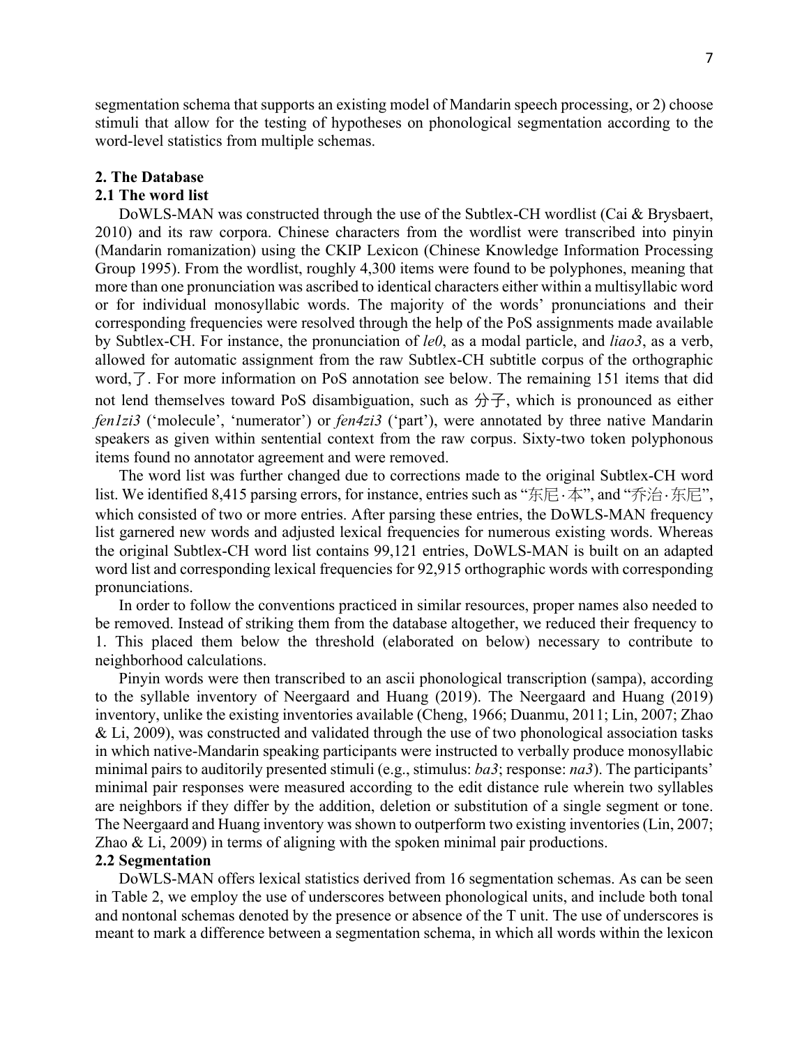segmentation schema that supports an existing model of Mandarin speech processing, or 2) choose stimuli that allow for the testing of hypotheses on phonological segmentation according to the word-level statistics from multiple schemas.

## 2. The Database

### 2.1 The word list

DoWLS-MAN was constructed through the use of the Subtlex-CH wordlist (Cai & Brysbaert, 2010) and its raw corpora. Chinese characters from the wordlist were transcribed into pinyin (Mandarin romanization) using the CKIP Lexicon (Chinese Knowledge Information Processing Group 1995). From the wordlist, roughly 4,300 items were found to be polyphones, meaning that more than one pronunciation was ascribed to identical characters either within a multisyllabic word or for individual monosyllabic words. The majority of the words' pronunciations and their corresponding frequencies were resolved through the help of the PoS assignments made available by Subtlex-CH. For instance, the pronunciation of *le0*, as a modal particle, and *liao3*, as a verb, allowed for automatic assignment from the raw Subtlex-CH subtitle corpus of the orthographic word, 了. For more information on PoS annotation see below. The remaining 151 items that did not lend themselves toward PoS disambiguation, such as 分子, which is pronounced as either *fen1zi3* ('molecule', 'numerator') or *fen4zi3* ('part'), were annotated by three native Mandarin speakers as given within sentential context from the raw corpus. Sixty-two token polyphonous items found no annotator agreement and were removed.

The word list was further changed due to corrections made to the original Subtlex-CH word list. We identified 8,415 parsing errors, for instance, entries such as "东尼·本", and "乔治·东尼", which consisted of two or more entries. After parsing these entries, the DoWLS-MAN frequency list garnered new words and adjusted lexical frequencies for numerous existing words. Whereas the original Subtlex-CH word list contains 99,121 entries, DoWLS-MAN is built on an adapted word list and corresponding lexical frequencies for 92,915 orthographic words with corresponding pronunciations.

In order to follow the conventions practiced in similar resources, proper names also needed to be removed. Instead of striking them from the database altogether, we reduced their frequency to 1. This placed them below the threshold (elaborated on below) necessary to contribute to neighborhood calculations.

Pinyin words were then transcribed to an ascii phonological transcription (sampa), according to the syllable inventory of Neergaard and Huang (2019). The Neergaard and Huang (2019) inventory, unlike the existing inventories available (Cheng, 1966; Duanmu, 2011; Lin, 2007; Zhao & Li, 2009), was constructed and validated through the use of two phonological association tasks in which native-Mandarin speaking participants were instructed to verbally produce monosyllabic minimal pairs to auditorily presented stimuli (e.g., stimulus: *ba3*; response: *na3*). The participants' minimal pair responses were measured according to the edit distance rule wherein two syllables are neighbors if they differ by the addition, deletion or substitution of a single segment or tone. The Neergaard and Huang inventory was shown to outperform two existing inventories (Lin, 2007; Zhao & Li, 2009) in terms of aligning with the spoken minimal pair productions.

### 2.2 Segmentation

DoWLS-MAN offers lexical statistics derived from 16 segmentation schemas. As can be seen in Table 2, we employ the use of underscores between phonological units, and include both tonal and nontonal schemas denoted by the presence or absence of the T unit. The use of underscores is meant to mark a difference between a segmentation schema, in which all words within the lexicon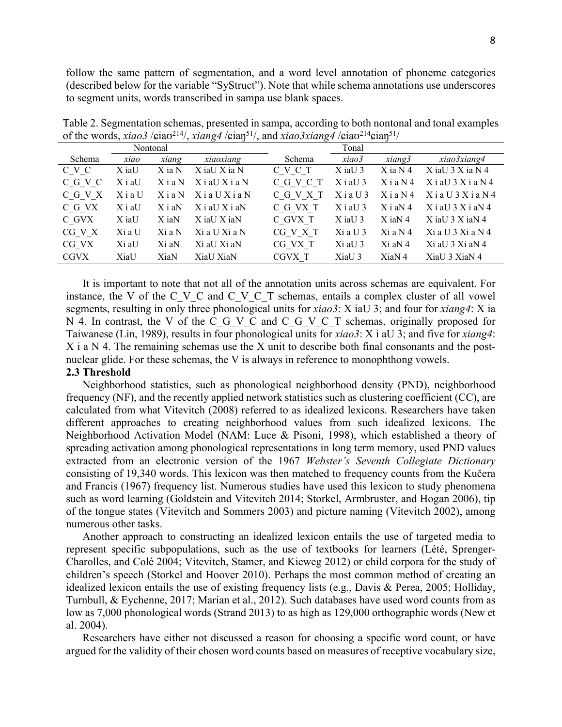follow the same pattern of segmentation, and a word level annotation of phoneme categories (described below for the variable "SyStruct"). Note that while schema annotations use underscores to segment units, words transcribed in sampa use blank spaces.

Table 2. Segmentation schemas, presented in sampa, according to both nontonal and tonal examples of the words, *xiao3* /ɕiaʊ$^{214}$/, *xiang4* /ɕiaŋ$^{51}$/, and *xiao3xiang4* /ɕiaʊ$^{214}$ɕiaŋ$^{51}$/

| | Nontonal | | | | Tonal | | |
|---|---|---|---|---|---|---|---|
| Schema | *xiao* | *xiang* | *xiaoxiang* | Schema | *xiao3* | *xiang3* | *xiao3xiang4* |
| C_V_C | X iaU | X ia N | X iaU X ia N | C_V_C_T | X iaU 3 | X ia N 4 | X iaU 3 X ia N 4 |
| C_G_V_C | X i aU | X i a N | X i aU X i a N | C_G_V_C_T | X i aU 3 | X i a N 4 | X i aU 3 X i a N 4 |
| C_G_V_X | X i a U | X i a N | X i a U X i a N | C_G_V_X_T | X i a U 3 | X i a N 4 | X i a U 3 X i a N 4 |
| C_G_VX | X i aU | X i aN | X i aU X i aN | C_G_VX_T | X i aU 3 | X i aN 4 | X i aU 3 X i aN 4 |
| C_GVX | X iaU | X iaN | X iaU X iaN | C_GVX_T | X iaU 3 | X iaN 4 | X iaU 3 X iaN 4 |
| CG_V_X | Xi a U | Xi a N | Xi a U Xi a N | CG_V_X_T | Xi a U 3 | Xi a N 4 | Xi a U 3 Xi a N 4 |
| CG_VX | Xi aU | Xi aN | Xi aU Xi aN | CG_VX_T | Xi aU 3 | Xi aN 4 | Xi aU 3 Xi aN 4 |
| CGVX | XiaU | XiaN | XiaU XiaN | CGVX_T | XiaU 3 | XiaN 4 | XiaU 3 XiaN 4 |

It is important to note that not all of the annotation units across schemas are equivalent. For instance, the V of the C_V_C and C_V_C_T schemas, entails a complex cluster of all vowel segments, resulting in only three phonological units for *xiao3*: X iaU 3; and four for *xiang4*: X ia N 4. In contrast, the V of the C_G_V_C and C_G_V_C_T schemas, originally proposed for Taiwanese (Lin, 1989), results in four phonological units for *xiao3*: X i aU 3; and five for *xiang4*: X i a N 4. The remaining schemas use the X unit to describe both final consonants and the post-nuclear glide. For these schemas, the V is always in reference to monophthong vowels.

**2.3 Threshold**

Neighborhood statistics, such as phonological neighborhood density (PND), neighborhood frequency (NF), and the recently applied network statistics such as clustering coefficient (CC), are calculated from what Vitevitch (2008) referred to as idealized lexicons. Researchers have taken different approaches to creating neighborhood values from such idealized lexicons. The Neighborhood Activation Model (NAM: Luce & Pisoni, 1998), which established a theory of spreading activation among phonological representations in long term memory, used PND values extracted from an electronic version of the 1967 *Webster's Seventh Collegiate Dictionary* consisting of 19,340 words. This lexicon was then matched to frequency counts from the Kučera and Francis (1967) frequency list. Numerous studies have used this lexicon to study phenomena such as word learning (Goldstein and Vitevitch 2014; Storkel, Armbruster, and Hogan 2006), tip of the tongue states (Vitevitch and Sommers 2003) and picture naming (Vitevitch 2002), among numerous other tasks.

Another approach to constructing an idealized lexicon entails the use of targeted media to represent specific subpopulations, such as the use of textbooks for learners (Lété, Sprenger-Charolles, and Colé 2004; Vitevitch, Stamer, and Kieweg 2012) or child corpora for the study of children's speech (Storkel and Hoover 2010). Perhaps the most common method of creating an idealized lexicon entails the use of existing frequency lists (e.g., Davis & Perea, 2005; Holliday, Turnbull, & Eychenne, 2017; Marian et al., 2012). Such databases have used word counts from as low as 7,000 phonological words (Strand 2013) to as high as 129,000 orthographic words (New et al. 2004).

Researchers have either not discussed a reason for choosing a specific word count, or have argued for the validity of their chosen word counts based on measures of receptive vocabulary size,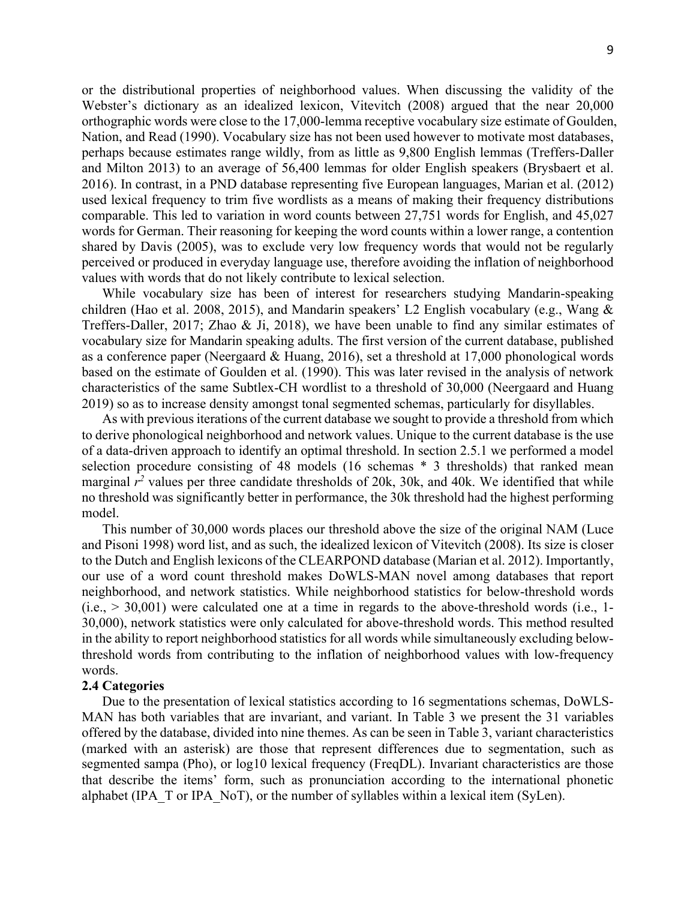or the distributional properties of neighborhood values. When discussing the validity of the Webster's dictionary as an idealized lexicon, Vitevitch (2008) argued that the near 20,000 orthographic words were close to the 17,000-lemma receptive vocabulary size estimate of Goulden, Nation, and Read (1990). Vocabulary size has not been used however to motivate most databases, perhaps because estimates range wildly, from as little as 9,800 English lemmas (Treffers-Daller and Milton 2013) to an average of 56,400 lemmas for older English speakers (Brysbaert et al. 2016). In contrast, in a PND database representing five European languages, Marian et al. (2012) used lexical frequency to trim five wordlists as a means of making their frequency distributions comparable. This led to variation in word counts between 27,751 words for English, and 45,027 words for German. Their reasoning for keeping the word counts within a lower range, a contention shared by Davis (2005), was to exclude very low frequency words that would not be regularly perceived or produced in everyday language use, therefore avoiding the inflation of neighborhood values with words that do not likely contribute to lexical selection.

While vocabulary size has been of interest for researchers studying Mandarin-speaking children (Hao et al. 2008, 2015), and Mandarin speakers' L2 English vocabulary (e.g., Wang & Treffers-Daller, 2017; Zhao & Ji, 2018), we have been unable to find any similar estimates of vocabulary size for Mandarin speaking adults. The first version of the current database, published as a conference paper (Neergaard & Huang, 2016), set a threshold at 17,000 phonological words based on the estimate of Goulden et al. (1990). This was later revised in the analysis of network characteristics of the same Subtlex-CH wordlist to a threshold of 30,000 (Neergaard and Huang 2019) so as to increase density amongst tonal segmented schemas, particularly for disyllables.

As with previous iterations of the current database we sought to provide a threshold from which to derive phonological neighborhood and network values. Unique to the current database is the use of a data-driven approach to identify an optimal threshold. In section 2.5.1 we performed a model selection procedure consisting of 48 models (16 schemas * 3 thresholds) that ranked mean marginal $r^2$ values per three candidate thresholds of 20k, 30k, and 40k. We identified that while no threshold was significantly better in performance, the 30k threshold had the highest performing model.

This number of 30,000 words places our threshold above the size of the original NAM (Luce and Pisoni 1998) word list, and as such, the idealized lexicon of Vitevitch (2008). Its size is closer to the Dutch and English lexicons of the CLEARPOND database (Marian et al. 2012). Importantly, our use of a word count threshold makes DoWLS-MAN novel among databases that report neighborhood, and network statistics. While neighborhood statistics for below-threshold words (i.e., > 30,001) were calculated one at a time in regards to the above-threshold words (i.e., 1-30,000), network statistics were only calculated for above-threshold words. This method resulted in the ability to report neighborhood statistics for all words while simultaneously excluding below-threshold words from contributing to the inflation of neighborhood values with low-frequency words.

### 2.4 Categories

Due to the presentation of lexical statistics according to 16 segmentations schemas, DoWLS-MAN has both variables that are invariant, and variant. In Table 3 we present the 31 variables offered by the database, divided into nine themes. As can be seen in Table 3, variant characteristics (marked with an asterisk) are those that represent differences due to segmentation, such as segmented sampa (Pho), or log10 lexical frequency (FreqDL). Invariant characteristics are those that describe the items' form, such as pronunciation according to the international phonetic alphabet (IPA_T or IPA_NoT), or the number of syllables within a lexical item (SyLen).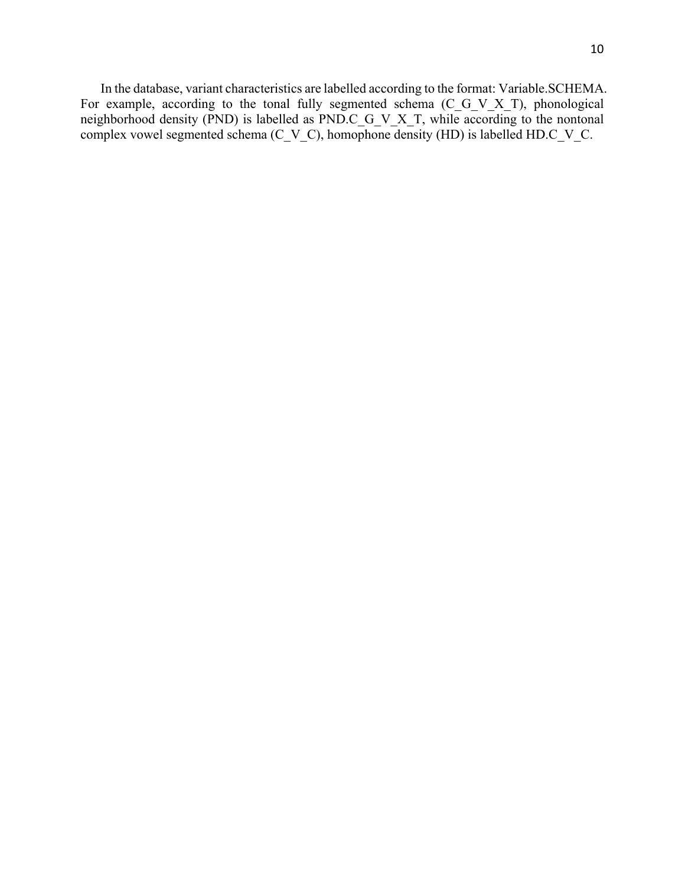In the database, variant characteristics are labelled according to the format: Variable.SCHEMA. For example, according to the tonal fully segmented schema (C_G_V_X_T), phonological neighborhood density (PND) is labelled as PND.C_G_V_X_T, while according to the nontonal complex vowel segmented schema (C_V_C), homophone density (HD) is labelled HD.C_V_C.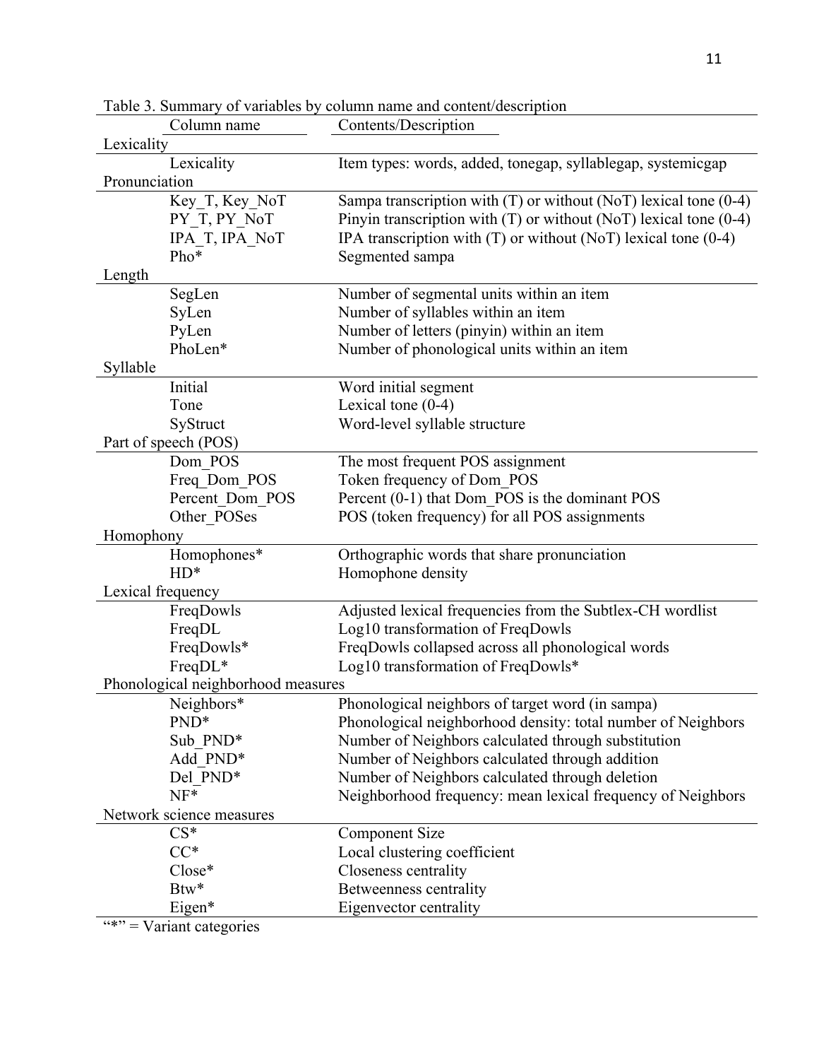Table 3. Summary of variables by column name and content/description

| Column name | Contents/Description |
|---|---|
| **Lexicality** | |
| Lexicality | Item types: words, added, tonegap, syllablegap, systemicgap |
| **Pronunciation** | |
| Key_T, Key_NoT | Sampa transcription with (T) or without (NoT) lexical tone (0-4) |
| PY_T, PY_NoT | Pinyin transcription with (T) or without (NoT) lexical tone (0-4) |
| IPA_T, IPA_NoT | IPA transcription with (T) or without (NoT) lexical tone (0-4) |
| Pho* | Segmented sampa |
| **Length** | |
| SegLen | Number of segmental units within an item |
| SyLen | Number of syllables within an item |
| PyLen | Number of letters (pinyin) within an item |
| PhoLen* | Number of phonological units within an item |
| **Syllable** | |
| Initial | Word initial segment |
| Tone | Lexical tone (0-4) |
| SyStruct | Word-level syllable structure |
| **Part of speech (POS)** | |
| Dom_POS | The most frequent POS assignment |
| Freq_Dom_POS | Token frequency of Dom_POS |
| Percent_Dom_POS | Percent (0-1) that Dom_POS is the dominant POS |
| Other_POSes | POS (token frequency) for all POS assignments |
| **Homophony** | |
| Homophones* | Orthographic words that share pronunciation |
| HD* | Homophone density |
| **Lexical frequency** | |
| FreqDowls | Adjusted lexical frequencies from the Subtlex-CH wordlist |
| FreqDL | Log10 transformation of FreqDowls |
| FreqDowls* | FreqDowls collapsed across all phonological words |
| FreqDL* | Log10 transformation of FreqDowls* |
| **Phonological neighborhood measures** | |
| Neighbors* | Phonological neighbors of target word (in sampa) |
| PND* | Phonological neighborhood density: total number of Neighbors |
| Sub_PND* | Number of Neighbors calculated through substitution |
| Add_PND* | Number of Neighbors calculated through addition |
| Del_PND* | Number of Neighbors calculated through deletion |
| NF* | Neighborhood frequency: mean lexical frequency of Neighbors |
| **Network science measures** | |
| CS* | Component Size |
| CC* | Local clustering coefficient |
| Close* | Closeness centrality |
| Btw* | Betweenness centrality |
| Eigen* | Eigenvector centrality |

"*" = Variant categories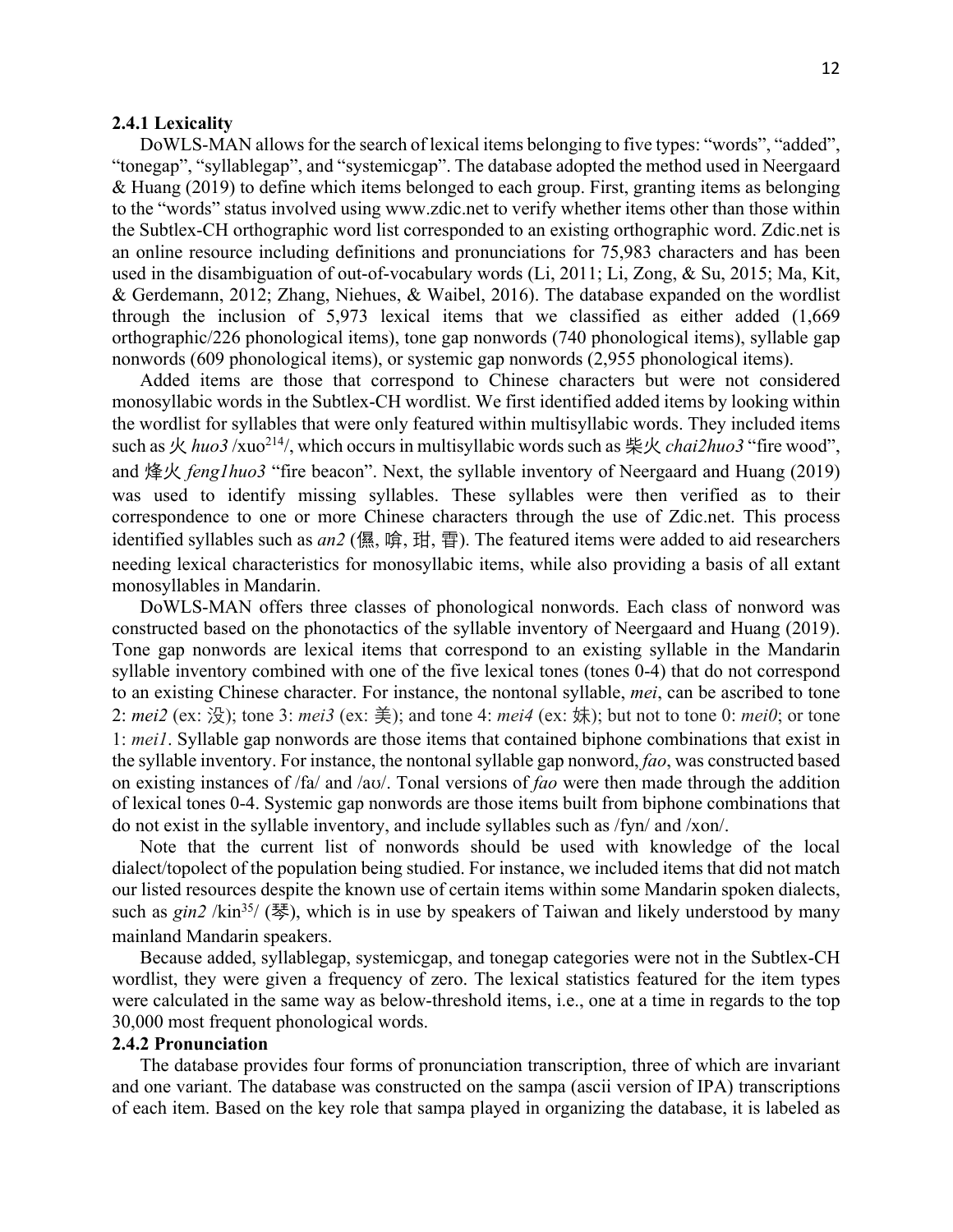### 2.4.1 Lexicality

DoWLS-MAN allows for the search of lexical items belonging to five types: "words", "added", "tonegap", "syllablegap", and "systemicgap". The database adopted the method used in Neergaard & Huang (2019) to define which items belonged to each group. First, granting items as belonging to the "words" status involved using www.zdic.net to verify whether items other than those within the Subtlex-CH orthographic word list corresponded to an existing orthographic word. Zdic.net is an online resource including definitions and pronunciations for 75,983 characters and has been used in the disambiguation of out-of-vocabulary words (Li, 2011; Li, Zong, & Su, 2015; Ma, Kit, & Gerdemann, 2012; Zhang, Niehues, & Waibel, 2016). The database expanded on the wordlist through the inclusion of 5,973 lexical items that we classified as either added (1,669 orthographic/226 phonological items), tone gap nonwords (740 phonological items), syllable gap nonwords (609 phonological items), or systemic gap nonwords (2,955 phonological items).

Added items are those that correspond to Chinese characters but were not considered monosyllabic words in the Subtlex-CH wordlist. We first identified added items by looking within the wordlist for syllables that were only featured within multisyllabic words. They included items such as 火 *huo3* /xuo$^{214}$/, which occurs in multisyllabic words such as 柴火 *chai2huo3* "fire wood", and 烽火 *feng1huo3* "fire beacon". Next, the syllable inventory of Neergaard and Huang (2019) was used to identify missing syllables. These syllables were then verified as to their correspondence to one or more Chinese characters through the use of Zdic.net. This process identified syllables such as *an2* (儑, 啽, 玵, 雸). The featured items were added to aid researchers needing lexical characteristics for monosyllabic items, while also providing a basis of all extant monosyllables in Mandarin.

DoWLS-MAN offers three classes of phonological nonwords. Each class of nonword was constructed based on the phonotactics of the syllable inventory of Neergaard and Huang (2019). Tone gap nonwords are lexical items that correspond to an existing syllable in the Mandarin syllable inventory combined with one of the five lexical tones (tones 0-4) that do not correspond to an existing Chinese character. For instance, the nontonal syllable, *mei*, can be ascribed to tone 2: *mei2* (ex: 没); tone 3: *mei3* (ex: 美); and tone 4: *mei4* (ex: 妹); but not to tone 0: *mei0*; or tone 1: *mei1*. Syllable gap nonwords are those items that contained biphone combinations that exist in the syllable inventory. For instance, the nontonal syllable gap nonword, *fao*, was constructed based on existing instances of /fa/ and /aʊ/. Tonal versions of *fao* were then made through the addition of lexical tones 0-4. Systemic gap nonwords are those items built from biphone combinations that do not exist in the syllable inventory, and include syllables such as /fyn/ and /xon/.

Note that the current list of nonwords should be used with knowledge of the local dialect/topolect of the population being studied. For instance, we included items that did not match our listed resources despite the known use of certain items within some Mandarin spoken dialects, such as *gin2* /kin$^{35}$/ (琴), which is in use by speakers of Taiwan and likely understood by many mainland Mandarin speakers.

Because added, syllablegap, systemicgap, and tonegap categories were not in the Subtlex-CH wordlist, they were given a frequency of zero. The lexical statistics featured for the item types were calculated in the same way as below-threshold items, i.e., one at a time in regards to the top 30,000 most frequent phonological words.

### 2.4.2 Pronunciation

The database provides four forms of pronunciation transcription, three of which are invariant and one variant. The database was constructed on the sampa (ascii version of IPA) transcriptions of each item. Based on the key role that sampa played in organizing the database, it is labeled as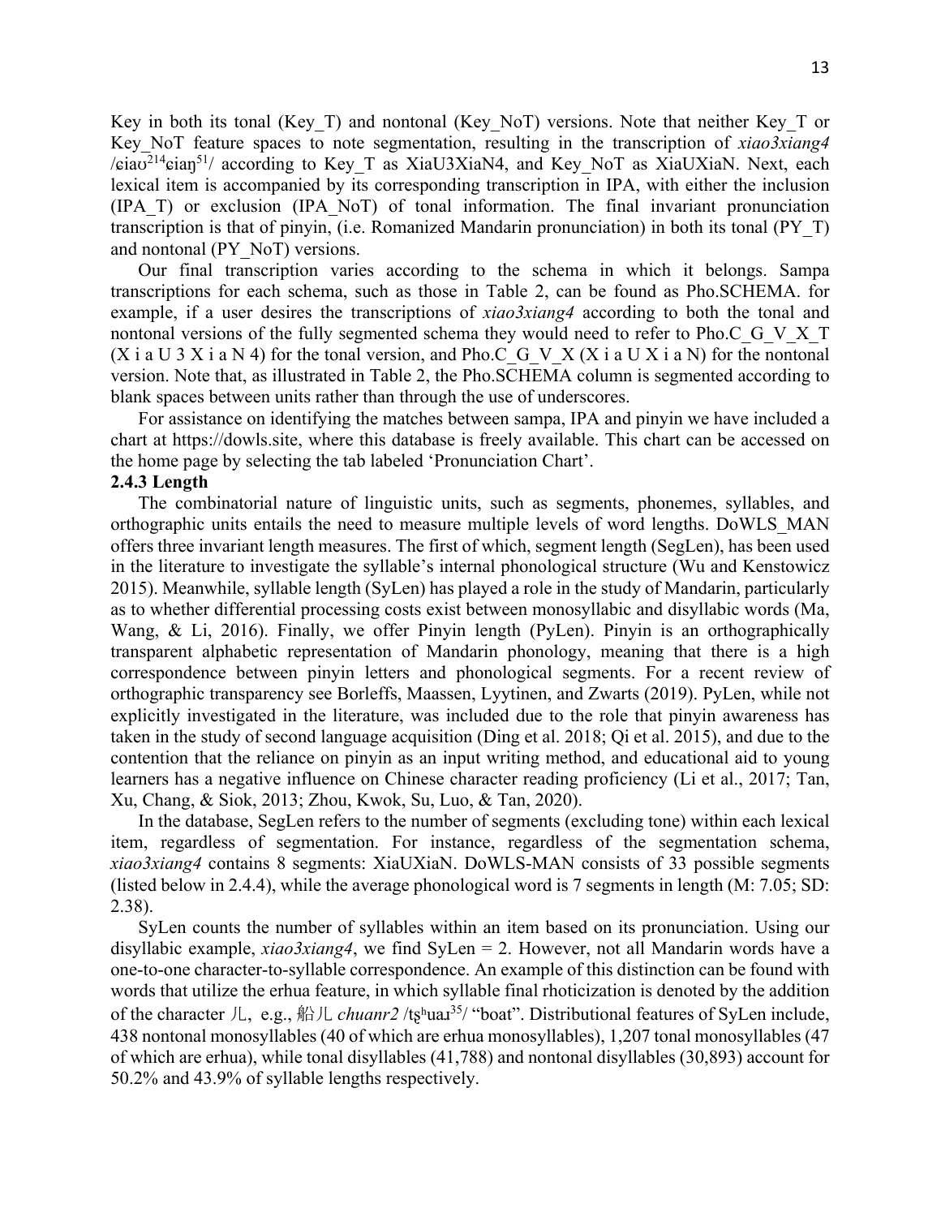Key in both its tonal (Key_T) and nontonal (Key_NoT) versions. Note that neither Key_T or Key_NoT feature spaces to note segmentation, resulting in the transcription of *xiao3xiang4* /ɕiaʊ²¹⁴ɕiaŋ⁵¹/ according to Key_T as XiaU3XiaN4, and Key_NoT as XiaUXiaN. Next, each lexical item is accompanied by its corresponding transcription in IPA, with either the inclusion (IPA_T) or exclusion (IPA_NoT) of tonal information. The final invariant pronunciation transcription is that of pinyin, (i.e. Romanized Mandarin pronunciation) in both its tonal (PY_T) and nontonal (PY_NoT) versions.

Our final transcription varies according to the schema in which it belongs. Sampa transcriptions for each schema, such as those in Table 2, can be found as Pho.SCHEMA. for example, if a user desires the transcriptions of *xiao3xiang4* according to both the tonal and nontonal versions of the fully segmented schema they would need to refer to Pho.C_G_V_X_T (X i a U 3 X i a N 4) for the tonal version, and Pho.C_G_V_X (X i a U X i a N) for the nontonal version. Note that, as illustrated in Table 2, the Pho.SCHEMA column is segmented according to blank spaces between units rather than through the use of underscores.

For assistance on identifying the matches between sampa, IPA and pinyin we have included a chart at https://dowls.site, where this database is freely available. This chart can be accessed on the home page by selecting the tab labeled 'Pronunciation Chart'.

### 2.4.3 Length

The combinatorial nature of linguistic units, such as segments, phonemes, syllables, and orthographic units entails the need to measure multiple levels of word lengths. DoWLS_MAN offers three invariant length measures. The first of which, segment length (SegLen), has been used in the literature to investigate the syllable's internal phonological structure (Wu and Kenstowicz 2015). Meanwhile, syllable length (SyLen) has played a role in the study of Mandarin, particularly as to whether differential processing costs exist between monosyllabic and disyllabic words (Ma, Wang, & Li, 2016). Finally, we offer Pinyin length (PyLen). Pinyin is an orthographically transparent alphabetic representation of Mandarin phonology, meaning that there is a high correspondence between pinyin letters and phonological segments. For a recent review of orthographic transparency see Borleffs, Maassen, Lyytinen, and Zwarts (2019). PyLen, while not explicitly investigated in the literature, was included due to the role that pinyin awareness has taken in the study of second language acquisition (Ding et al. 2018; Qi et al. 2015), and due to the contention that the reliance on pinyin as an input writing method, and educational aid to young learners has a negative influence on Chinese character reading proficiency (Li et al., 2017; Tan, Xu, Chang, & Siok, 2013; Zhou, Kwok, Su, Luo, & Tan, 2020).

In the database, SegLen refers to the number of segments (excluding tone) within each lexical item, regardless of segmentation. For instance, regardless of the segmentation schema, *xiao3xiang4* contains 8 segments: XiaUXiaN. DoWLS-MAN consists of 33 possible segments (listed below in 2.4.4), while the average phonological word is 7 segments in length (M: 7.05; SD: 2.38).

SyLen counts the number of syllables within an item based on its pronunciation. Using our disyllabic example, *xiao3xiang4*, we find SyLen = 2. However, not all Mandarin words have a one-to-one character-to-syllable correspondence. An example of this distinction can be found with words that utilize the erhua feature, in which syllable final rhoticization is denoted by the addition of the character 儿, e.g., 船儿 *chuanr2* /tʂʰuaɹ³⁵/ "boat". Distributional features of SyLen include, 438 nontonal monosyllables (40 of which are erhua monosyllables), 1,207 tonal monosyllables (47 of which are erhua), while tonal disyllables (41,788) and nontonal disyllables (30,893) account for 50.2% and 43.9% of syllable lengths respectively.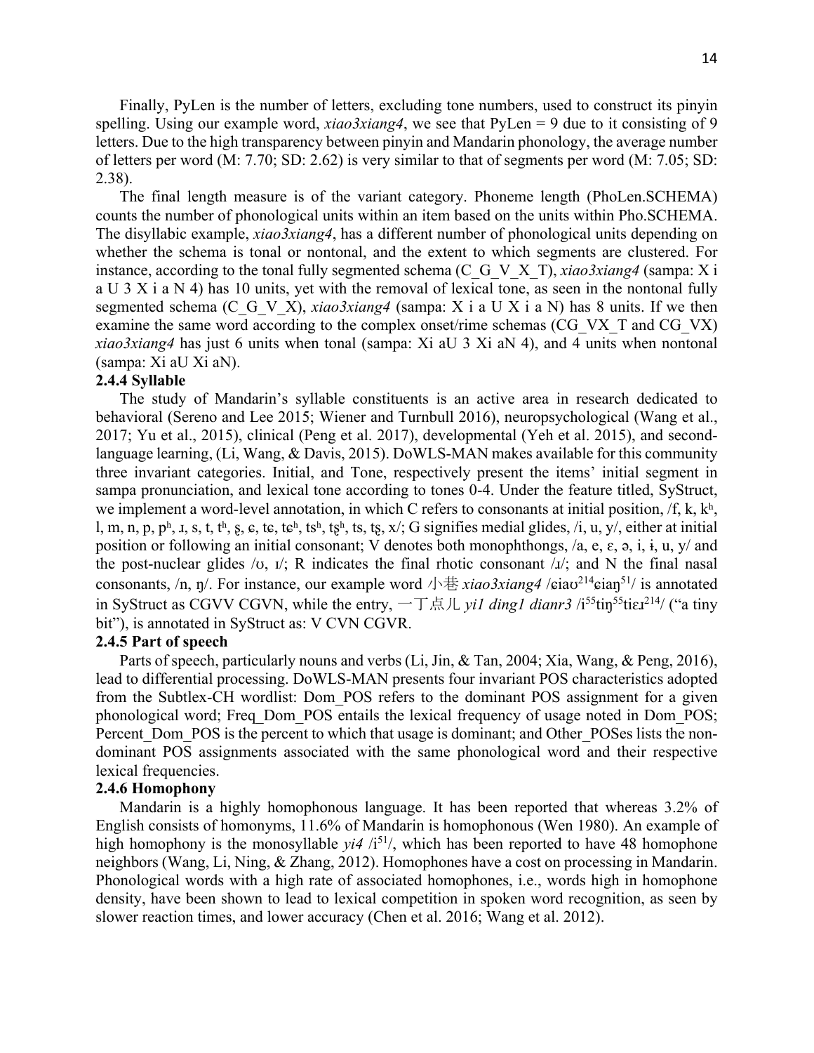Finally, PyLen is the number of letters, excluding tone numbers, used to construct its pinyin spelling. Using our example word, *xiao3xiang4*, we see that PyLen = 9 due to it consisting of 9 letters. Due to the high transparency between pinyin and Mandarin phonology, the average number of letters per word (M: 7.70; SD: 2.62) is very similar to that of segments per word (M: 7.05; SD: 2.38).

The final length measure is of the variant category. Phoneme length (PhoLen.SCHEMA) counts the number of phonological units within an item based on the units within Pho.SCHEMA. The disyllabic example, *xiao3xiang4*, has a different number of phonological units depending on whether the schema is tonal or nontonal, and the extent to which segments are clustered. For instance, according to the tonal fully segmented schema (C_G_V_X_T), *xiao3xiang4* (sampa: X i a U 3 X i a N 4) has 10 units, yet with the removal of lexical tone, as seen in the nontonal fully segmented schema (C_G_V_X), *xiao3xiang4* (sampa: X i a U X i a N) has 8 units. If we then examine the same word according to the complex onset/rime schemas (CG_VX_T and CG_VX) *xiao3xiang4* has just 6 units when tonal (sampa: Xi aU 3 Xi aN 4), and 4 units when nontonal (sampa: Xi aU Xi aN).

### 2.4.4 Syllable

The study of Mandarin's syllable constituents is an active area in research dedicated to behavioral (Sereno and Lee 2015; Wiener and Turnbull 2016), neuropsychological (Wang et al., 2017; Yu et al., 2015), clinical (Peng et al. 2017), developmental (Yeh et al. 2015), and second-language learning, (Li, Wang, & Davis, 2015). DoWLS-MAN makes available for this community three invariant categories. Initial, and Tone, respectively present the items' initial segment in sampa pronunciation, and lexical tone according to tones 0-4. Under the feature titled, SyStruct, we implement a word-level annotation, in which C refers to consonants at initial position, /f, k, kʰ, l, m, n, p, pʰ, ɹ, s, t, tʰ, ʂ, ɕ, tɕ, tɕʰ, tsʰ, tʂʰ, ts, tʂ, x/; G signifies medial glides, /i, u, y/, either at initial position or following an initial consonant; V denotes both monophthongs, /a, e, ɛ, ə, i, ɨ, u, y/ and the post-nuclear glides /ʊ, ɪ/; R indicates the final rhotic consonant /ɹ/; and N the final nasal consonants, /n, ŋ/. For instance, our example word 小巷 *xiao3xiang4* /ɕiaʊ²¹⁴ɕiaŋ⁵¹/ is annotated in SyStruct as CGVV CGVN, while the entry, 一丁点儿 *yi1 ding1 dianr3* /i⁵⁵tiŋ⁵⁵tiɛɹ²¹⁴/ ("a tiny bit"), is annotated in SyStruct as: V CVN CGVR.

### 2.4.5 Part of speech

Parts of speech, particularly nouns and verbs (Li, Jin, & Tan, 2004; Xia, Wang, & Peng, 2016), lead to differential processing. DoWLS-MAN presents four invariant POS characteristics adopted from the Subtlex-CH wordlist: Dom_POS refers to the dominant POS assignment for a given phonological word; Freq_Dom_POS entails the lexical frequency of usage noted in Dom_POS; Percent_Dom_POS is the percent to which that usage is dominant; and Other_POSes lists the non-dominant POS assignments associated with the same phonological word and their respective lexical frequencies.

### 2.4.6 Homophony

Mandarin is a highly homophonous language. It has been reported that whereas 3.2% of English consists of homonyms, 11.6% of Mandarin is homophonous (Wen 1980). An example of high homophony is the monosyllable *yi4* /i⁵¹/, which has been reported to have 48 homophone neighbors (Wang, Li, Ning, & Zhang, 2012). Homophones have a cost on processing in Mandarin. Phonological words with a high rate of associated homophones, i.e., words high in homophone density, have been shown to lead to lexical competition in spoken word recognition, as seen by slower reaction times, and lower accuracy (Chen et al. 2016; Wang et al. 2012).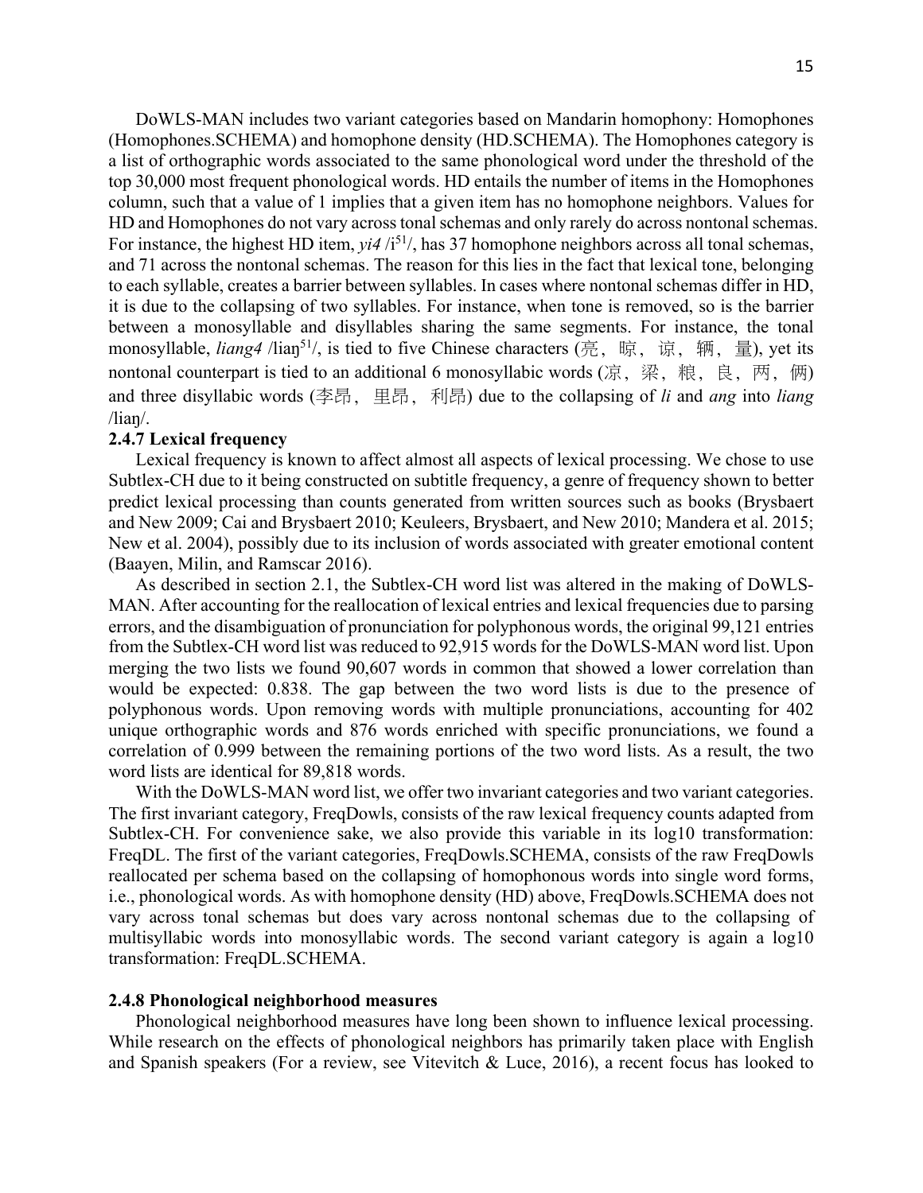DoWLS-MAN includes two variant categories based on Mandarin homophony: Homophones (Homophones.SCHEMA) and homophone density (HD.SCHEMA). The Homophones category is a list of orthographic words associated to the same phonological word under the threshold of the top 30,000 most frequent phonological words. HD entails the number of items in the Homophones column, such that a value of 1 implies that a given item has no homophone neighbors. Values for HD and Homophones do not vary across tonal schemas and only rarely do across nontonal schemas. For instance, the highest HD item, *yi4* /i$^{51}$/, has 37 homophone neighbors across all tonal schemas, and 71 across the nontonal schemas. The reason for this lies in the fact that lexical tone, belonging to each syllable, creates a barrier between syllables. In cases where nontonal schemas differ in HD, it is due to the collapsing of two syllables. For instance, when tone is removed, so is the barrier between a monosyllable and disyllables sharing the same segments. For instance, the tonal monosyllable, *liang4* /liaŋ$^{51}$/, is tied to five Chinese characters (亮，晾，谅，辆，量), yet its nontonal counterpart is tied to an additional 6 monosyllabic words (凉，梁，粮，良，两，俩) and three disyllabic words (李昂，里昂，利昂) due to the collapsing of *li* and *ang* into *liang* /liaŋ/.

### 2.4.7 Lexical frequency

Lexical frequency is known to affect almost all aspects of lexical processing. We chose to use Subtlex-CH due to it being constructed on subtitle frequency, a genre of frequency shown to better predict lexical processing than counts generated from written sources such as books (Brysbaert and New 2009; Cai and Brysbaert 2010; Keuleers, Brysbaert, and New 2010; Mandera et al. 2015; New et al. 2004), possibly due to its inclusion of words associated with greater emotional content (Baayen, Milin, and Ramscar 2016).

As described in section 2.1, the Subtlex-CH word list was altered in the making of DoWLS-MAN. After accounting for the reallocation of lexical entries and lexical frequencies due to parsing errors, and the disambiguation of pronunciation for polyphonous words, the original 99,121 entries from the Subtlex-CH word list was reduced to 92,915 words for the DoWLS-MAN word list. Upon merging the two lists we found 90,607 words in common that showed a lower correlation than would be expected: 0.838. The gap between the two word lists is due to the presence of polyphonous words. Upon removing words with multiple pronunciations, accounting for 402 unique orthographic words and 876 words enriched with specific pronunciations, we found a correlation of 0.999 between the remaining portions of the two word lists. As a result, the two word lists are identical for 89,818 words.

With the DoWLS-MAN word list, we offer two invariant categories and two variant categories. The first invariant category, FreqDowls, consists of the raw lexical frequency counts adapted from Subtlex-CH. For convenience sake, we also provide this variable in its log10 transformation: FreqDL. The first of the variant categories, FreqDowls.SCHEMA, consists of the raw FreqDowls reallocated per schema based on the collapsing of homophonous words into single word forms, i.e., phonological words. As with homophone density (HD) above, FreqDowls.SCHEMA does not vary across tonal schemas but does vary across nontonal schemas due to the collapsing of multisyllabic words into monosyllabic words. The second variant category is again a log10 transformation: FreqDL.SCHEMA.

### 2.4.8 Phonological neighborhood measures

Phonological neighborhood measures have long been shown to influence lexical processing. While research on the effects of phonological neighbors has primarily taken place with English and Spanish speakers (For a review, see Vitevitch & Luce, 2016), a recent focus has looked to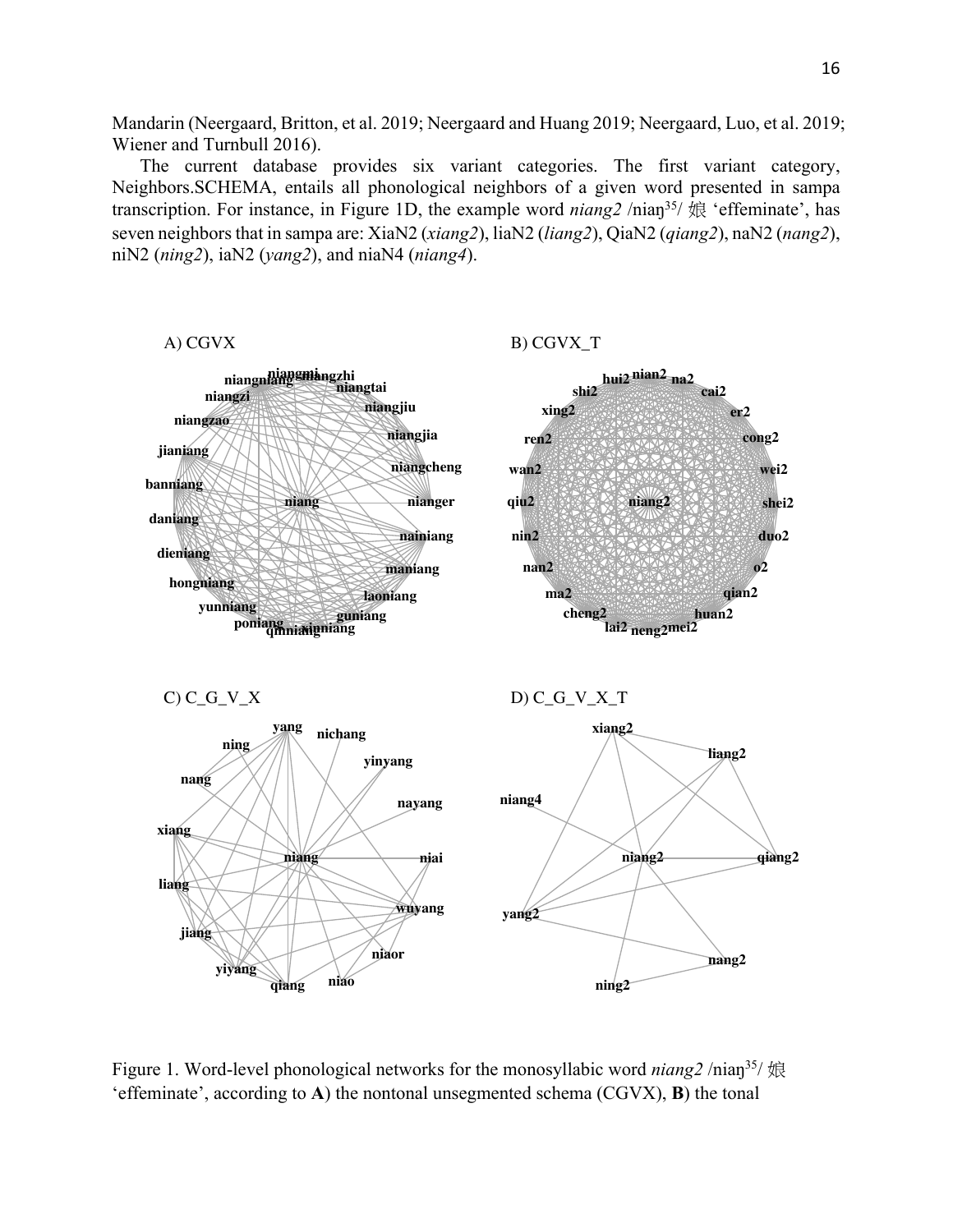Mandarin (Neergaard, Britton, et al. 2019; Neergaard and Huang 2019; Neergaard, Luo, et al. 2019; Wiener and Turnbull 2016).

The current database provides six variant categories. The first variant category, Neighbors.SCHEMA, entails all phonological neighbors of a given word presented in sampa transcription. For instance, in Figure 1D, the example word *niang2* /niaŋ[35]/ 娘 'effeminate', has seven neighbors that in sampa are: XiaN2 (*xiang2*), liaN2 (*liang2*), QiaN2 (*qiang2*), naN2 (*nang2*), niN2 (*ning2*), iaN2 (*yang2*), and niaN4 (*niang4*).

Figure 1. Word-level phonological networks for the monosyllabic word *niang2* /niaŋ[35]/ 娘 'effeminate', according to **A**) the nontonal unsegmented schema (CGVX), **B**) the tonal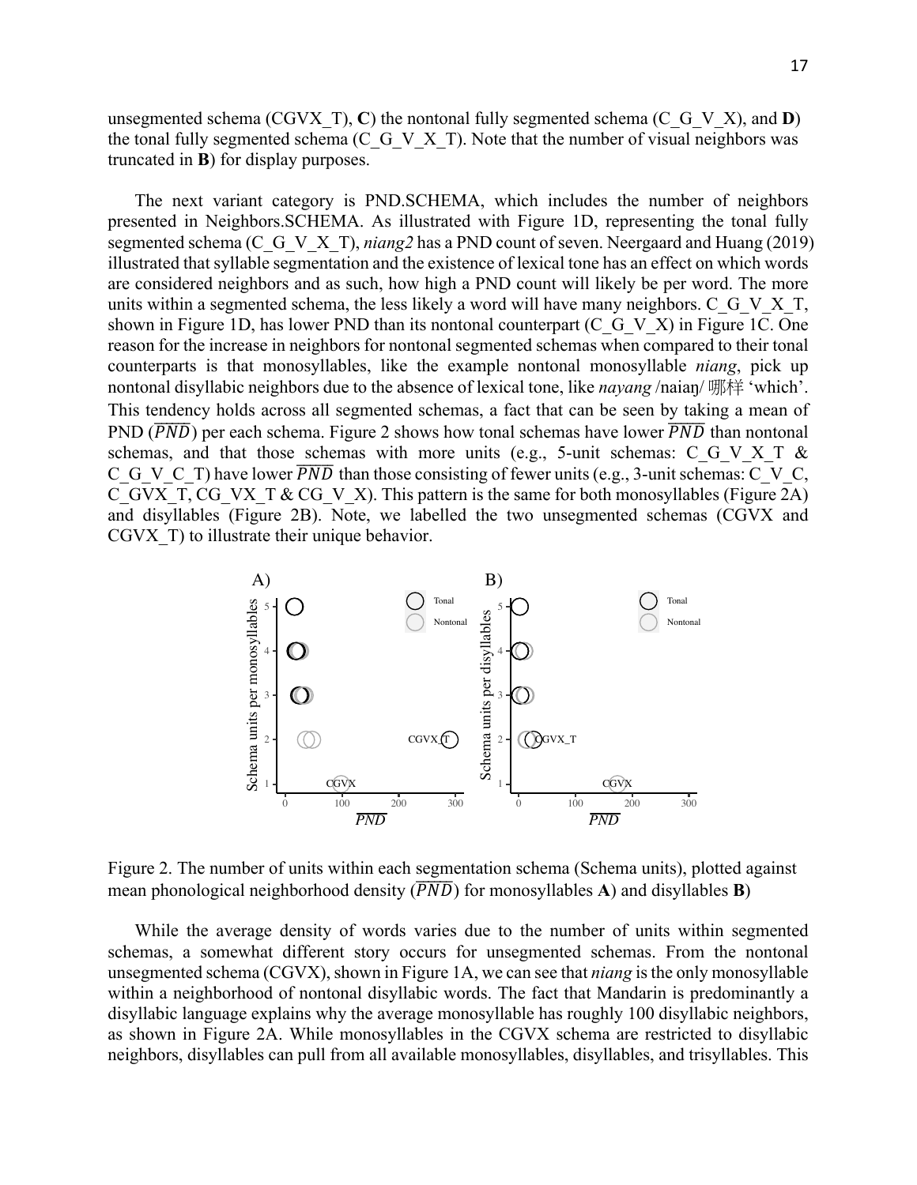unsegmented schema (CGVX_T), **C**) the nontonal fully segmented schema (C_G_V_X), and **D**) the tonal fully segmented schema (C_G_V_X_T). Note that the number of visual neighbors was truncated in **B**) for display purposes.

The next variant category is PND.SCHEMA, which includes the number of neighbors presented in Neighbors.SCHEMA. As illustrated with Figure 1D, representing the tonal fully segmented schema (C_G_V_X_T), *niang2* has a PND count of seven. Neergaard and Huang (2019) illustrated that syllable segmentation and the existence of lexical tone has an effect on which words are considered neighbors and as such, how high a PND count will likely be per word. The more units within a segmented schema, the less likely a word will have many neighbors. C_G_V_X_T, shown in Figure 1D, has lower PND than its nontonal counterpart (C_G_V_X) in Figure 1C. One reason for the increase in neighbors for nontonal segmented schemas when compared to their tonal counterparts is that monosyllables, like the example nontonal monosyllable *niang*, pick up nontonal disyllabic neighbors due to the absence of lexical tone, like *nayang* /naiaŋ/ 哪样 'which'. This tendency holds across all segmented schemas, a fact that can be seen by taking a mean of PND ($\overline{PND}$) per each schema. Figure 2 shows how tonal schemas have lower $\overline{PND}$ than nontonal schemas, and that those schemas with more units (e.g., 5-unit schemas: C_G_V_X_T & C_G_V_C_T) have lower $\overline{PND}$ than those consisting of fewer units (e.g., 3-unit schemas: C_V_C, C_GVX_T, CG_VX_T & CG_V_X). This pattern is the same for both monosyllables (Figure 2A) and disyllables (Figure 2B). Note, we labelled the two unsegmented schemas (CGVX and CGVX_T) to illustrate their unique behavior.

Figure 2. The number of units within each segmentation schema (Schema units), plotted against mean phonological neighborhood density ($\overline{PND}$) for monosyllables **A**) and disyllables **B**)

While the average density of words varies due to the number of units within segmented schemas, a somewhat different story occurs for unsegmented schemas. From the nontonal unsegmented schema (CGVX), shown in Figure 1A, we can see that *niang* is the only monosyllable within a neighborhood of nontonal disyllabic words. The fact that Mandarin is predominantly a disyllabic language explains why the average monosyllable has roughly 100 disyllabic neighbors, as shown in Figure 2A. While monosyllables in the CGVX schema are restricted to disyllabic neighbors, disyllables can pull from all available monosyllables, disyllables, and trisyllables. This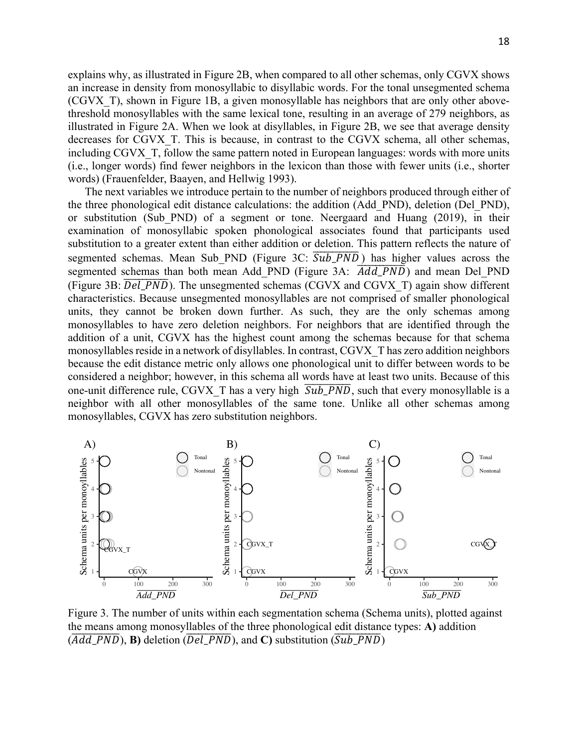explains why, as illustrated in Figure 2B, when compared to all other schemas, only CGVX shows an increase in density from monosyllabic to disyllabic words. For the tonal unsegmented schema (CGVX_T), shown in Figure 1B, a given monosyllable has neighbors that are only other above-threshold monosyllables with the same lexical tone, resulting in an average of 279 neighbors, as illustrated in Figure 2A. When we look at disyllables, in Figure 2B, we see that average density decreases for CGVX_T. This is because, in contrast to the CGVX schema, all other schemas, including CGVX_T, follow the same pattern noted in European languages: words with more units (i.e., longer words) find fewer neighbors in the lexicon than those with fewer units (i.e., shorter words) (Frauenfelder, Baayen, and Hellwig 1993).

The next variables we introduce pertain to the number of neighbors produced through either of the three phonological edit distance calculations: the addition (Add_PND), deletion (Del_PND), or substitution (Sub_PND) of a segment or tone. Neergaard and Huang (2019), in their examination of monosyllabic spoken phonological associates found that participants used substitution to a greater extent than either addition or deletion. This pattern reflects the nature of segmented schemas. Mean Sub_PND (Figure 3C: $\overline{Sub\_PND}$) has higher values across the segmented schemas than both mean Add_PND (Figure 3A: $\overline{Add\_PND}$) and mean Del_PND (Figure 3B: $\overline{Del\_PND}$). The unsegmented schemas (CGVX and CGVX_T) again show different characteristics. Because unsegmented monosyllables are not comprised of smaller phonological units, they cannot be broken down further. As such, they are the only schemas among monosyllables to have zero deletion neighbors. For neighbors that are identified through the addition of a unit, CGVX has the highest count among the schemas because for that schema monosyllables reside in a network of disyllables. In contrast, CGVX_T has zero addition neighbors because the edit distance metric only allows one phonological unit to differ between words to be considered a neighbor; however, in this schema all words have at least two units. Because of this one-unit difference rule, CGVX_T has a very high $\overline{Sub\_PND}$, such that every monosyllable is a neighbor with all other monosyllables of the same tone. Unlike all other schemas among monosyllables, CGVX has zero substitution neighbors.

Figure 3. The number of units within each segmentation schema (Schema units), plotted against the means among monosyllables of the three phonological edit distance types: **A)** addition ($\overline{Add\_PND}$), **B)** deletion ($\overline{Del\_PND}$), and **C)** substitution ($\overline{Sub\_PND}$)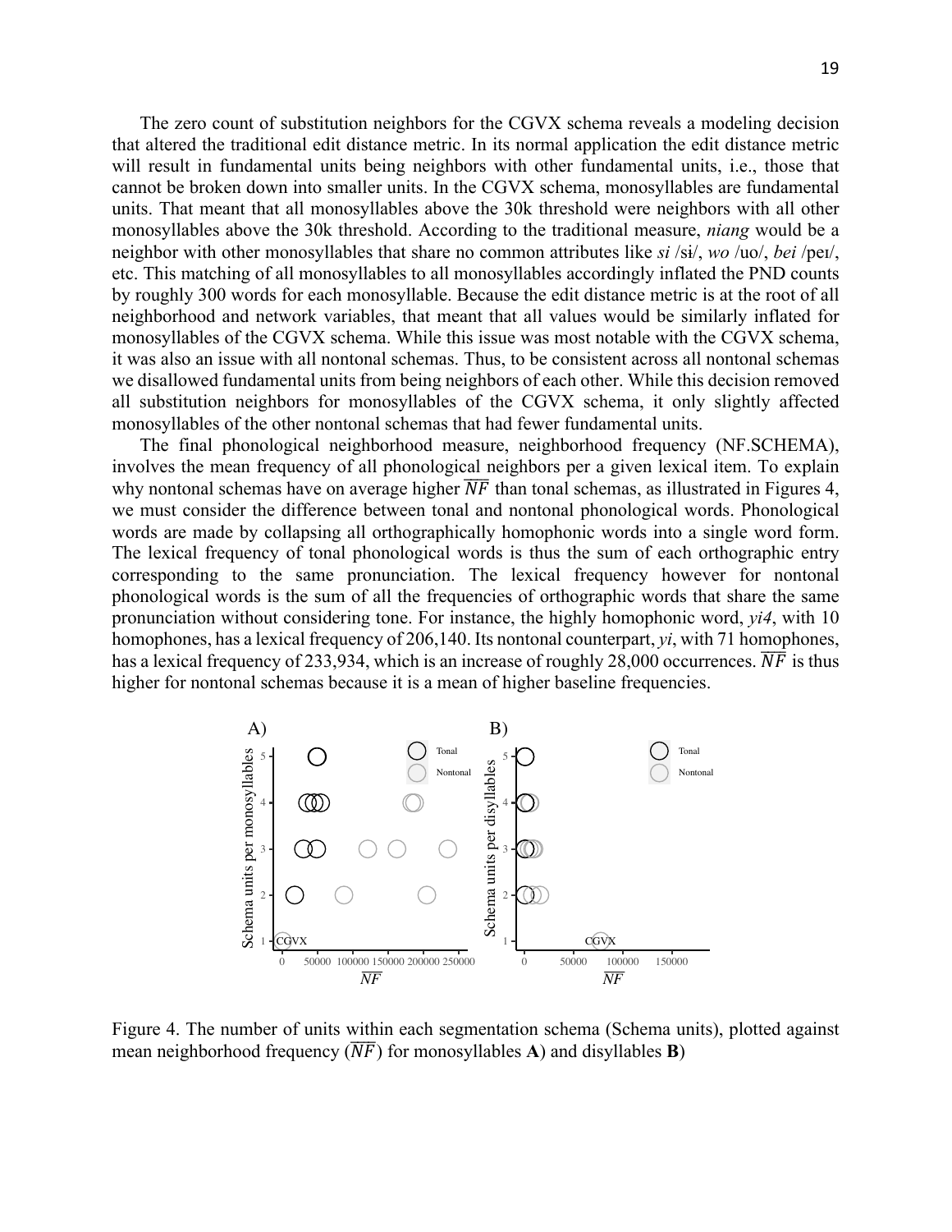The zero count of substitution neighbors for the CGVX schema reveals a modeling decision that altered the traditional edit distance metric. In its normal application the edit distance metric will result in fundamental units being neighbors with other fundamental units, i.e., those that cannot be broken down into smaller units. In the CGVX schema, monosyllables are fundamental units. That meant that all monosyllables above the 30k threshold were neighbors with all other monosyllables above the 30k threshold. According to the traditional measure, *niang* would be a neighbor with other monosyllables that share no common attributes like *si* /sɨ/, *wo* /uo/, *bei* /peɪ/, etc. This matching of all monosyllables to all monosyllables accordingly inflated the PND counts by roughly 300 words for each monosyllable. Because the edit distance metric is at the root of all neighborhood and network variables, that meant that all values would be similarly inflated for monosyllables of the CGVX schema. While this issue was most notable with the CGVX schema, it was also an issue with all nontonal schemas. Thus, to be consistent across all nontonal schemas we disallowed fundamental units from being neighbors of each other. While this decision removed all substitution neighbors for monosyllables of the CGVX schema, it only slightly affected monosyllables of the other nontonal schemas that had fewer fundamental units.

The final phonological neighborhood measure, neighborhood frequency (NF.SCHEMA), involves the mean frequency of all phonological neighbors per a given lexical item. To explain why nontonal schemas have on average higher $\overline{NF}$ than tonal schemas, as illustrated in Figures 4, we must consider the difference between tonal and nontonal phonological words. Phonological words are made by collapsing all orthographically homophonic words into a single word form. The lexical frequency of tonal phonological words is thus the sum of each orthographic entry corresponding to the same pronunciation. The lexical frequency however for nontonal phonological words is the sum of all the frequencies of orthographic words that share the same pronunciation without considering tone. For instance, the highly homophonic word, *yi4*, with 10 homophones, has a lexical frequency of 206,140. Its nontonal counterpart, *yi*, with 71 homophones, has a lexical frequency of 233,934, which is an increase of roughly 28,000 occurrences. $\overline{NF}$ is thus higher for nontonal schemas because it is a mean of higher baseline frequencies.

Figure 4. The number of units within each segmentation schema (Schema units), plotted against mean neighborhood frequency ($\overline{NF}$) for monosyllables **A**) and disyllables **B**)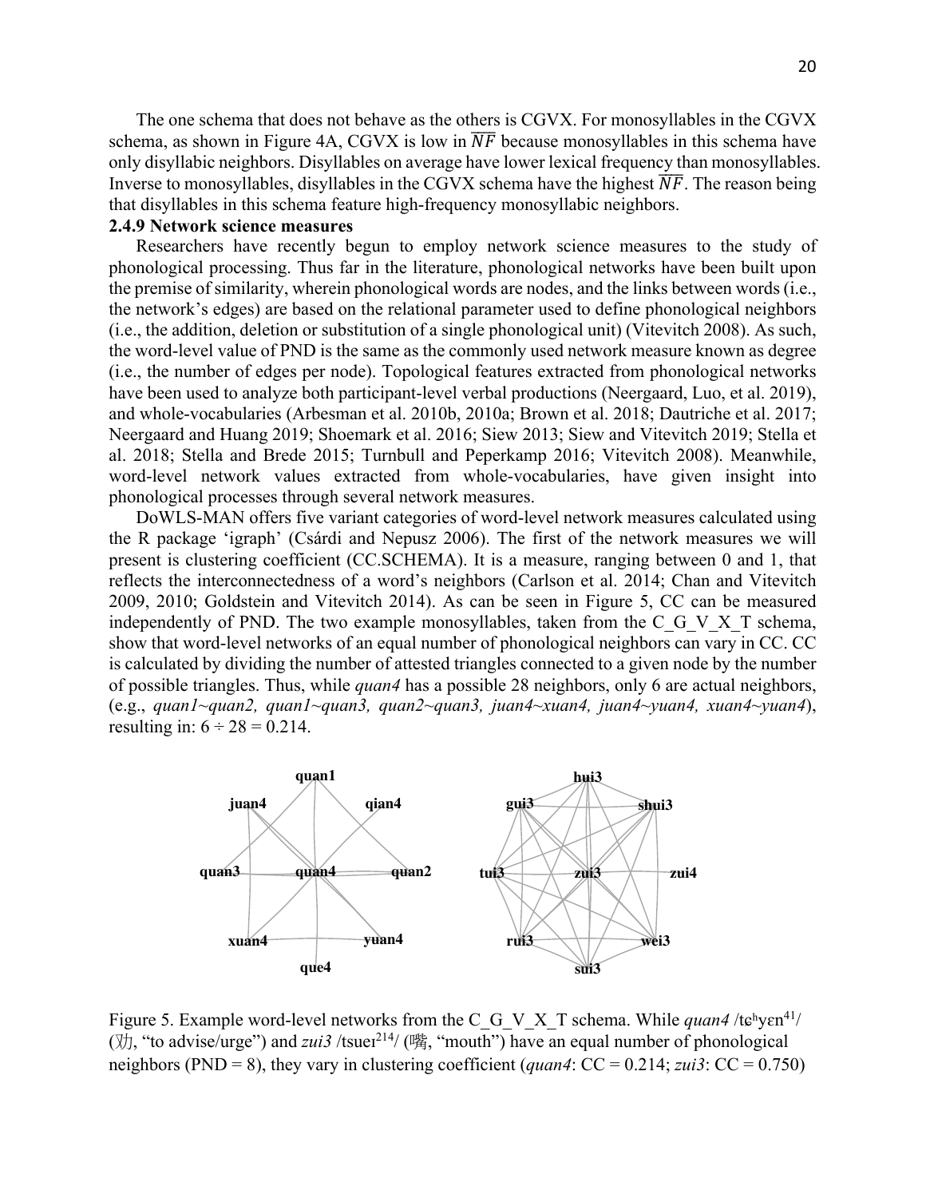The one schema that does not behave as the others is CGVX. For monosyllables in the CGVX schema, as shown in Figure 4A, CGVX is low in $\overline{NF}$ because monosyllables in this schema have only disyllabic neighbors. Disyllables on average have lower lexical frequency than monosyllables. Inverse to monosyllables, disyllables in the CGVX schema have the highest $\overline{NF}$. The reason being that disyllables in this schema feature high-frequency monosyllabic neighbors.

**2.4.9 Network science measures**

Researchers have recently begun to employ network science measures to the study of phonological processing. Thus far in the literature, phonological networks have been built upon the premise of similarity, wherein phonological words are nodes, and the links between words (i.e., the network's edges) are based on the relational parameter used to define phonological neighbors (i.e., the addition, deletion or substitution of a single phonological unit) (Vitevitch 2008). As such, the word-level value of PND is the same as the commonly used network measure known as degree (i.e., the number of edges per node). Topological features extracted from phonological networks have been used to analyze both participant-level verbal productions (Neergaard, Luo, et al. 2019), and whole-vocabularies (Arbesman et al. 2010b, 2010a; Brown et al. 2018; Dautriche et al. 2017; Neergaard and Huang 2019; Shoemark et al. 2016; Siew 2013; Siew and Vitevitch 2019; Stella et al. 2018; Stella and Brede 2015; Turnbull and Peperkamp 2016; Vitevitch 2008). Meanwhile, word-level network values extracted from whole-vocabularies, have given insight into phonological processes through several network measures.

DoWLS-MAN offers five variant categories of word-level network measures calculated using the R package 'igraph' (Csárdi and Nepusz 2006). The first of the network measures we will present is clustering coefficient (CC.SCHEMA). It is a measure, ranging between 0 and 1, that reflects the interconnectedness of a word's neighbors (Carlson et al. 2014; Chan and Vitevitch 2009, 2010; Goldstein and Vitevitch 2014). As can be seen in Figure 5, CC can be measured independently of PND. The two example monosyllables, taken from the C_G_V_X_T schema, show that word-level networks of an equal number of phonological neighbors can vary in CC. CC is calculated by dividing the number of attested triangles connected to a given node by the number of possible triangles. Thus, while *quan4* has a possible 28 neighbors, only 6 are actual neighbors, (e.g., *quan1~quan2, quan1~quan3, quan2~quan3, juan4~xuan4, juan4~yuan4, xuan4~yuan4*), resulting in: 6 ÷ 28 = 0.214.

Figure 5. Example word-level networks from the C_G_V_X_T schema. While *quan4* /tɕʰyɛn[41]/ (劝, "to advise/urge") and *zui3* /tsueɪ[214]/ (嘴, "mouth") have an equal number of phonological neighbors (PND = 8), they vary in clustering coefficient (*quan4*: CC = 0.214; *zui3*: CC = 0.750)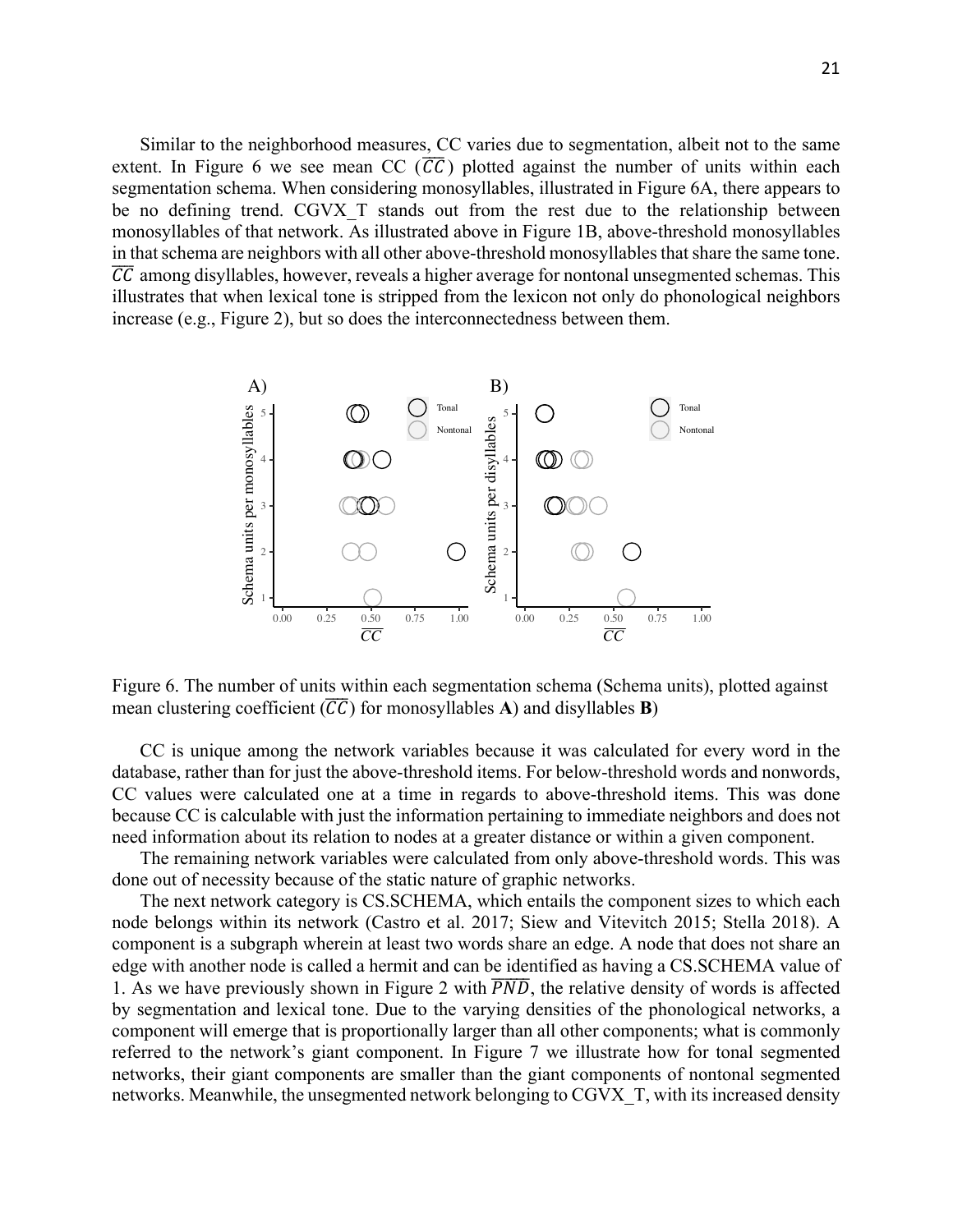Similar to the neighborhood measures, CC varies due to segmentation, albeit not to the same extent. In Figure 6 we see mean CC ($\overline{CC}$) plotted against the number of units within each segmentation schema. When considering monosyllables, illustrated in Figure 6A, there appears to be no defining trend. CGVX_T stands out from the rest due to the relationship between monosyllables of that network. As illustrated above in Figure 1B, above-threshold monosyllables in that schema are neighbors with all other above-threshold monosyllables that share the same tone. $\overline{CC}$ among disyllables, however, reveals a higher average for nontonal unsegmented schemas. This illustrates that when lexical tone is stripped from the lexicon not only do phonological neighbors increase (e.g., Figure 2), but so does the interconnectedness between them.

Figure 6. The number of units within each segmentation schema (Schema units), plotted against mean clustering coefficient ($\overline{CC}$) for monosyllables **A**) and disyllables **B**)

CC is unique among the network variables because it was calculated for every word in the database, rather than for just the above-threshold items. For below-threshold words and nonwords, CC values were calculated one at a time in regards to above-threshold items. This was done because CC is calculable with just the information pertaining to immediate neighbors and does not need information about its relation to nodes at a greater distance or within a given component.

The remaining network variables were calculated from only above-threshold words. This was done out of necessity because of the static nature of graphic networks.

The next network category is CS.SCHEMA, which entails the component sizes to which each node belongs within its network (Castro et al. 2017; Siew and Vitevitch 2015; Stella 2018). A component is a subgraph wherein at least two words share an edge. A node that does not share an edge with another node is called a hermit and can be identified as having a CS.SCHEMA value of 1. As we have previously shown in Figure 2 with $\overline{PND}$, the relative density of words is affected by segmentation and lexical tone. Due to the varying densities of the phonological networks, a component will emerge that is proportionally larger than all other components; what is commonly referred to the network's giant component. In Figure 7 we illustrate how for tonal segmented networks, their giant components are smaller than the giant components of nontonal segmented networks. Meanwhile, the unsegmented network belonging to CGVX_T, with its increased density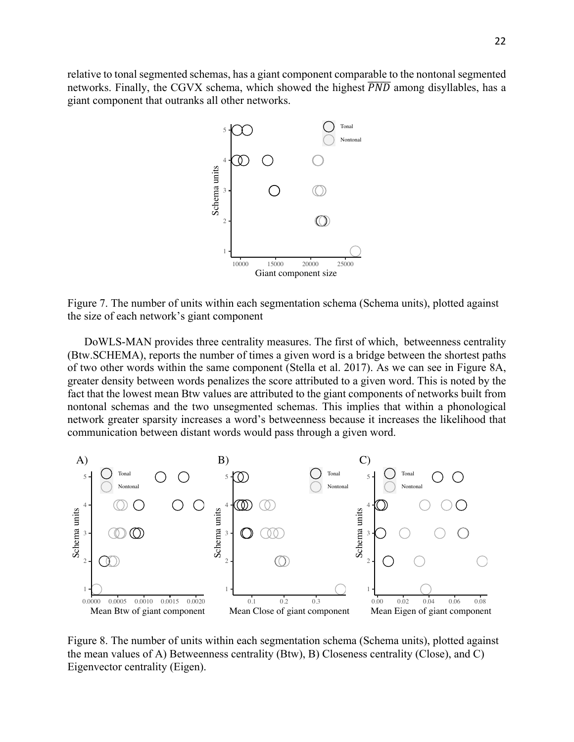relative to tonal segmented schemas, has a giant component comparable to the nontonal segmented networks. Finally, the CGVX schema, which showed the highest $\overline{PND}$ among disyllables, has a giant component that outranks all other networks.

Figure 7. The number of units within each segmentation schema (Schema units), plotted against the size of each network's giant component

DoWLS-MAN provides three centrality measures. The first of which, betweenness centrality (Btw.SCHEMA), reports the number of times a given word is a bridge between the shortest paths of two other words within the same component (Stella et al. 2017). As we can see in Figure 8A, greater density between words penalizes the score attributed to a given word. This is noted by the fact that the lowest mean Btw values are attributed to the giant components of networks built from nontonal schemas and the two unsegmented schemas. This implies that within a phonological network greater sparsity increases a word's betweenness because it increases the likelihood that communication between distant words would pass through a given word.

Figure 8. The number of units within each segmentation schema (Schema units), plotted against the mean values of A) Betweenness centrality (Btw), B) Closeness centrality (Close), and C) Eigenvector centrality (Eigen).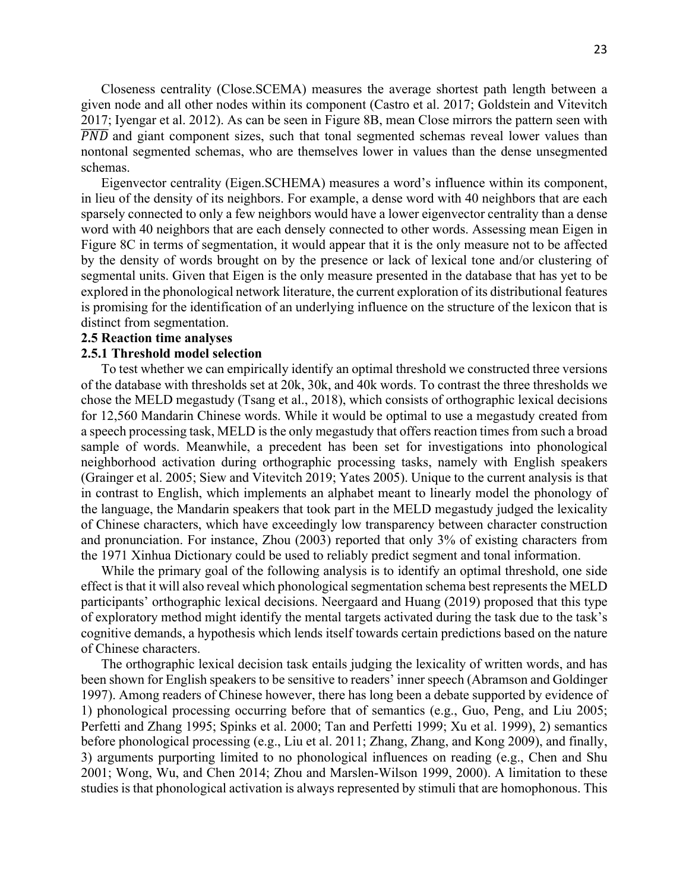Closeness centrality (Close.SCEMA) measures the average shortest path length between a given node and all other nodes within its component (Castro et al. 2017; Goldstein and Vitevitch 2017; Iyengar et al. 2012). As can be seen in Figure 8B, mean Close mirrors the pattern seen with $\overline{PND}$ and giant component sizes, such that tonal segmented schemas reveal lower values than nontonal segmented schemas, who are themselves lower in values than the dense unsegmented schemas.

Eigenvector centrality (Eigen.SCHEMA) measures a word's influence within its component, in lieu of the density of its neighbors. For example, a dense word with 40 neighbors that are each sparsely connected to only a few neighbors would have a lower eigenvector centrality than a dense word with 40 neighbors that are each densely connected to other words. Assessing mean Eigen in Figure 8C in terms of segmentation, it would appear that it is the only measure not to be affected by the density of words brought on by the presence or lack of lexical tone and/or clustering of segmental units. Given that Eigen is the only measure presented in the database that has yet to be explored in the phonological network literature, the current exploration of its distributional features is promising for the identification of an underlying influence on the structure of the lexicon that is distinct from segmentation.

### 2.5 Reaction time analyses

#### 2.5.1 Threshold model selection

To test whether we can empirically identify an optimal threshold we constructed three versions of the database with thresholds set at 20k, 30k, and 40k words. To contrast the three thresholds we chose the MELD megastudy (Tsang et al., 2018), which consists of orthographic lexical decisions for 12,560 Mandarin Chinese words. While it would be optimal to use a megastudy created from a speech processing task, MELD is the only megastudy that offers reaction times from such a broad sample of words. Meanwhile, a precedent has been set for investigations into phonological neighborhood activation during orthographic processing tasks, namely with English speakers (Grainger et al. 2005; Siew and Vitevitch 2019; Yates 2005). Unique to the current analysis is that in contrast to English, which implements an alphabet meant to linearly model the phonology of the language, the Mandarin speakers that took part in the MELD megastudy judged the lexicality of Chinese characters, which have exceedingly low transparency between character construction and pronunciation. For instance, Zhou (2003) reported that only 3% of existing characters from the 1971 Xinhua Dictionary could be used to reliably predict segment and tonal information.

While the primary goal of the following analysis is to identify an optimal threshold, one side effect is that it will also reveal which phonological segmentation schema best represents the MELD participants' orthographic lexical decisions. Neergaard and Huang (2019) proposed that this type of exploratory method might identify the mental targets activated during the task due to the task's cognitive demands, a hypothesis which lends itself towards certain predictions based on the nature of Chinese characters.

The orthographic lexical decision task entails judging the lexicality of written words, and has been shown for English speakers to be sensitive to readers' inner speech (Abramson and Goldinger 1997). Among readers of Chinese however, there has long been a debate supported by evidence of 1) phonological processing occurring before that of semantics (e.g., Guo, Peng, and Liu 2005; Perfetti and Zhang 1995; Spinks et al. 2000; Tan and Perfetti 1999; Xu et al. 1999), 2) semantics before phonological processing (e.g., Liu et al. 2011; Zhang, Zhang, and Kong 2009), and finally, 3) arguments purporting limited to no phonological influences on reading (e.g., Chen and Shu 2001; Wong, Wu, and Chen 2014; Zhou and Marslen-Wilson 1999, 2000). A limitation to these studies is that phonological activation is always represented by stimuli that are homophonous. This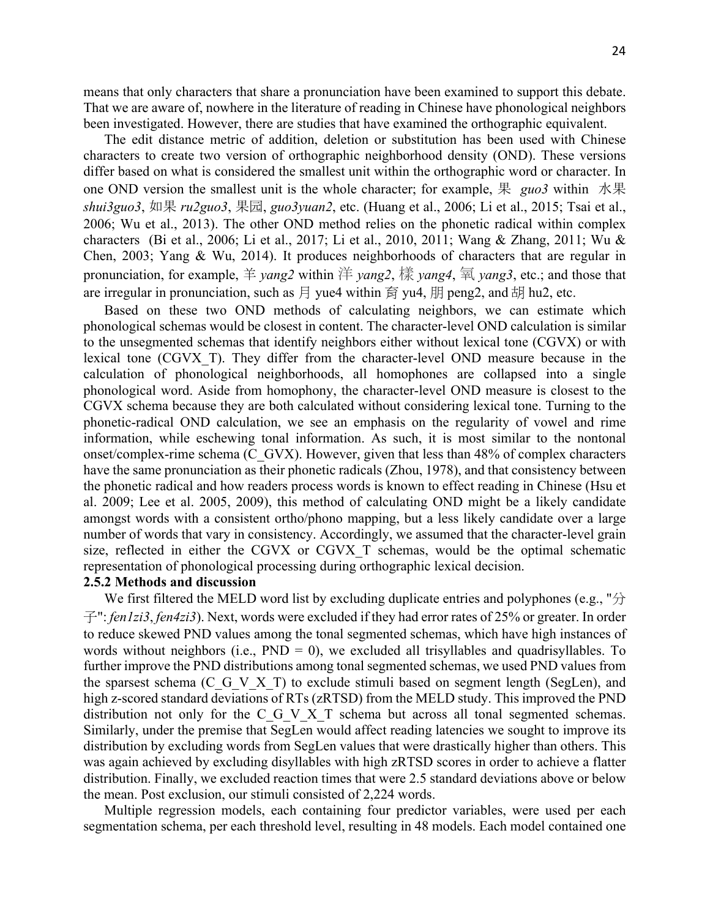means that only characters that share a pronunciation have been examined to support this debate. That we are aware of, nowhere in the literature of reading in Chinese have phonological neighbors been investigated. However, there are studies that have examined the orthographic equivalent.

The edit distance metric of addition, deletion or substitution has been used with Chinese characters to create two version of orthographic neighborhood density (OND). These versions differ based on what is considered the smallest unit within the orthographic word or character. In one OND version the smallest unit is the whole character; for example, 果 *guo3* within 水果 *shui3guo3*, 如果 *ru2guo3*, 果园, *guo3yuan2*, etc. (Huang et al., 2006; Li et al., 2015; Tsai et al., 2006; Wu et al., 2013). The other OND method relies on the phonetic radical within complex characters (Bi et al., 2006; Li et al., 2017; Li et al., 2010, 2011; Wang & Zhang, 2011; Wu & Chen, 2003; Yang & Wu, 2014). It produces neighborhoods of characters that are regular in pronunciation, for example, 羊 *yang2* within 洋 *yang2*, 樣 *yang4*, 氧 *yang3*, etc.; and those that are irregular in pronunciation, such as 月 yue4 within 育 yu4, 朋 peng2, and 胡 hu2, etc.

Based on these two OND methods of calculating neighbors, we can estimate which phonological schemas would be closest in content. The character-level OND calculation is similar to the unsegmented schemas that identify neighbors either without lexical tone (CGVX) or with lexical tone (CGVX_T). They differ from the character-level OND measure because in the calculation of phonological neighborhoods, all homophones are collapsed into a single phonological word. Aside from homophony, the character-level OND measure is closest to the CGVX schema because they are both calculated without considering lexical tone. Turning to the phonetic-radical OND calculation, we see an emphasis on the regularity of vowel and rime information, while eschewing tonal information. As such, it is most similar to the nontonal onset/complex-rime schema (C_GVX). However, given that less than 48% of complex characters have the same pronunciation as their phonetic radicals (Zhou, 1978), and that consistency between the phonetic radical and how readers process words is known to effect reading in Chinese (Hsu et al. 2009; Lee et al. 2005, 2009), this method of calculating OND might be a likely candidate amongst words with a consistent ortho/phono mapping, but a less likely candidate over a large number of words that vary in consistency. Accordingly, we assumed that the character-level grain size, reflected in either the CGVX or CGVX_T schemas, would be the optimal schematic representation of phonological processing during orthographic lexical decision.

### 2.5.2 Methods and discussion

We first filtered the MELD word list by excluding duplicate entries and polyphones (e.g., "分子": *fen1zi3*, *fen4zi3*). Next, words were excluded if they had error rates of 25% or greater. In order to reduce skewed PND values among the tonal segmented schemas, which have high instances of words without neighbors (i.e., PND = 0), we excluded all trisyllables and quadrisyllables. To further improve the PND distributions among tonal segmented schemas, we used PND values from the sparsest schema (C_G_V_X_T) to exclude stimuli based on segment length (SegLen), and high z-scored standard deviations of RTs (zRTSD) from the MELD study. This improved the PND distribution not only for the C_G_V_X_T schema but across all tonal segmented schemas. Similarly, under the premise that SegLen would affect reading latencies we sought to improve its distribution by excluding words from SegLen values that were drastically higher than others. This was again achieved by excluding disyllables with high zRTSD scores in order to achieve a flatter distribution. Finally, we excluded reaction times that were 2.5 standard deviations above or below the mean. Post exclusion, our stimuli consisted of 2,224 words.

Multiple regression models, each containing four predictor variables, were used per each segmentation schema, per each threshold level, resulting in 48 models. Each model contained one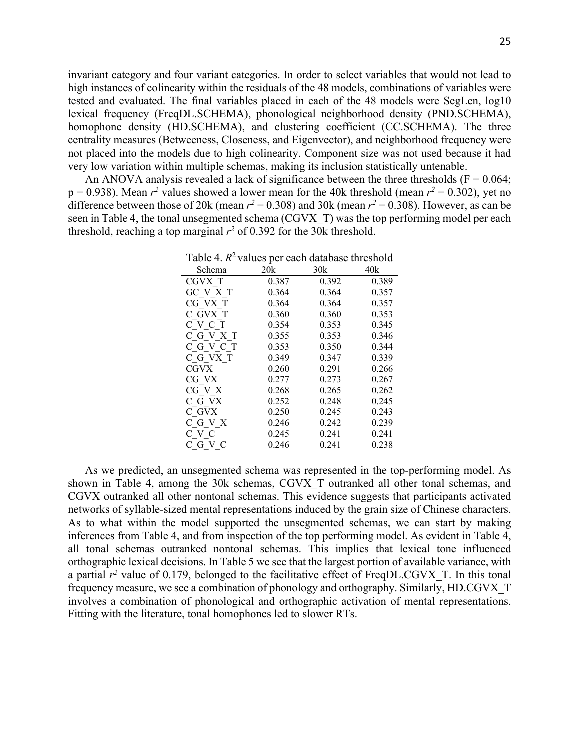invariant category and four variant categories. In order to select variables that would not lead to high instances of colinearity within the residuals of the 48 models, combinations of variables were tested and evaluated. The final variables placed in each of the 48 models were SegLen, log10 lexical frequency (FreqDL.SCHEMA), phonological neighborhood density (PND.SCHEMA), homophone density (HD.SCHEMA), and clustering coefficient (CC.SCHEMA). The three centrality measures (Betweeness, Closeness, and Eigenvector), and neighborhood frequency were not placed into the models due to high colinearity. Component size was not used because it had very low variation within multiple schemas, making its inclusion statistically untenable.

An ANOVA analysis revealed a lack of significance between the three thresholds ($F = 0.064$; $p = 0.938$). Mean $r^2$ values showed a lower mean for the 40k threshold (mean $r^2 = 0.302$), yet no difference between those of 20k (mean $r^2 = 0.308$) and 30k (mean $r^2 = 0.308$). However, as can be seen in Table 4, the tonal unsegmented schema (CGVX_T) was the top performing model per each threshold, reaching a top marginal $r^2$ of 0.392 for the 30k threshold.

Table 4. $R^2$ values per each database threshold

| Schema | 20k | 30k | 40k |
|---|---|---|---|
| CGVX_T | 0.387 | 0.392 | 0.389 |
| GC_V_X_T | 0.364 | 0.364 | 0.357 |
| CG_VX_T | 0.364 | 0.364 | 0.357 |
| C_GVX_T | 0.360 | 0.360 | 0.353 |
| C_V_C_T | 0.354 | 0.353 | 0.345 |
| C_G_V_X_T | 0.355 | 0.353 | 0.346 |
| C_G_V_C_T | 0.353 | 0.350 | 0.344 |
| C_G_VX_T | 0.349 | 0.347 | 0.339 |
| CGVX | 0.260 | 0.291 | 0.266 |
| CG_VX | 0.277 | 0.273 | 0.267 |
| CG_V_X | 0.268 | 0.265 | 0.262 |
| C_G_VX | 0.252 | 0.248 | 0.245 |
| C_GVX | 0.250 | 0.245 | 0.243 |
| C_G_V_X | 0.246 | 0.242 | 0.239 |
| C_V_C | 0.245 | 0.241 | 0.241 |
| C_G_V_C | 0.246 | 0.241 | 0.238 |

As we predicted, an unsegmented schema was represented in the top-performing model. As shown in Table 4, among the 30k schemas, CGVX_T outranked all other tonal schemas, and CGVX outranked all other nontonal schemas. This evidence suggests that participants activated networks of syllable-sized mental representations induced by the grain size of Chinese characters. As to what within the model supported the unsegmented schemas, we can start by making inferences from Table 4, and from inspection of the top performing model. As evident in Table 4, all tonal schemas outranked nontonal schemas. This implies that lexical tone influenced orthographic lexical decisions. In Table 5 we see that the largest portion of available variance, with a partial $r^2$ value of 0.179, belonged to the facilitative effect of FreqDL.CGVX_T. In this tonal frequency measure, we see a combination of phonology and orthography. Similarly, HD.CGVX_T involves a combination of phonological and orthographic activation of mental representations. Fitting with the literature, tonal homophones led to slower RTs.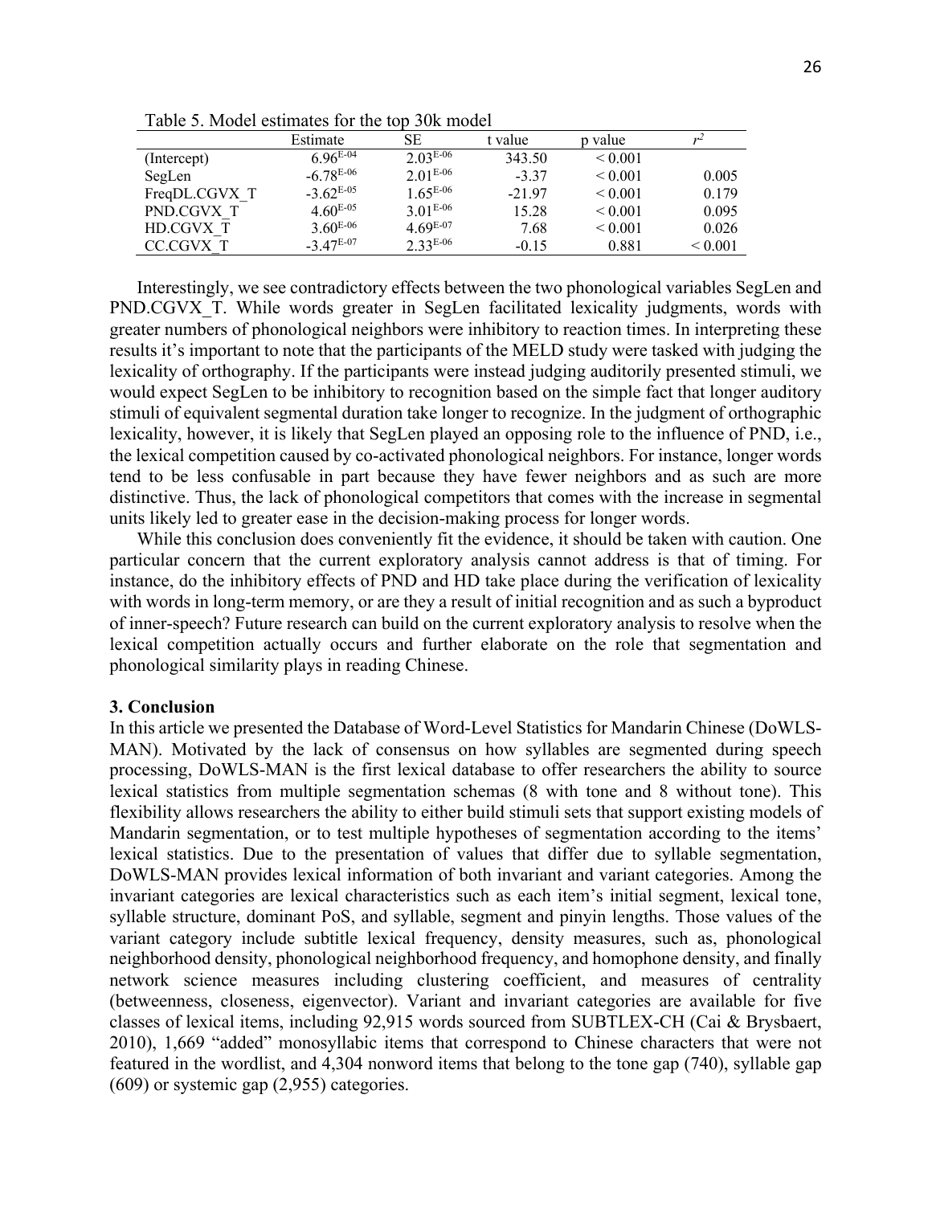Table 5. Model estimates for the top 30k model

| | Estimate | SE | t value | p value | $r^2$ |
|---|---|---|---|---|---|
| (Intercept) | $6.96^{E-04}$ | $2.03^{E-06}$ | 343.50 | < 0.001 | |
| SegLen | $-6.78^{E-06}$ | $2.01^{E-06}$ | -3.37 | < 0.001 | 0.005 |
| FreqDL.CGVX_T | $-3.62^{E-05}$ | $1.65^{E-06}$ | -21.97 | < 0.001 | 0.179 |
| PND.CGVX_T | $4.60^{E-05}$ | $3.01^{E-06}$ | 15.28 | < 0.001 | 0.095 |
| HD.CGVX_T | $3.60^{E-06}$ | $4.69^{E-07}$ | 7.68 | < 0.001 | 0.026 |
| CC.CGVX_T | $-3.47^{E-07}$ | $2.33^{E-06}$ | -0.15 | 0.881 | < 0.001 |

Interestingly, we see contradictory effects between the two phonological variables SegLen and PND.CGVX_T. While words greater in SegLen facilitated lexicality judgments, words with greater numbers of phonological neighbors were inhibitory to reaction times. In interpreting these results it's important to note that the participants of the MELD study were tasked with judging the lexicality of orthography. If the participants were instead judging auditorily presented stimuli, we would expect SegLen to be inhibitory to recognition based on the simple fact that longer auditory stimuli of equivalent segmental duration take longer to recognize. In the judgment of orthographic lexicality, however, it is likely that SegLen played an opposing role to the influence of PND, i.e., the lexical competition caused by co-activated phonological neighbors. For instance, longer words tend to be less confusable in part because they have fewer neighbors and as such are more distinctive. Thus, the lack of phonological competitors that comes with the increase in segmental units likely led to greater ease in the decision-making process for longer words.

While this conclusion does conveniently fit the evidence, it should be taken with caution. One particular concern that the current exploratory analysis cannot address is that of timing. For instance, do the inhibitory effects of PND and HD take place during the verification of lexicality with words in long-term memory, or are they a result of initial recognition and as such a byproduct of inner-speech? Future research can build on the current exploratory analysis to resolve when the lexical competition actually occurs and further elaborate on the role that segmentation and phonological similarity plays in reading Chinese.

### 3. Conclusion

In this article we presented the Database of Word-Level Statistics for Mandarin Chinese (DoWLS-MAN). Motivated by the lack of consensus on how syllables are segmented during speech processing, DoWLS-MAN is the first lexical database to offer researchers the ability to source lexical statistics from multiple segmentation schemas (8 with tone and 8 without tone). This flexibility allows researchers the ability to either build stimuli sets that support existing models of Mandarin segmentation, or to test multiple hypotheses of segmentation according to the items' lexical statistics. Due to the presentation of values that differ due to syllable segmentation, DoWLS-MAN provides lexical information of both invariant and variant categories. Among the invariant categories are lexical characteristics such as each item's initial segment, lexical tone, syllable structure, dominant PoS, and syllable, segment and pinyin lengths. Those values of the variant category include subtitle lexical frequency, density measures, such as, phonological neighborhood density, phonological neighborhood frequency, and homophone density, and finally network science measures including clustering coefficient, and measures of centrality (betweenness, closeness, eigenvector). Variant and invariant categories are available for five classes of lexical items, including 92,915 words sourced from SUBTLEX-CH (Cai & Brysbaert, 2010), 1,669 "added" monosyllabic items that correspond to Chinese characters that were not featured in the wordlist, and 4,304 nonword items that belong to the tone gap (740), syllable gap (609) or systemic gap (2,955) categories.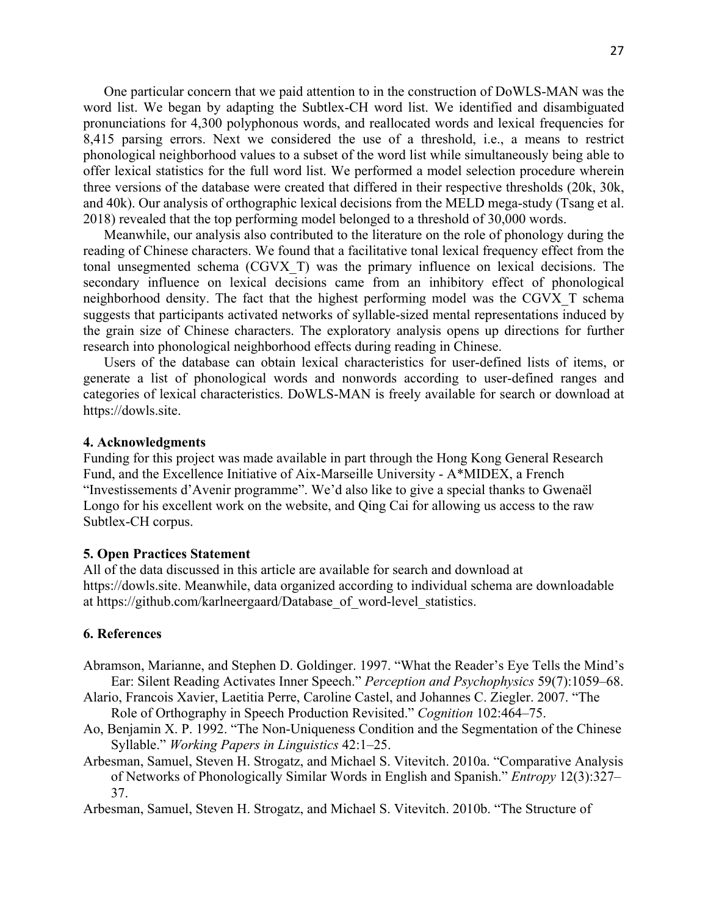One particular concern that we paid attention to in the construction of DoWLS-MAN was the word list. We began by adapting the Subtlex-CH word list. We identified and disambiguated pronunciations for 4,300 polyphonous words, and reallocated words and lexical frequencies for 8,415 parsing errors. Next we considered the use of a threshold, i.e., a means to restrict phonological neighborhood values to a subset of the word list while simultaneously being able to offer lexical statistics for the full word list. We performed a model selection procedure wherein three versions of the database were created that differed in their respective thresholds (20k, 30k, and 40k). Our analysis of orthographic lexical decisions from the MELD mega-study (Tsang et al. 2018) revealed that the top performing model belonged to a threshold of 30,000 words.

Meanwhile, our analysis also contributed to the literature on the role of phonology during the reading of Chinese characters. We found that a facilitative tonal lexical frequency effect from the tonal unsegmented schema (CGVX_T) was the primary influence on lexical decisions. The secondary influence on lexical decisions came from an inhibitory effect of phonological neighborhood density. The fact that the highest performing model was the CGVX_T schema suggests that participants activated networks of syllable-sized mental representations induced by the grain size of Chinese characters. The exploratory analysis opens up directions for further research into phonological neighborhood effects during reading in Chinese.

Users of the database can obtain lexical characteristics for user-defined lists of items, or generate a list of phonological words and nonwords according to user-defined ranges and categories of lexical characteristics. DoWLS-MAN is freely available for search or download at https://dowls.site.

## 4. Acknowledgments

Funding for this project was made available in part through the Hong Kong General Research Fund, and the Excellence Initiative of Aix-Marseille University - A*MIDEX, a French "Investissements d'Avenir programme". We'd also like to give a special thanks to Gwenaël Longo for his excellent work on the website, and Qing Cai for allowing us access to the raw Subtlex-CH corpus.

## 5. Open Practices Statement

All of the data discussed in this article are available for search and download at https://dowls.site. Meanwhile, data organized according to individual schema are downloadable at https://github.com/karlneergaard/Database_of_word-level_statistics.

## 6. References

Abramson, Marianne, and Stephen D. Goldinger. 1997. "What the Reader's Eye Tells the Mind's Ear: Silent Reading Activates Inner Speech." *Perception and Psychophysics* 59(7):1059–68.

Alario, Francois Xavier, Laetitia Perre, Caroline Castel, and Johannes C. Ziegler. 2007. "The Role of Orthography in Speech Production Revisited." *Cognition* 102:464–75.

Ao, Benjamin X. P. 1992. "The Non-Uniqueness Condition and the Segmentation of the Chinese Syllable." *Working Papers in Linguistics* 42:1–25.

Arbesman, Samuel, Steven H. Strogatz, and Michael S. Vitevitch. 2010a. "Comparative Analysis of Networks of Phonologically Similar Words in English and Spanish." *Entropy* 12(3):327–37.

Arbesman, Samuel, Steven H. Strogatz, and Michael S. Vitevitch. 2010b. "The Structure of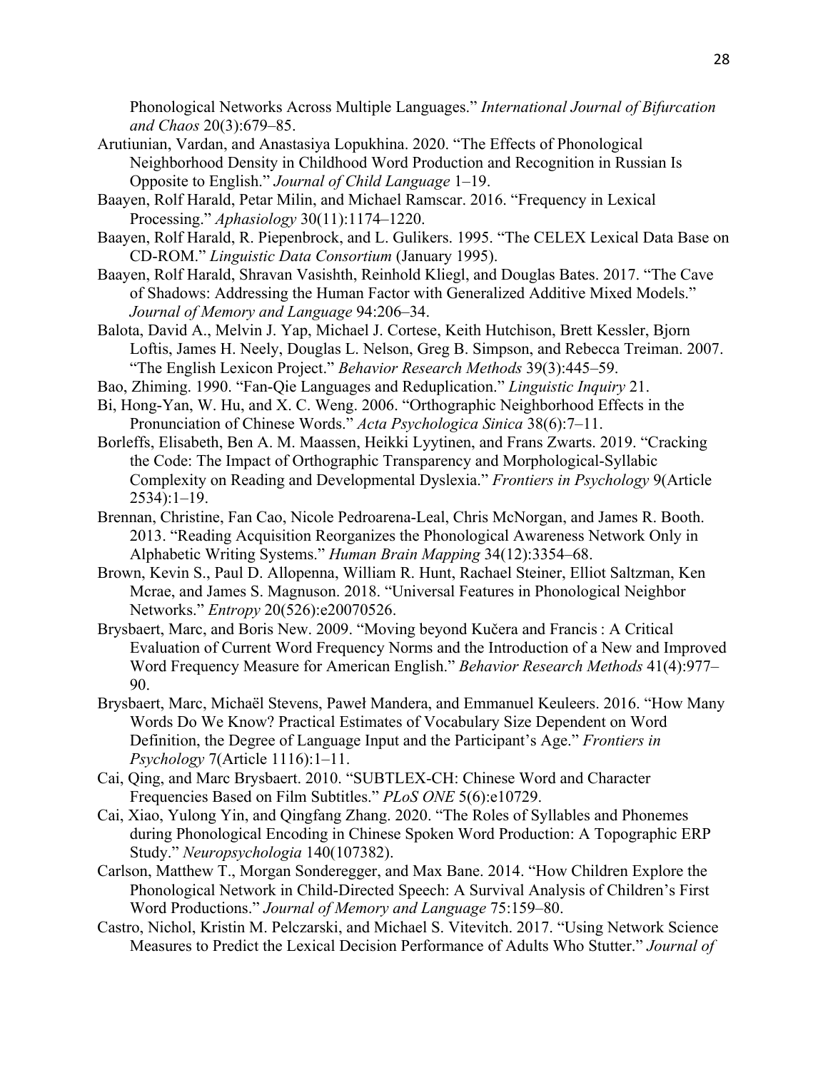Phonological Networks Across Multiple Languages." *International Journal of Bifurcation and Chaos* 20(3):679–85.

Arutiunian, Vardan, and Anastasiya Lopukhina. 2020. "The Effects of Phonological Neighborhood Density in Childhood Word Production and Recognition in Russian Is Opposite to English." *Journal of Child Language* 1–19.

Baayen, Rolf Harald, Petar Milin, and Michael Ramscar. 2016. "Frequency in Lexical Processing." *Aphasiology* 30(11):1174–1220.

Baayen, Rolf Harald, R. Piepenbrock, and L. Gulikers. 1995. "The CELEX Lexical Data Base on CD-ROM." *Linguistic Data Consortium* (January 1995).

Baayen, Rolf Harald, Shravan Vasishth, Reinhold Kliegl, and Douglas Bates. 2017. "The Cave of Shadows: Addressing the Human Factor with Generalized Additive Mixed Models." *Journal of Memory and Language* 94:206–34.

Balota, David A., Melvin J. Yap, Michael J. Cortese, Keith Hutchison, Brett Kessler, Bjorn Loftis, James H. Neely, Douglas L. Nelson, Greg B. Simpson, and Rebecca Treiman. 2007. "The English Lexicon Project." *Behavior Research Methods* 39(3):445–59.

Bao, Zhiming. 1990. "Fan-Qie Languages and Reduplication." *Linguistic Inquiry* 21.

Bi, Hong-Yan, W. Hu, and X. C. Weng. 2006. "Orthographic Neighborhood Effects in the Pronunciation of Chinese Words." *Acta Psychologica Sinica* 38(6):7–11.

Borleffs, Elisabeth, Ben A. M. Maassen, Heikki Lyytinen, and Frans Zwarts. 2019. "Cracking the Code: The Impact of Orthographic Transparency and Morphological-Syllabic Complexity on Reading and Developmental Dyslexia." *Frontiers in Psychology* 9(Article 2534):1–19.

Brennan, Christine, Fan Cao, Nicole Pedroarena-Leal, Chris McNorgan, and James R. Booth. 2013. "Reading Acquisition Reorganizes the Phonological Awareness Network Only in Alphabetic Writing Systems." *Human Brain Mapping* 34(12):3354–68.

Brown, Kevin S., Paul D. Allopenna, William R. Hunt, Rachael Steiner, Elliot Saltzman, Ken Mcrae, and James S. Magnuson. 2018. "Universal Features in Phonological Neighbor Networks." *Entropy* 20(526):e20070526.

Brysbaert, Marc, and Boris New. 2009. "Moving beyond Kučera and Francis : A Critical Evaluation of Current Word Frequency Norms and the Introduction of a New and Improved Word Frequency Measure for American English." *Behavior Research Methods* 41(4):977–90.

Brysbaert, Marc, Michaël Stevens, Paweł Mandera, and Emmanuel Keuleers. 2016. "How Many Words Do We Know? Practical Estimates of Vocabulary Size Dependent on Word Definition, the Degree of Language Input and the Participant's Age." *Frontiers in Psychology* 7(Article 1116):1–11.

Cai, Qing, and Marc Brysbaert. 2010. "SUBTLEX-CH: Chinese Word and Character Frequencies Based on Film Subtitles." *PLoS ONE* 5(6):e10729.

Cai, Xiao, Yulong Yin, and Qingfang Zhang. 2020. "The Roles of Syllables and Phonemes during Phonological Encoding in Chinese Spoken Word Production: A Topographic ERP Study." *Neuropsychologia* 140(107382).

Carlson, Matthew T., Morgan Sonderegger, and Max Bane. 2014. "How Children Explore the Phonological Network in Child-Directed Speech: A Survival Analysis of Children's First Word Productions." *Journal of Memory and Language* 75:159–80.

Castro, Nichol, Kristin M. Pelczarski, and Michael S. Vitevitch. 2017. "Using Network Science Measures to Predict the Lexical Decision Performance of Adults Who Stutter." *Journal of*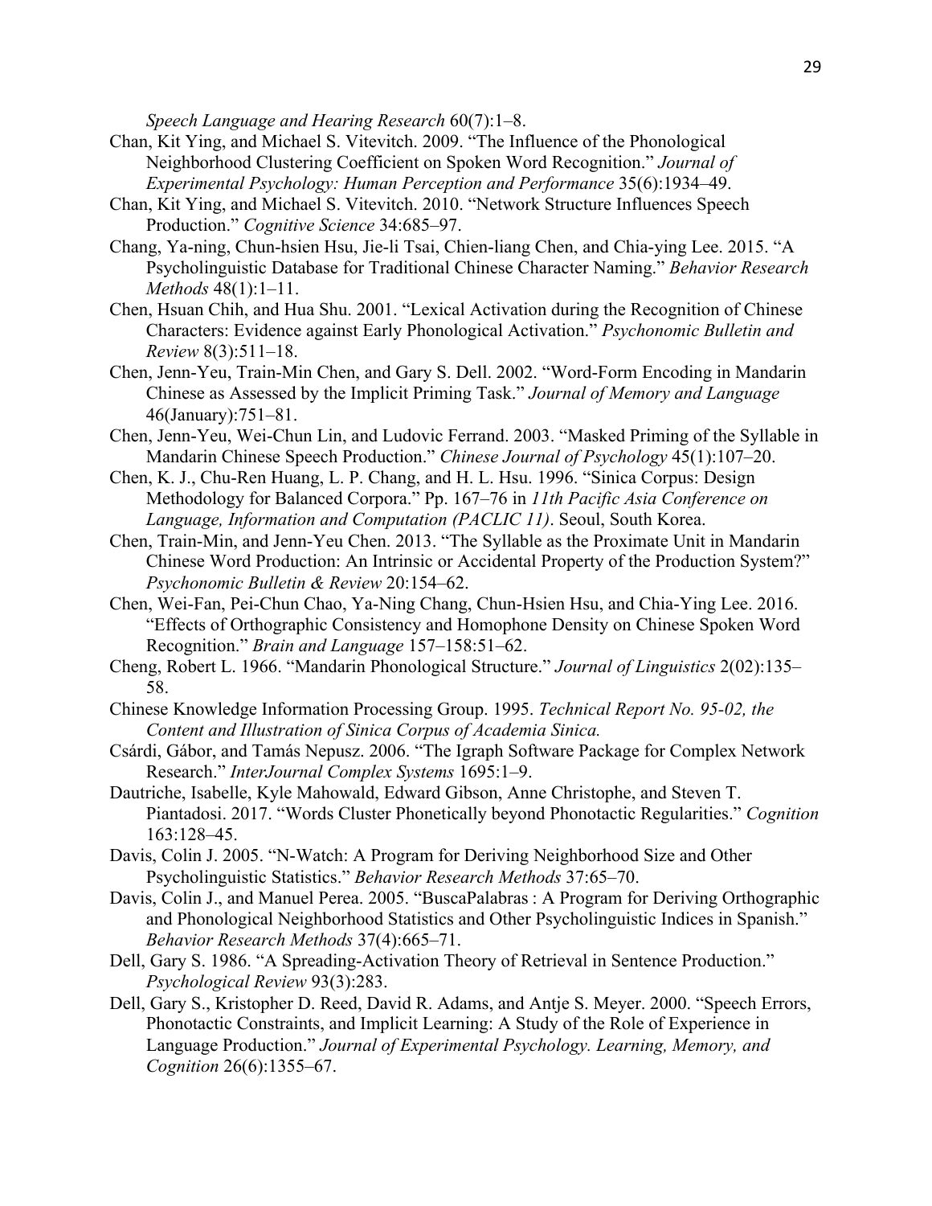*Speech Language and Hearing Research* 60(7):1–8.

Chan, Kit Ying, and Michael S. Vitevitch. 2009. "The Influence of the Phonological Neighborhood Clustering Coefficient on Spoken Word Recognition." *Journal of Experimental Psychology: Human Perception and Performance* 35(6):1934–49.

Chan, Kit Ying, and Michael S. Vitevitch. 2010. "Network Structure Influences Speech Production." *Cognitive Science* 34:685–97.

Chang, Ya-ning, Chun-hsien Hsu, Jie-li Tsai, Chien-liang Chen, and Chia-ying Lee. 2015. "A Psycholinguistic Database for Traditional Chinese Character Naming." *Behavior Research Methods* 48(1):1–11.

Chen, Hsuan Chih, and Hua Shu. 2001. "Lexical Activation during the Recognition of Chinese Characters: Evidence against Early Phonological Activation." *Psychonomic Bulletin and Review* 8(3):511–18.

Chen, Jenn-Yeu, Train-Min Chen, and Gary S. Dell. 2002. "Word-Form Encoding in Mandarin Chinese as Assessed by the Implicit Priming Task." *Journal of Memory and Language* 46(January):751–81.

Chen, Jenn-Yeu, Wei-Chun Lin, and Ludovic Ferrand. 2003. "Masked Priming of the Syllable in Mandarin Chinese Speech Production." *Chinese Journal of Psychology* 45(1):107–20.

Chen, K. J., Chu-Ren Huang, L. P. Chang, and H. L. Hsu. 1996. "Sinica Corpus: Design Methodology for Balanced Corpora." Pp. 167–76 in *11th Pacific Asia Conference on Language, Information and Computation (PACLIC 11)*. Seoul, South Korea.

Chen, Train-Min, and Jenn-Yeu Chen. 2013. "The Syllable as the Proximate Unit in Mandarin Chinese Word Production: An Intrinsic or Accidental Property of the Production System?" *Psychonomic Bulletin & Review* 20:154–62.

Chen, Wei-Fan, Pei-Chun Chao, Ya-Ning Chang, Chun-Hsien Hsu, and Chia-Ying Lee. 2016. "Effects of Orthographic Consistency and Homophone Density on Chinese Spoken Word Recognition." *Brain and Language* 157–158:51–62.

Cheng, Robert L. 1966. "Mandarin Phonological Structure." *Journal of Linguistics* 2(02):135–58.

Chinese Knowledge Information Processing Group. 1995. *Technical Report No. 95-02, the Content and Illustration of Sinica Corpus of Academia Sinica.*

Csárdi, Gábor, and Tamás Nepusz. 2006. "The Igraph Software Package for Complex Network Research." *InterJournal Complex Systems* 1695:1–9.

Dautriche, Isabelle, Kyle Mahowald, Edward Gibson, Anne Christophe, and Steven T. Piantadosi. 2017. "Words Cluster Phonetically beyond Phonotactic Regularities." *Cognition* 163:128–45.

Davis, Colin J. 2005. "N-Watch: A Program for Deriving Neighborhood Size and Other Psycholinguistic Statistics." *Behavior Research Methods* 37:65–70.

Davis, Colin J., and Manuel Perea. 2005. "BuscaPalabras : A Program for Deriving Orthographic and Phonological Neighborhood Statistics and Other Psycholinguistic Indices in Spanish." *Behavior Research Methods* 37(4):665–71.

Dell, Gary S. 1986. "A Spreading-Activation Theory of Retrieval in Sentence Production." *Psychological Review* 93(3):283.

Dell, Gary S., Kristopher D. Reed, David R. Adams, and Antje S. Meyer. 2000. "Speech Errors, Phonotactic Constraints, and Implicit Learning: A Study of the Role of Experience in Language Production." *Journal of Experimental Psychology. Learning, Memory, and Cognition* 26(6):1355–67.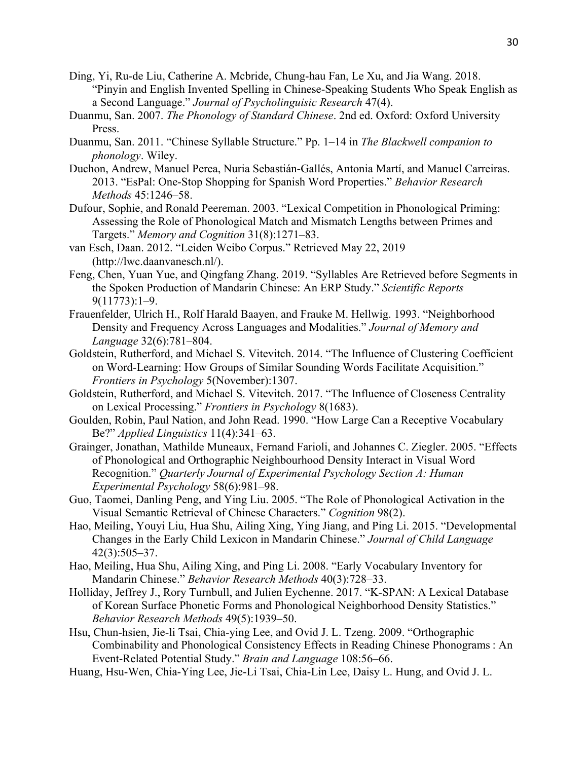Ding, Yi, Ru-de Liu, Catherine A. Mcbride, Chung-hau Fan, Le Xu, and Jia Wang. 2018. "Pinyin and English Invented Spelling in Chinese-Speaking Students Who Speak English as a Second Language." *Journal of Psycholinguisic Research* 47(4).

Duanmu, San. 2007. *The Phonology of Standard Chinese*. 2nd ed. Oxford: Oxford University Press.

Duanmu, San. 2011. "Chinese Syllable Structure." Pp. 1–14 in *The Blackwell companion to phonology*. Wiley.

Duchon, Andrew, Manuel Perea, Nuria Sebastián-Gallés, Antonia Martí, and Manuel Carreiras. 2013. "EsPal: One-Stop Shopping for Spanish Word Properties." *Behavior Research Methods* 45:1246–58.

Dufour, Sophie, and Ronald Peereman. 2003. "Lexical Competition in Phonological Priming: Assessing the Role of Phonological Match and Mismatch Lengths between Primes and Targets." *Memory and Cognition* 31(8):1271–83.

van Esch, Daan. 2012. "Leiden Weibo Corpus." Retrieved May 22, 2019 (http://lwc.daanvanesch.nl/).

Feng, Chen, Yuan Yue, and Qingfang Zhang. 2019. "Syllables Are Retrieved before Segments in the Spoken Production of Mandarin Chinese: An ERP Study." *Scientific Reports* 9(11773):1–9.

Frauenfelder, Ulrich H., Rolf Harald Baayen, and Frauke M. Hellwig. 1993. "Neighborhood Density and Frequency Across Languages and Modalities." *Journal of Memory and Language* 32(6):781–804.

Goldstein, Rutherford, and Michael S. Vitevitch. 2014. "The Influence of Clustering Coefficient on Word-Learning: How Groups of Similar Sounding Words Facilitate Acquisition." *Frontiers in Psychology* 5(November):1307.

Goldstein, Rutherford, and Michael S. Vitevitch. 2017. "The Influence of Closeness Centrality on Lexical Processing." *Frontiers in Psychology* 8(1683).

Goulden, Robin, Paul Nation, and John Read. 1990. "How Large Can a Receptive Vocabulary Be?" *Applied Linguistics* 11(4):341–63.

Grainger, Jonathan, Mathilde Muneaux, Fernand Farioli, and Johannes C. Ziegler. 2005. "Effects of Phonological and Orthographic Neighbourhood Density Interact in Visual Word Recognition." *Quarterly Journal of Experimental Psychology Section A: Human Experimental Psychology* 58(6):981–98.

Guo, Taomei, Danling Peng, and Ying Liu. 2005. "The Role of Phonological Activation in the Visual Semantic Retrieval of Chinese Characters." *Cognition* 98(2).

Hao, Meiling, Youyi Liu, Hua Shu, Ailing Xing, Ying Jiang, and Ping Li. 2015. "Developmental Changes in the Early Child Lexicon in Mandarin Chinese." *Journal of Child Language* 42(3):505–37.

Hao, Meiling, Hua Shu, Ailing Xing, and Ping Li. 2008. "Early Vocabulary Inventory for Mandarin Chinese." *Behavior Research Methods* 40(3):728–33.

Holliday, Jeffrey J., Rory Turnbull, and Julien Eychenne. 2017. "K-SPAN: A Lexical Database of Korean Surface Phonetic Forms and Phonological Neighborhood Density Statistics." *Behavior Research Methods* 49(5):1939–50.

Hsu, Chun-hsien, Jie-li Tsai, Chia-ying Lee, and Ovid J. L. Tzeng. 2009. "Orthographic Combinability and Phonological Consistency Effects in Reading Chinese Phonograms : An Event-Related Potential Study." *Brain and Language* 108:56–66.

Huang, Hsu-Wen, Chia-Ying Lee, Jie-Li Tsai, Chia-Lin Lee, Daisy L. Hung, and Ovid J. L.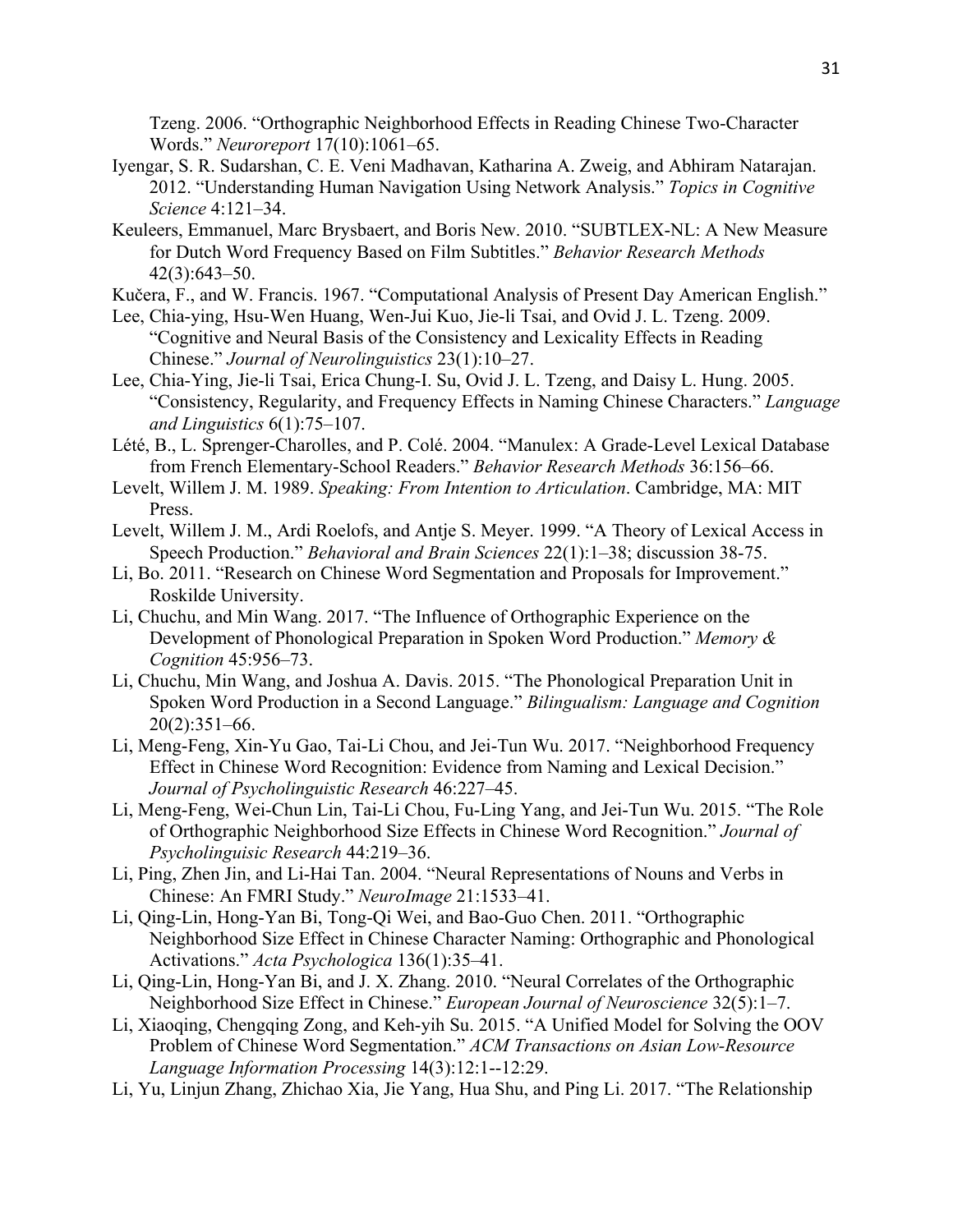Tzeng. 2006. "Orthographic Neighborhood Effects in Reading Chinese Two-Character Words." *Neuroreport* 17(10):1061–65.

Iyengar, S. R. Sudarshan, C. E. Veni Madhavan, Katharina A. Zweig, and Abhiram Natarajan. 2012. "Understanding Human Navigation Using Network Analysis." *Topics in Cognitive Science* 4:121–34.

Keuleers, Emmanuel, Marc Brysbaert, and Boris New. 2010. "SUBTLEX-NL: A New Measure for Dutch Word Frequency Based on Film Subtitles." *Behavior Research Methods* 42(3):643–50.

Kučera, F., and W. Francis. 1967. "Computational Analysis of Present Day American English."

Lee, Chia-ying, Hsu-Wen Huang, Wen-Jui Kuo, Jie-li Tsai, and Ovid J. L. Tzeng. 2009. "Cognitive and Neural Basis of the Consistency and Lexicality Effects in Reading Chinese." *Journal of Neurolinguistics* 23(1):10–27.

Lee, Chia-Ying, Jie-li Tsai, Erica Chung-I. Su, Ovid J. L. Tzeng, and Daisy L. Hung. 2005. "Consistency, Regularity, and Frequency Effects in Naming Chinese Characters." *Language and Linguistics* 6(1):75–107.

Lété, B., L. Sprenger-Charolles, and P. Colé. 2004. "Manulex: A Grade-Level Lexical Database from French Elementary-School Readers." *Behavior Research Methods* 36:156–66.

Levelt, Willem J. M. 1989. *Speaking: From Intention to Articulation*. Cambridge, MA: MIT Press.

Levelt, Willem J. M., Ardi Roelofs, and Antje S. Meyer. 1999. "A Theory of Lexical Access in Speech Production." *Behavioral and Brain Sciences* 22(1):1–38; discussion 38-75.

Li, Bo. 2011. "Research on Chinese Word Segmentation and Proposals for Improvement." Roskilde University.

Li, Chuchu, and Min Wang. 2017. "The Influence of Orthographic Experience on the Development of Phonological Preparation in Spoken Word Production." *Memory & Cognition* 45:956–73.

Li, Chuchu, Min Wang, and Joshua A. Davis. 2015. "The Phonological Preparation Unit in Spoken Word Production in a Second Language." *Bilingualism: Language and Cognition* 20(2):351–66.

Li, Meng-Feng, Xin-Yu Gao, Tai-Li Chou, and Jei-Tun Wu. 2017. "Neighborhood Frequency Effect in Chinese Word Recognition: Evidence from Naming and Lexical Decision." *Journal of Psycholinguistic Research* 46:227–45.

Li, Meng-Feng, Wei-Chun Lin, Tai-Li Chou, Fu-Ling Yang, and Jei-Tun Wu. 2015. "The Role of Orthographic Neighborhood Size Effects in Chinese Word Recognition." *Journal of Psycholinguisic Research* 44:219–36.

Li, Ping, Zhen Jin, and Li-Hai Tan. 2004. "Neural Representations of Nouns and Verbs in Chinese: An FMRI Study." *NeuroImage* 21:1533–41.

Li, Qing-Lin, Hong-Yan Bi, Tong-Qi Wei, and Bao-Guo Chen. 2011. "Orthographic Neighborhood Size Effect in Chinese Character Naming: Orthographic and Phonological Activations." *Acta Psychologica* 136(1):35–41.

Li, Qing-Lin, Hong-Yan Bi, and J. X. Zhang. 2010. "Neural Correlates of the Orthographic Neighborhood Size Effect in Chinese." *European Journal of Neuroscience* 32(5):1–7.

Li, Xiaoqing, Chengqing Zong, and Keh-yih Su. 2015. "A Unified Model for Solving the OOV Problem of Chinese Word Segmentation." *ACM Transactions on Asian Low-Resource Language Information Processing* 14(3):12:1--12:29.

Li, Yu, Linjun Zhang, Zhichao Xia, Jie Yang, Hua Shu, and Ping Li. 2017. "The Relationship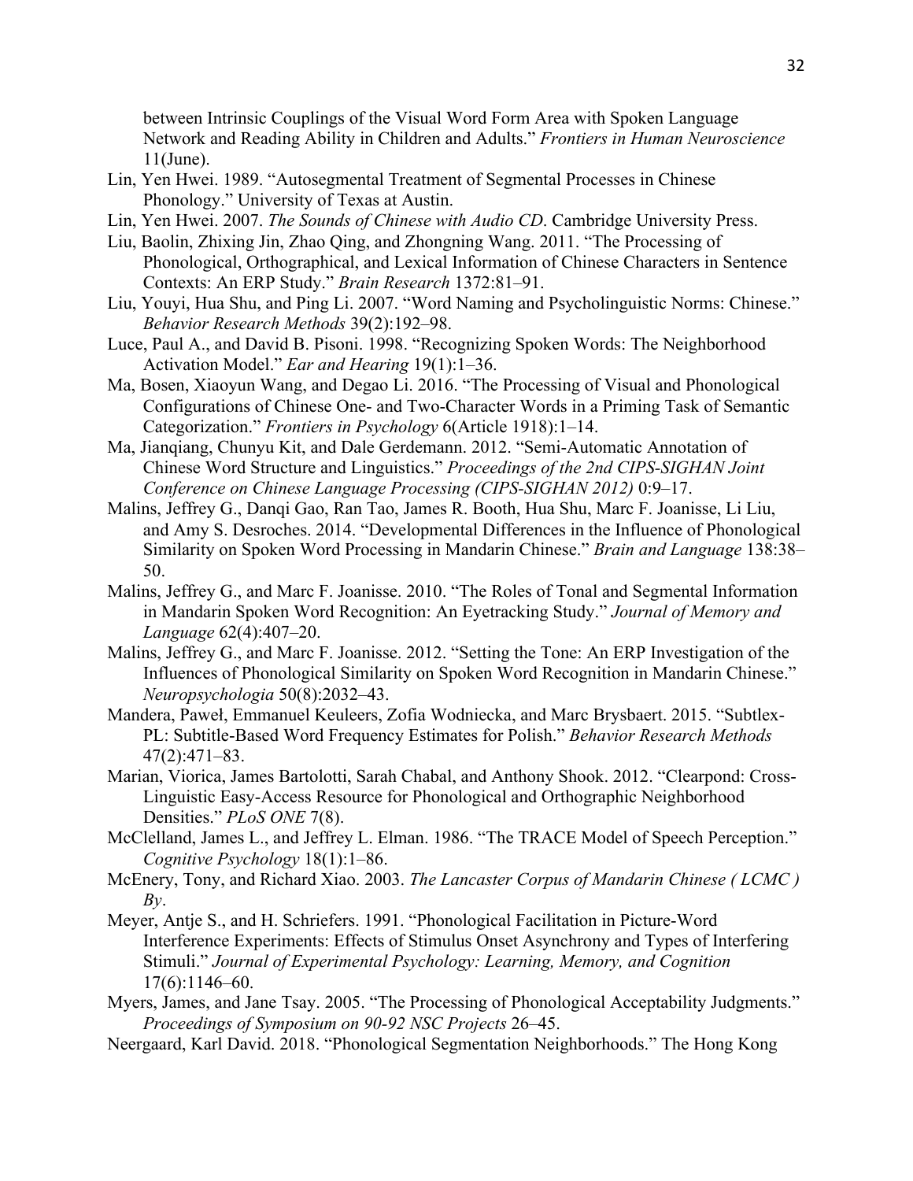between Intrinsic Couplings of the Visual Word Form Area with Spoken Language Network and Reading Ability in Children and Adults." *Frontiers in Human Neuroscience* 11(June).

Lin, Yen Hwei. 1989. "Autosegmental Treatment of Segmental Processes in Chinese Phonology." University of Texas at Austin.

Lin, Yen Hwei. 2007. *The Sounds of Chinese with Audio CD*. Cambridge University Press.

Liu, Baolin, Zhixing Jin, Zhao Qing, and Zhongning Wang. 2011. "The Processing of Phonological, Orthographical, and Lexical Information of Chinese Characters in Sentence Contexts: An ERP Study." *Brain Research* 1372:81–91.

Liu, Youyi, Hua Shu, and Ping Li. 2007. "Word Naming and Psycholinguistic Norms: Chinese." *Behavior Research Methods* 39(2):192–98.

Luce, Paul A., and David B. Pisoni. 1998. "Recognizing Spoken Words: The Neighborhood Activation Model." *Ear and Hearing* 19(1):1–36.

Ma, Bosen, Xiaoyun Wang, and Degao Li. 2016. "The Processing of Visual and Phonological Configurations of Chinese One- and Two-Character Words in a Priming Task of Semantic Categorization." *Frontiers in Psychology* 6(Article 1918):1–14.

Ma, Jianqiang, Chunyu Kit, and Dale Gerdemann. 2012. "Semi-Automatic Annotation of Chinese Word Structure and Linguistics." *Proceedings of the 2nd CIPS-SIGHAN Joint Conference on Chinese Language Processing (CIPS-SIGHAN 2012)* 0:9–17.

Malins, Jeffrey G., Danqi Gao, Ran Tao, James R. Booth, Hua Shu, Marc F. Joanisse, Li Liu, and Amy S. Desroches. 2014. "Developmental Differences in the Influence of Phonological Similarity on Spoken Word Processing in Mandarin Chinese." *Brain and Language* 138:38–50.

Malins, Jeffrey G., and Marc F. Joanisse. 2010. "The Roles of Tonal and Segmental Information in Mandarin Spoken Word Recognition: An Eyetracking Study." *Journal of Memory and Language* 62(4):407–20.

Malins, Jeffrey G., and Marc F. Joanisse. 2012. "Setting the Tone: An ERP Investigation of the Influences of Phonological Similarity on Spoken Word Recognition in Mandarin Chinese." *Neuropsychologia* 50(8):2032–43.

Mandera, Paweł, Emmanuel Keuleers, Zofia Wodniecka, and Marc Brysbaert. 2015. "Subtlex-PL: Subtitle-Based Word Frequency Estimates for Polish." *Behavior Research Methods* 47(2):471–83.

Marian, Viorica, James Bartolotti, Sarah Chabal, and Anthony Shook. 2012. "Clearpond: Cross-Linguistic Easy-Access Resource for Phonological and Orthographic Neighborhood Densities." *PLoS ONE* 7(8).

McClelland, James L., and Jeffrey L. Elman. 1986. "The TRACE Model of Speech Perception." *Cognitive Psychology* 18(1):1–86.

McEnery, Tony, and Richard Xiao. 2003. *The Lancaster Corpus of Mandarin Chinese ( LCMC ) By*.

Meyer, Antje S., and H. Schriefers. 1991. "Phonological Facilitation in Picture-Word Interference Experiments: Effects of Stimulus Onset Asynchrony and Types of Interfering Stimuli." *Journal of Experimental Psychology: Learning, Memory, and Cognition* 17(6):1146–60.

Myers, James, and Jane Tsay. 2005. "The Processing of Phonological Acceptability Judgments." *Proceedings of Symposium on 90-92 NSC Projects* 26–45.

Neergaard, Karl David. 2018. "Phonological Segmentation Neighborhoods." The Hong Kong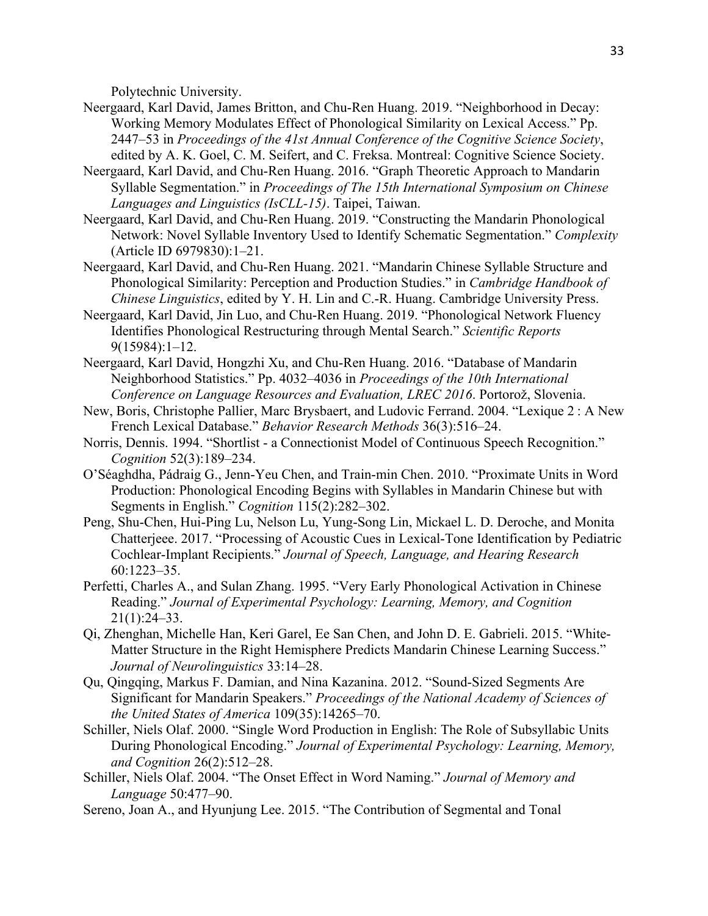Polytechnic University.

Neergaard, Karl David, James Britton, and Chu-Ren Huang. 2019. "Neighborhood in Decay: Working Memory Modulates Effect of Phonological Similarity on Lexical Access." Pp. 2447–53 in *Proceedings of the 41st Annual Conference of the Cognitive Science Society*, edited by A. K. Goel, C. M. Seifert, and C. Freksa. Montreal: Cognitive Science Society.

Neergaard, Karl David, and Chu-Ren Huang. 2016. "Graph Theoretic Approach to Mandarin Syllable Segmentation." in *Proceedings of The 15th International Symposium on Chinese Languages and Linguistics (IsCLL-15)*. Taipei, Taiwan.

Neergaard, Karl David, and Chu-Ren Huang. 2019. "Constructing the Mandarin Phonological Network: Novel Syllable Inventory Used to Identify Schematic Segmentation." *Complexity* (Article ID 6979830):1–21.

Neergaard, Karl David, and Chu-Ren Huang. 2021. "Mandarin Chinese Syllable Structure and Phonological Similarity: Perception and Production Studies." in *Cambridge Handbook of Chinese Linguistics*, edited by Y. H. Lin and C.-R. Huang. Cambridge University Press.

Neergaard, Karl David, Jin Luo, and Chu-Ren Huang. 2019. "Phonological Network Fluency Identifies Phonological Restructuring through Mental Search." *Scientific Reports* 9(15984):1–12.

Neergaard, Karl David, Hongzhi Xu, and Chu-Ren Huang. 2016. "Database of Mandarin Neighborhood Statistics." Pp. 4032–4036 in *Proceedings of the 10th International Conference on Language Resources and Evaluation, LREC 2016*. Portorož, Slovenia.

New, Boris, Christophe Pallier, Marc Brysbaert, and Ludovic Ferrand. 2004. "Lexique 2 : A New French Lexical Database." *Behavior Research Methods* 36(3):516–24.

Norris, Dennis. 1994. "Shortlist - a Connectionist Model of Continuous Speech Recognition." *Cognition* 52(3):189–234.

O'Séaghdha, Pádraig G., Jenn-Yeu Chen, and Train-min Chen. 2010. "Proximate Units in Word Production: Phonological Encoding Begins with Syllables in Mandarin Chinese but with Segments in English." *Cognition* 115(2):282–302.

Peng, Shu-Chen, Hui-Ping Lu, Nelson Lu, Yung-Song Lin, Mickael L. D. Deroche, and Monita Chatterjeee. 2017. "Processing of Acoustic Cues in Lexical-Tone Identification by Pediatric Cochlear-Implant Recipients." *Journal of Speech, Language, and Hearing Research* 60:1223–35.

Perfetti, Charles A., and Sulan Zhang. 1995. "Very Early Phonological Activation in Chinese Reading." *Journal of Experimental Psychology: Learning, Memory, and Cognition* 21(1):24–33.

Qi, Zhenghan, Michelle Han, Keri Garel, Ee San Chen, and John D. E. Gabrieli. 2015. "White-Matter Structure in the Right Hemisphere Predicts Mandarin Chinese Learning Success." *Journal of Neurolinguistics* 33:14–28.

Qu, Qingqing, Markus F. Damian, and Nina Kazanina. 2012. "Sound-Sized Segments Are Significant for Mandarin Speakers." *Proceedings of the National Academy of Sciences of the United States of America* 109(35):14265–70.

Schiller, Niels Olaf. 2000. "Single Word Production in English: The Role of Subsyllabic Units During Phonological Encoding." *Journal of Experimental Psychology: Learning, Memory, and Cognition* 26(2):512–28.

Schiller, Niels Olaf. 2004. "The Onset Effect in Word Naming." *Journal of Memory and Language* 50:477–90.

Sereno, Joan A., and Hyunjung Lee. 2015. "The Contribution of Segmental and Tonal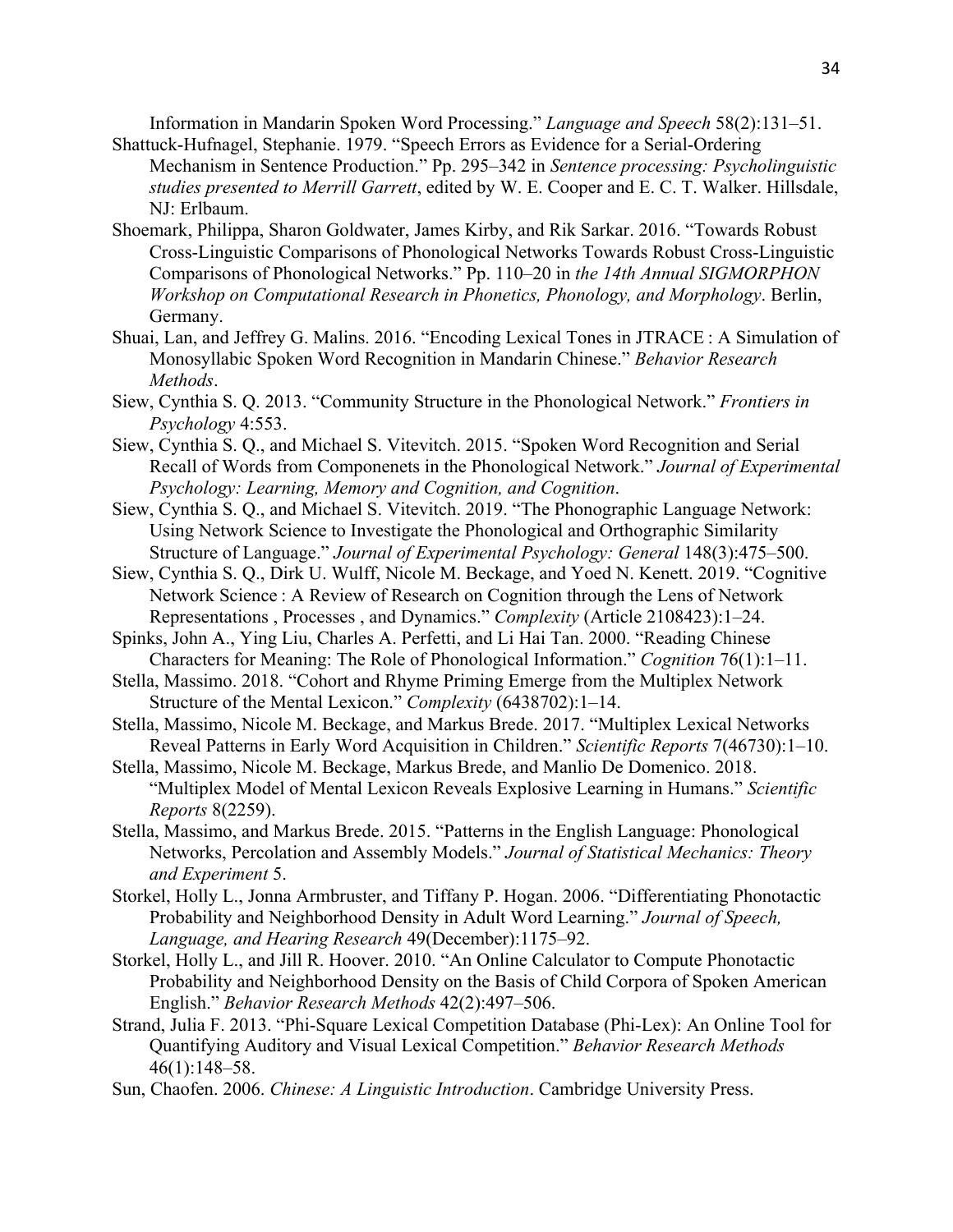Information in Mandarin Spoken Word Processing." *Language and Speech* 58(2):131–51.

Shattuck-Hufnagel, Stephanie. 1979. "Speech Errors as Evidence for a Serial-Ordering Mechanism in Sentence Production." Pp. 295–342 in *Sentence processing: Psycholinguistic studies presented to Merrill Garrett*, edited by W. E. Cooper and E. C. T. Walker. Hillsdale, NJ: Erlbaum.

Shoemark, Philippa, Sharon Goldwater, James Kirby, and Rik Sarkar. 2016. "Towards Robust Cross-Linguistic Comparisons of Phonological Networks Towards Robust Cross-Linguistic Comparisons of Phonological Networks." Pp. 110–20 in *the 14th Annual SIGMORPHON Workshop on Computational Research in Phonetics, Phonology, and Morphology*. Berlin, Germany.

Shuai, Lan, and Jeffrey G. Malins. 2016. "Encoding Lexical Tones in JTRACE : A Simulation of Monosyllabic Spoken Word Recognition in Mandarin Chinese." *Behavior Research Methods*.

Siew, Cynthia S. Q. 2013. "Community Structure in the Phonological Network." *Frontiers in Psychology* 4:553.

Siew, Cynthia S. Q., and Michael S. Vitevitch. 2015. "Spoken Word Recognition and Serial Recall of Words from Componenets in the Phonological Network." *Journal of Experimental Psychology: Learning, Memory and Cognition, and Cognition*.

Siew, Cynthia S. Q., and Michael S. Vitevitch. 2019. "The Phonographic Language Network: Using Network Science to Investigate the Phonological and Orthographic Similarity Structure of Language." *Journal of Experimental Psychology: General* 148(3):475–500.

Siew, Cynthia S. Q., Dirk U. Wulff, Nicole M. Beckage, and Yoed N. Kenett. 2019. "Cognitive Network Science : A Review of Research on Cognition through the Lens of Network Representations , Processes , and Dynamics." *Complexity* (Article 2108423):1–24.

Spinks, John A., Ying Liu, Charles A. Perfetti, and Li Hai Tan. 2000. "Reading Chinese Characters for Meaning: The Role of Phonological Information." *Cognition* 76(1):1–11.

Stella, Massimo. 2018. "Cohort and Rhyme Priming Emerge from the Multiplex Network Structure of the Mental Lexicon." *Complexity* (6438702):1–14.

Stella, Massimo, Nicole M. Beckage, and Markus Brede. 2017. "Multiplex Lexical Networks Reveal Patterns in Early Word Acquisition in Children." *Scientific Reports* 7(46730):1–10.

Stella, Massimo, Nicole M. Beckage, Markus Brede, and Manlio De Domenico. 2018. "Multiplex Model of Mental Lexicon Reveals Explosive Learning in Humans." *Scientific Reports* 8(2259).

Stella, Massimo, and Markus Brede. 2015. "Patterns in the English Language: Phonological Networks, Percolation and Assembly Models." *Journal of Statistical Mechanics: Theory and Experiment* 5.

Storkel, Holly L., Jonna Armbruster, and Tiffany P. Hogan. 2006. "Differentiating Phonotactic Probability and Neighborhood Density in Adult Word Learning." *Journal of Speech, Language, and Hearing Research* 49(December):1175–92.

Storkel, Holly L., and Jill R. Hoover. 2010. "An Online Calculator to Compute Phonotactic Probability and Neighborhood Density on the Basis of Child Corpora of Spoken American English." *Behavior Research Methods* 42(2):497–506.

Strand, Julia F. 2013. "Phi-Square Lexical Competition Database (Phi-Lex): An Online Tool for Quantifying Auditory and Visual Lexical Competition." *Behavior Research Methods* 46(1):148–58.

Sun, Chaofen. 2006. *Chinese: A Linguistic Introduction*. Cambridge University Press.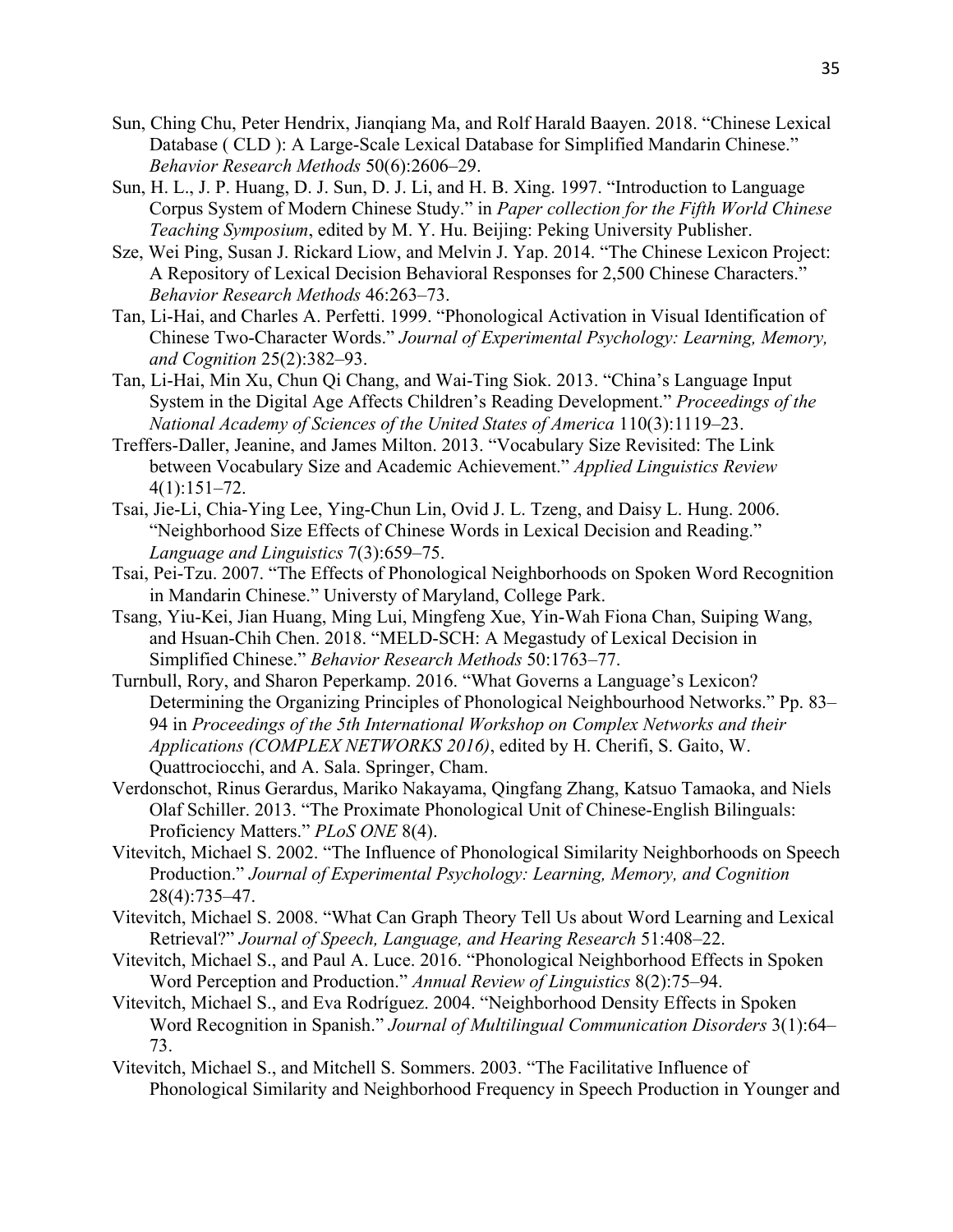Sun, Ching Chu, Peter Hendrix, Jianqiang Ma, and Rolf Harald Baayen. 2018. "Chinese Lexical Database ( CLD ): A Large-Scale Lexical Database for Simplified Mandarin Chinese." *Behavior Research Methods* 50(6):2606–29.

Sun, H. L., J. P. Huang, D. J. Sun, D. J. Li, and H. B. Xing. 1997. "Introduction to Language Corpus System of Modern Chinese Study." in *Paper collection for the Fifth World Chinese Teaching Symposium*, edited by M. Y. Hu. Beijing: Peking University Publisher.

Sze, Wei Ping, Susan J. Rickard Liow, and Melvin J. Yap. 2014. "The Chinese Lexicon Project: A Repository of Lexical Decision Behavioral Responses for 2,500 Chinese Characters." *Behavior Research Methods* 46:263–73.

Tan, Li-Hai, and Charles A. Perfetti. 1999. "Phonological Activation in Visual Identification of Chinese Two-Character Words." *Journal of Experimental Psychology: Learning, Memory, and Cognition* 25(2):382–93.

Tan, Li-Hai, Min Xu, Chun Qi Chang, and Wai-Ting Siok. 2013. "China's Language Input System in the Digital Age Affects Children's Reading Development." *Proceedings of the National Academy of Sciences of the United States of America* 110(3):1119–23.

Treffers-Daller, Jeanine, and James Milton. 2013. "Vocabulary Size Revisited: The Link between Vocabulary Size and Academic Achievement." *Applied Linguistics Review* 4(1):151–72.

Tsai, Jie-Li, Chia-Ying Lee, Ying-Chun Lin, Ovid J. L. Tzeng, and Daisy L. Hung. 2006. "Neighborhood Size Effects of Chinese Words in Lexical Decision and Reading." *Language and Linguistics* 7(3):659–75.

Tsai, Pei-Tzu. 2007. "The Effects of Phonological Neighborhoods on Spoken Word Recognition in Mandarin Chinese." Universty of Maryland, College Park.

Tsang, Yiu-Kei, Jian Huang, Ming Lui, Mingfeng Xue, Yin-Wah Fiona Chan, Suiping Wang, and Hsuan-Chih Chen. 2018. "MELD-SCH: A Megastudy of Lexical Decision in Simplified Chinese." *Behavior Research Methods* 50:1763–77.

Turnbull, Rory, and Sharon Peperkamp. 2016. "What Governs a Language's Lexicon? Determining the Organizing Principles of Phonological Neighbourhood Networks." Pp. 83–94 in *Proceedings of the 5th International Workshop on Complex Networks and their Applications (COMPLEX NETWORKS 2016)*, edited by H. Cherifi, S. Gaito, W. Quattrociocchi, and A. Sala. Springer, Cham.

Verdonschot, Rinus Gerardus, Mariko Nakayama, Qingfang Zhang, Katsuo Tamaoka, and Niels Olaf Schiller. 2013. "The Proximate Phonological Unit of Chinese-English Bilinguals: Proficiency Matters." *PLoS ONE* 8(4).

Vitevitch, Michael S. 2002. "The Influence of Phonological Similarity Neighborhoods on Speech Production." *Journal of Experimental Psychology: Learning, Memory, and Cognition* 28(4):735–47.

Vitevitch, Michael S. 2008. "What Can Graph Theory Tell Us about Word Learning and Lexical Retrieval?" *Journal of Speech, Language, and Hearing Research* 51:408–22.

Vitevitch, Michael S., and Paul A. Luce. 2016. "Phonological Neighborhood Effects in Spoken Word Perception and Production." *Annual Review of Linguistics* 8(2):75–94.

Vitevitch, Michael S., and Eva Rodríguez. 2004. "Neighborhood Density Effects in Spoken Word Recognition in Spanish." *Journal of Multilingual Communication Disorders* 3(1):64–73.

Vitevitch, Michael S., and Mitchell S. Sommers. 2003. "The Facilitative Influence of Phonological Similarity and Neighborhood Frequency in Speech Production in Younger and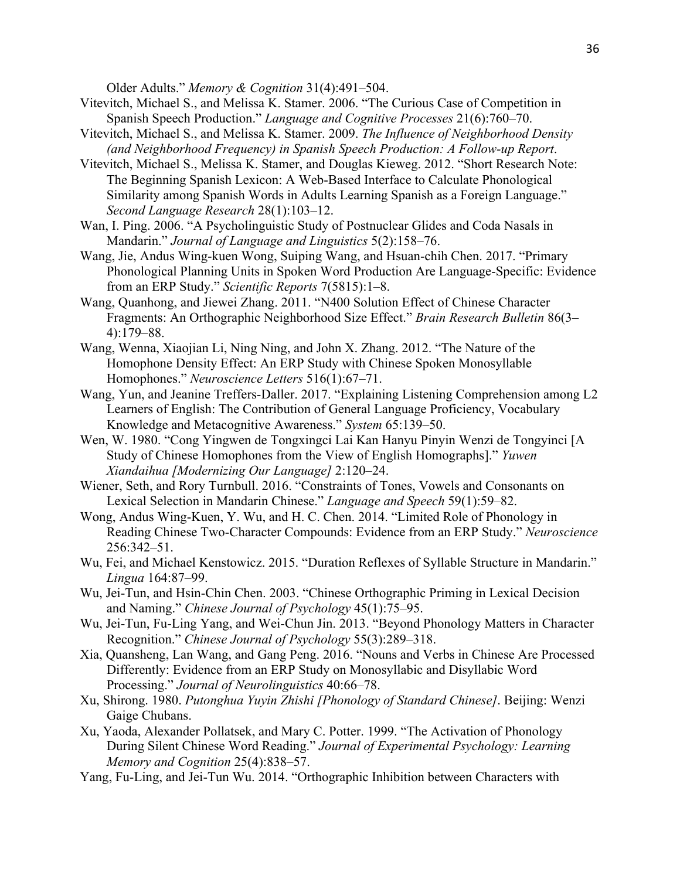Older Adults." *Memory & Cognition* 31(4):491–504.

Vitevitch, Michael S., and Melissa K. Stamer. 2006. "The Curious Case of Competition in Spanish Speech Production." *Language and Cognitive Processes* 21(6):760–70.

Vitevitch, Michael S., and Melissa K. Stamer. 2009. *The Influence of Neighborhood Density (and Neighborhood Frequency) in Spanish Speech Production: A Follow-up Report*.

Vitevitch, Michael S., Melissa K. Stamer, and Douglas Kieweg. 2012. "Short Research Note: The Beginning Spanish Lexicon: A Web-Based Interface to Calculate Phonological Similarity among Spanish Words in Adults Learning Spanish as a Foreign Language." *Second Language Research* 28(1):103–12.

Wan, I. Ping. 2006. "A Psycholinguistic Study of Postnuclear Glides and Coda Nasals in Mandarin." *Journal of Language and Linguistics* 5(2):158–76.

Wang, Jie, Andus Wing-kuen Wong, Suiping Wang, and Hsuan-chih Chen. 2017. "Primary Phonological Planning Units in Spoken Word Production Are Language-Specific: Evidence from an ERP Study." *Scientific Reports* 7(5815):1–8.

Wang, Quanhong, and Jiewei Zhang. 2011. "N400 Solution Effect of Chinese Character Fragments: An Orthographic Neighborhood Size Effect." *Brain Research Bulletin* 86(3–4):179–88.

Wang, Wenna, Xiaojian Li, Ning Ning, and John X. Zhang. 2012. "The Nature of the Homophone Density Effect: An ERP Study with Chinese Spoken Monosyllable Homophones." *Neuroscience Letters* 516(1):67–71.

Wang, Yun, and Jeanine Treffers-Daller. 2017. "Explaining Listening Comprehension among L2 Learners of English: The Contribution of General Language Proficiency, Vocabulary Knowledge and Metacognitive Awareness." *System* 65:139–50.

Wen, W. 1980. "Cong Yingwen de Tongxingci Lai Kan Hanyu Pinyin Wenzi de Tongyinci [A Study of Chinese Homophones from the View of English Homographs]." *Yuwen Xiandaihua [Modernizing Our Language]* 2:120–24.

Wiener, Seth, and Rory Turnbull. 2016. "Constraints of Tones, Vowels and Consonants on Lexical Selection in Mandarin Chinese." *Language and Speech* 59(1):59–82.

Wong, Andus Wing-Kuen, Y. Wu, and H. C. Chen. 2014. "Limited Role of Phonology in Reading Chinese Two-Character Compounds: Evidence from an ERP Study." *Neuroscience* 256:342–51.

Wu, Fei, and Michael Kenstowicz. 2015. "Duration Reflexes of Syllable Structure in Mandarin." *Lingua* 164:87–99.

Wu, Jei-Tun, and Hsin-Chin Chen. 2003. "Chinese Orthographic Priming in Lexical Decision and Naming." *Chinese Journal of Psychology* 45(1):75–95.

Wu, Jei-Tun, Fu-Ling Yang, and Wei-Chun Jin. 2013. "Beyond Phonology Matters in Character Recognition." *Chinese Journal of Psychology* 55(3):289–318.

Xia, Quansheng, Lan Wang, and Gang Peng. 2016. "Nouns and Verbs in Chinese Are Processed Differently: Evidence from an ERP Study on Monosyllabic and Disyllabic Word Processing." *Journal of Neurolinguistics* 40:66–78.

Xu, Shirong. 1980. *Putonghua Yuyin Zhishi [Phonology of Standard Chinese]*. Beijing: Wenzi Gaige Chubans.

Xu, Yaoda, Alexander Pollatsek, and Mary C. Potter. 1999. "The Activation of Phonology During Silent Chinese Word Reading." *Journal of Experimental Psychology: Learning Memory and Cognition* 25(4):838–57.

Yang, Fu-Ling, and Jei-Tun Wu. 2014. "Orthographic Inhibition between Characters with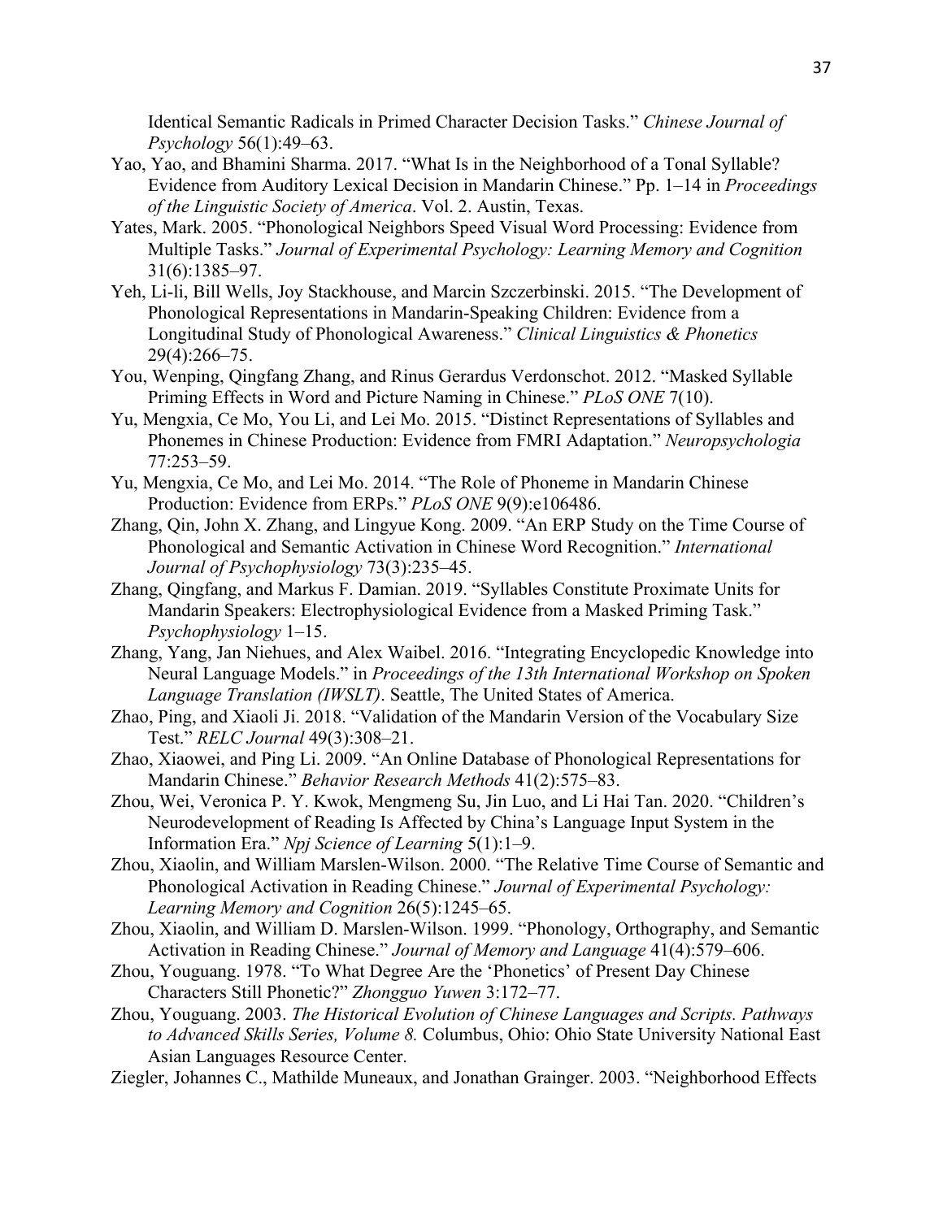Identical Semantic Radicals in Primed Character Decision Tasks." *Chinese Journal of Psychology* 56(1):49–63.

Yao, Yao, and Bhamini Sharma. 2017. "What Is in the Neighborhood of a Tonal Syllable? Evidence from Auditory Lexical Decision in Mandarin Chinese." Pp. 1–14 in *Proceedings of the Linguistic Society of America*. Vol. 2. Austin, Texas.

Yates, Mark. 2005. "Phonological Neighbors Speed Visual Word Processing: Evidence from Multiple Tasks." *Journal of Experimental Psychology: Learning Memory and Cognition* 31(6):1385–97.

Yeh, Li-li, Bill Wells, Joy Stackhouse, and Marcin Szczerbinski. 2015. "The Development of Phonological Representations in Mandarin-Speaking Children: Evidence from a Longitudinal Study of Phonological Awareness." *Clinical Linguistics & Phonetics* 29(4):266–75.

You, Wenping, Qingfang Zhang, and Rinus Gerardus Verdonschot. 2012. "Masked Syllable Priming Effects in Word and Picture Naming in Chinese." *PLoS ONE* 7(10).

Yu, Mengxia, Ce Mo, You Li, and Lei Mo. 2015. "Distinct Representations of Syllables and Phonemes in Chinese Production: Evidence from FMRI Adaptation." *Neuropsychologia* 77:253–59.

Yu, Mengxia, Ce Mo, and Lei Mo. 2014. "The Role of Phoneme in Mandarin Chinese Production: Evidence from ERPs." *PLoS ONE* 9(9):e106486.

Zhang, Qin, John X. Zhang, and Lingyue Kong. 2009. "An ERP Study on the Time Course of Phonological and Semantic Activation in Chinese Word Recognition." *International Journal of Psychophysiology* 73(3):235–45.

Zhang, Qingfang, and Markus F. Damian. 2019. "Syllables Constitute Proximate Units for Mandarin Speakers: Electrophysiological Evidence from a Masked Priming Task." *Psychophysiology* 1–15.

Zhang, Yang, Jan Niehues, and Alex Waibel. 2016. "Integrating Encyclopedic Knowledge into Neural Language Models." in *Proceedings of the 13th International Workshop on Spoken Language Translation (IWSLT)*. Seattle, The United States of America.

Zhao, Ping, and Xiaoli Ji. 2018. "Validation of the Mandarin Version of the Vocabulary Size Test." *RELC Journal* 49(3):308–21.

Zhao, Xiaowei, and Ping Li. 2009. "An Online Database of Phonological Representations for Mandarin Chinese." *Behavior Research Methods* 41(2):575–83.

Zhou, Wei, Veronica P. Y. Kwok, Mengmeng Su, Jin Luo, and Li Hai Tan. 2020. "Children's Neurodevelopment of Reading Is Affected by China's Language Input System in the Information Era." *Npj Science of Learning* 5(1):1–9.

Zhou, Xiaolin, and William Marslen-Wilson. 2000. "The Relative Time Course of Semantic and Phonological Activation in Reading Chinese." *Journal of Experimental Psychology: Learning Memory and Cognition* 26(5):1245–65.

Zhou, Xiaolin, and William D. Marslen-Wilson. 1999. "Phonology, Orthography, and Semantic Activation in Reading Chinese." *Journal of Memory and Language* 41(4):579–606.

Zhou, Youguang. 1978. "To What Degree Are the 'Phonetics' of Present Day Chinese Characters Still Phonetic?" *Zhongguo Yuwen* 3:172–77.

Zhou, Youguang. 2003. *The Historical Evolution of Chinese Languages and Scripts. Pathways to Advanced Skills Series, Volume 8.* Columbus, Ohio: Ohio State University National East Asian Languages Resource Center.

Ziegler, Johannes C., Mathilde Muneaux, and Jonathan Grainger. 2003. "Neighborhood Effects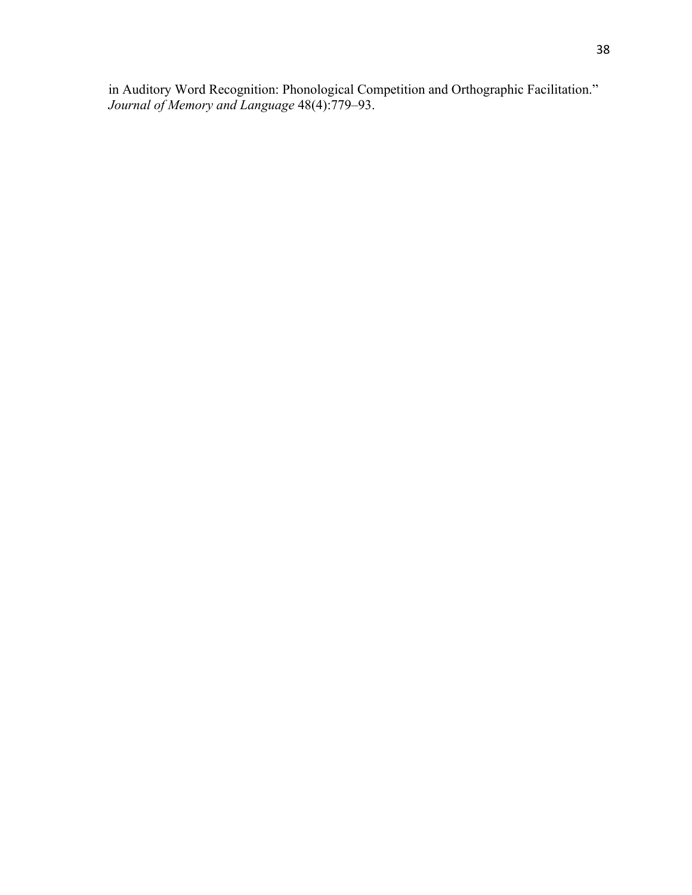in Auditory Word Recognition: Phonological Competition and Orthographic Facilitation." *Journal of Memory and Language* 48(4):779–93.